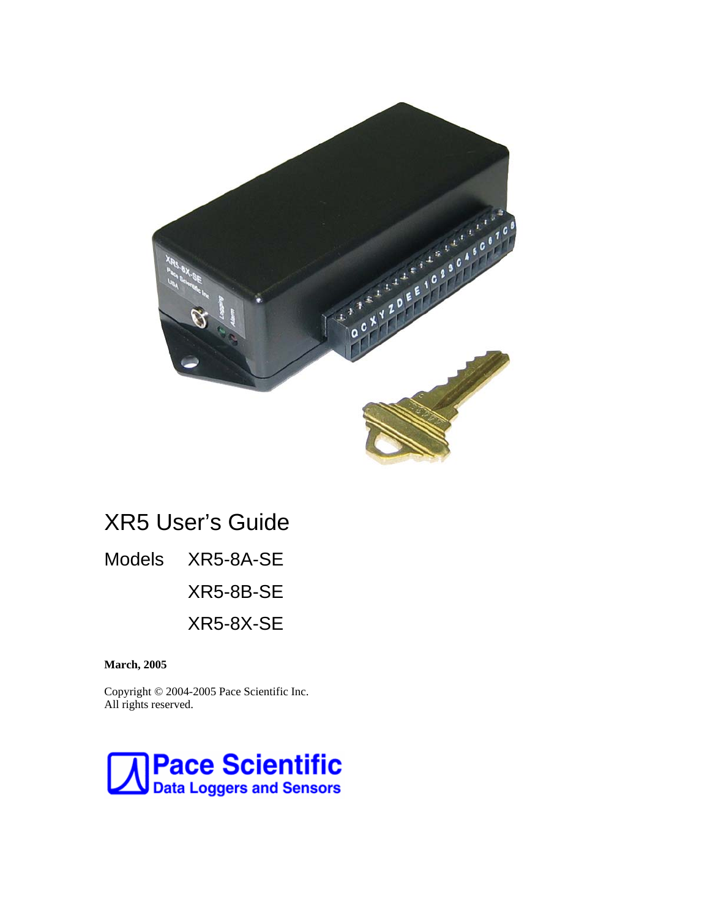# XR5 User's Guide

Models XR5-8A-SE

XR5-8B-SE

XR5-8X-SE

**March, 2005**

Copyright © 2004-2005 Pace Scientific Inc.
All rights reserved.

**Pace Scientific**
**Data Loggers and Sensors**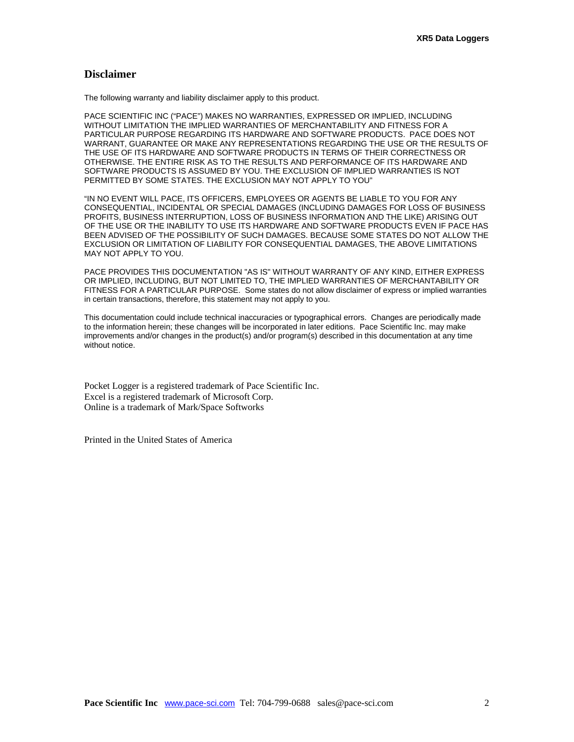## Disclaimer

The following warranty and liability disclaimer apply to this product.

PACE SCIENTIFIC INC ("PACE") MAKES NO WARRANTIES, EXPRESSED OR IMPLIED, INCLUDING WITHOUT LIMITATION THE IMPLIED WARRANTIES OF MERCHANTABILITY AND FITNESS FOR A PARTICULAR PURPOSE REGARDING ITS HARDWARE AND SOFTWARE PRODUCTS. PACE DOES NOT WARRANT, GUARANTEE OR MAKE ANY REPRESENTATIONS REGARDING THE USE OR THE RESULTS OF THE USE OF ITS HARDWARE AND SOFTWARE PRODUCTS IN TERMS OF THEIR CORRECTNESS OR OTHERWISE. THE ENTIRE RISK AS TO THE RESULTS AND PERFORMANCE OF ITS HARDWARE AND SOFTWARE PRODUCTS IS ASSUMED BY YOU. THE EXCLUSION OF IMPLIED WARRANTIES IS NOT PERMITTED BY SOME STATES. THE EXCLUSION MAY NOT APPLY TO YOU"

"IN NO EVENT WILL PACE, ITS OFFICERS, EMPLOYEES OR AGENTS BE LIABLE TO YOU FOR ANY CONSEQUENTIAL, INCIDENTAL OR SPECIAL DAMAGES (INCLUDING DAMAGES FOR LOSS OF BUSINESS PROFITS, BUSINESS INTERRUPTION, LOSS OF BUSINESS INFORMATION AND THE LIKE) ARISING OUT OF THE USE OR THE INABILITY TO USE ITS HARDWARE AND SOFTWARE PRODUCTS EVEN IF PACE HAS BEEN ADVISED OF THE POSSIBILITY OF SUCH DAMAGES. BECAUSE SOME STATES DO NOT ALLOW THE EXCLUSION OR LIMITATION OF LIABILITY FOR CONSEQUENTIAL DAMAGES, THE ABOVE LIMITATIONS MAY NOT APPLY TO YOU.

PACE PROVIDES THIS DOCUMENTATION "AS IS" WITHOUT WARRANTY OF ANY KIND, EITHER EXPRESS OR IMPLIED, INCLUDING, BUT NOT LIMITED TO, THE IMPLIED WARRANTIES OF MERCHANTABILITY OR FITNESS FOR A PARTICULAR PURPOSE. Some states do not allow disclaimer of express or implied warranties in certain transactions, therefore, this statement may not apply to you.

This documentation could include technical inaccuracies or typographical errors. Changes are periodically made to the information herein; these changes will be incorporated in later editions. Pace Scientific Inc. may make improvements and/or changes in the product(s) and/or program(s) described in this documentation at any time without notice.

Pocket Logger is a registered trademark of Pace Scientific Inc.
Excel is a registered trademark of Microsoft Corp.
Online is a trademark of Mark/Space Softworks

Printed in the United States of America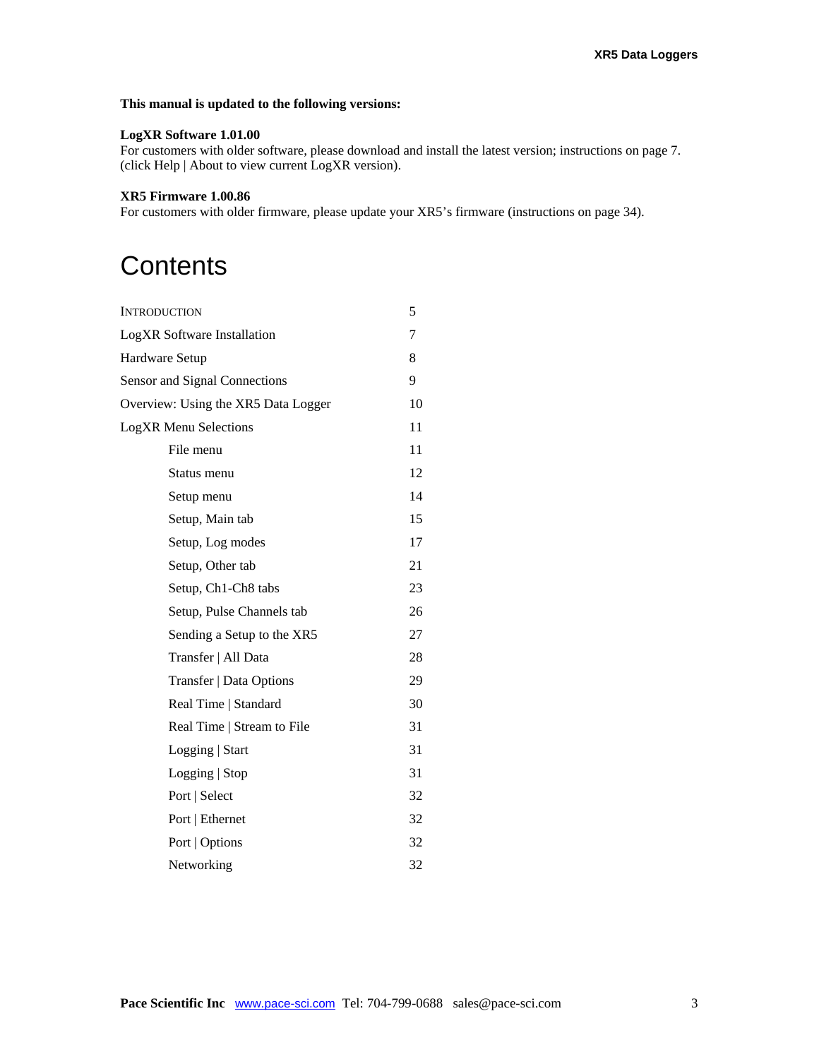**This manual is updated to the following versions:**

**LogXR Software 1.01.00**
For customers with older software, please download and install the latest version; instructions on page 7. (click Help | About to view current LogXR version).

**XR5 Firmware 1.00.86**
For customers with older firmware, please update your XR5's firmware (instructions on page 34).

# Contents

| | |
|---|---|
| INTRODUCTION | 5 |
| LogXR Software Installation | 7 |
| Hardware Setup | 8 |
| Sensor and Signal Connections | 9 |
| Overview: Using the XR5 Data Logger | 10 |
| LogXR Menu Selections | 11 |
| File menu | 11 |
| Status menu | 12 |
| Setup menu | 14 |
| Setup, Main tab | 15 |
| Setup, Log modes | 17 |
| Setup, Other tab | 21 |
| Setup, Ch1-Ch8 tabs | 23 |
| Setup, Pulse Channels tab | 26 |
| Sending a Setup to the XR5 | 27 |
| Transfer \| All Data | 28 |
| Transfer \| Data Options | 29 |
| Real Time \| Standard | 30 |
| Real Time \| Stream to File | 31 |
| Logging \| Start | 31 |
| Logging \| Stop | 31 |
| Port \| Select | 32 |
| Port \| Ethernet | 32 |
| Port \| Options | 32 |
| Networking | 32 |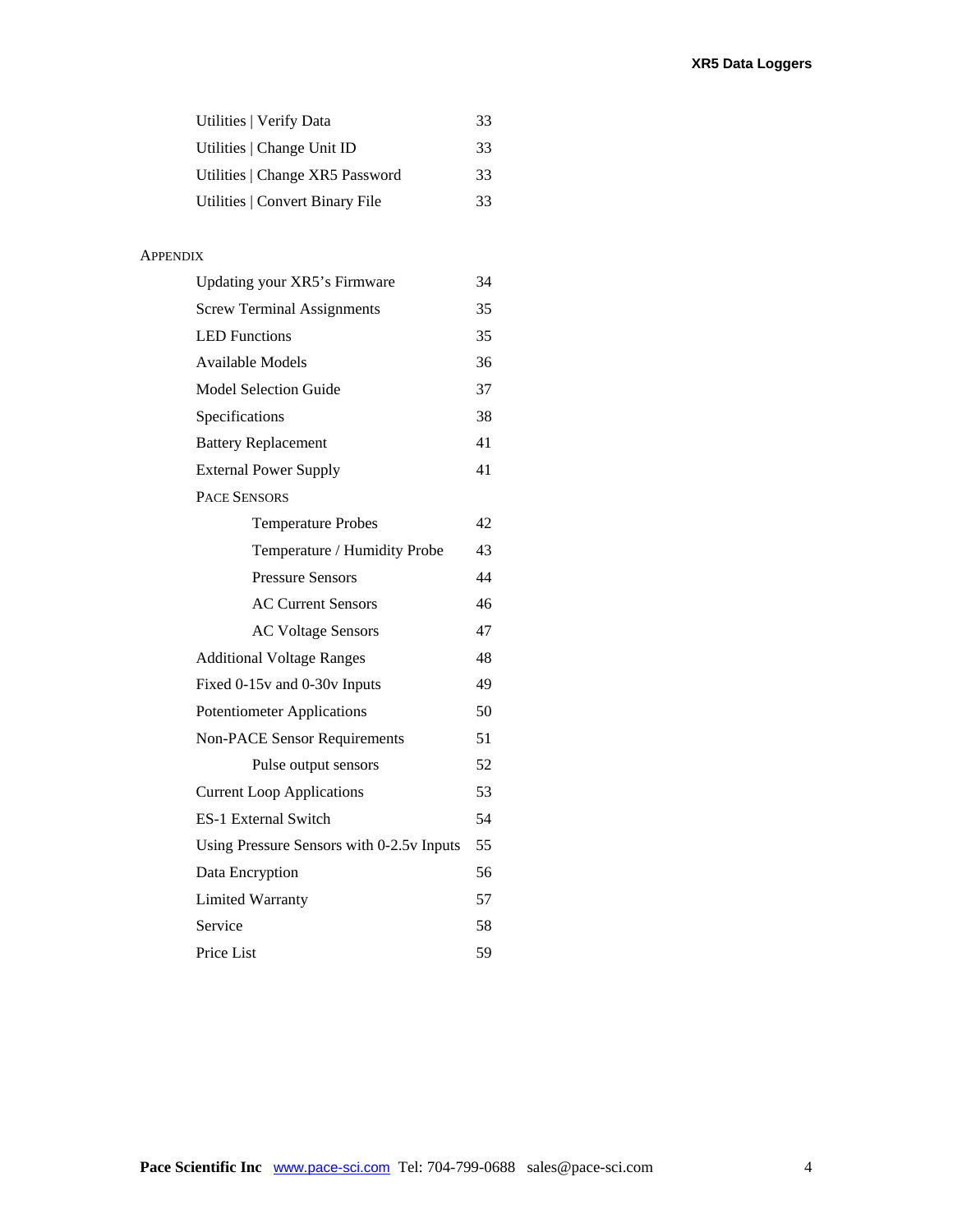| | |
|---|---|
| Utilities \| Verify Data | 33 |
| Utilities \| Change Unit ID | 33 |
| Utilities \| Change XR5 Password | 33 |
| Utilities \| Convert Binary File | 33 |

APPENDIX

| | |
|---|---|
| Updating your XR5's Firmware | 34 |
| Screw Terminal Assignments | 35 |
| LED Functions | 35 |
| Available Models | 36 |
| Model Selection Guide | 37 |
| Specifications | 38 |
| Battery Replacement | 41 |
| External Power Supply | 41 |
| PACE SENSORS | |
| Temperature Probes | 42 |
| Temperature / Humidity Probe | 43 |
| Pressure Sensors | 44 |
| AC Current Sensors | 46 |
| AC Voltage Sensors | 47 |
| Additional Voltage Ranges | 48 |
| Fixed 0-15v and 0-30v Inputs | 49 |
| Potentiometer Applications | 50 |
| Non-PACE Sensor Requirements | 51 |
| Pulse output sensors | 52 |
| Current Loop Applications | 53 |
| ES-1 External Switch | 54 |
| Using Pressure Sensors with 0-2.5v Inputs | 55 |
| Data Encryption | 56 |
| Limited Warranty | 57 |
| Service | 58 |
| Price List | 59 |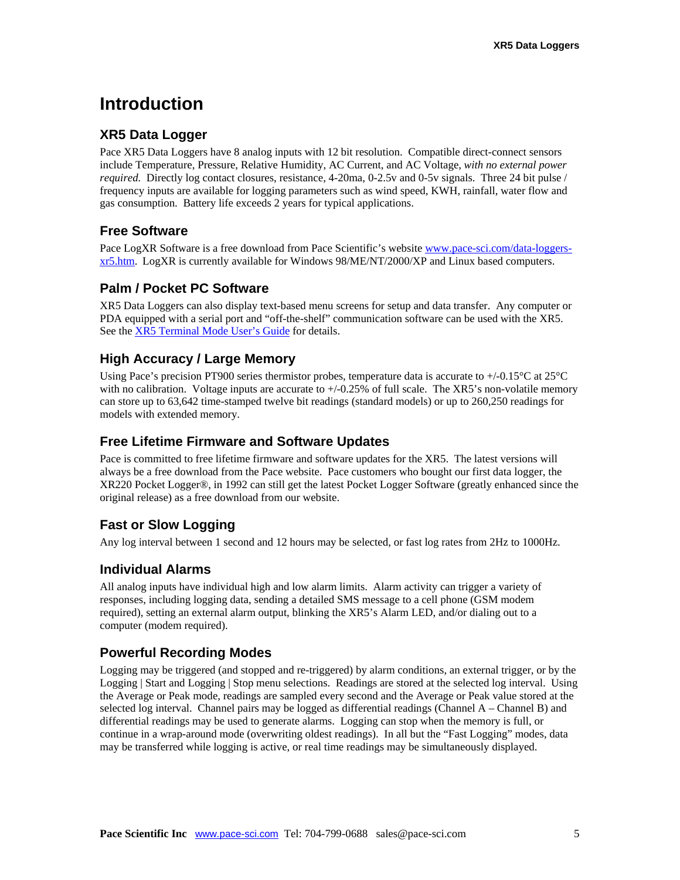# Introduction

## XR5 Data Logger

Pace XR5 Data Loggers have 8 analog inputs with 12 bit resolution. Compatible direct-connect sensors include Temperature, Pressure, Relative Humidity, AC Current, and AC Voltage, *with no external power required.* Directly log contact closures, resistance, 4-20ma, 0-2.5v and 0-5v signals. Three 24 bit pulse / frequency inputs are available for logging parameters such as wind speed, KWH, rainfall, water flow and gas consumption. Battery life exceeds 2 years for typical applications.

## Free Software

Pace LogXR Software is a free download from Pace Scientific's website [www.pace-sci.com/data-loggers-xr5.htm](www.pace-sci.com/data-loggers-xr5.htm). LogXR is currently available for Windows 98/ME/NT/2000/XP and Linux based computers.

## Palm / Pocket PC Software

XR5 Data Loggers can also display text-based menu screens for setup and data transfer. Any computer or PDA equipped with a serial port and "off-the-shelf" communication software can be used with the XR5. See the XR5 Terminal Mode User's Guide for details.

## High Accuracy / Large Memory

Using Pace's precision PT900 series thermistor probes, temperature data is accurate to +/-0.15°C at 25°C with no calibration. Voltage inputs are accurate to +/-0.25% of full scale. The XR5's non-volatile memory can store up to 63,642 time-stamped twelve bit readings (standard models) or up to 260,250 readings for models with extended memory.

## Free Lifetime Firmware and Software Updates

Pace is committed to free lifetime firmware and software updates for the XR5. The latest versions will always be a free download from the Pace website. Pace customers who bought our first data logger, the XR220 Pocket Logger®, in 1992 can still get the latest Pocket Logger Software (greatly enhanced since the original release) as a free download from our website.

## Fast or Slow Logging

Any log interval between 1 second and 12 hours may be selected, or fast log rates from 2Hz to 1000Hz.

## Individual Alarms

All analog inputs have individual high and low alarm limits. Alarm activity can trigger a variety of responses, including logging data, sending a detailed SMS message to a cell phone (GSM modem required), setting an external alarm output, blinking the XR5's Alarm LED, and/or dialing out to a computer (modem required).

## Powerful Recording Modes

Logging may be triggered (and stopped and re-triggered) by alarm conditions, an external trigger, or by the Logging | Start and Logging | Stop menu selections. Readings are stored at the selected log interval. Using the Average or Peak mode, readings are sampled every second and the Average or Peak value stored at the selected log interval. Channel pairs may be logged as differential readings (Channel A – Channel B) and differential readings may be used to generate alarms. Logging can stop when the memory is full, or continue in a wrap-around mode (overwriting oldest readings). In all but the "Fast Logging" modes, data may be transferred while logging is active, or real time readings may be simultaneously displayed.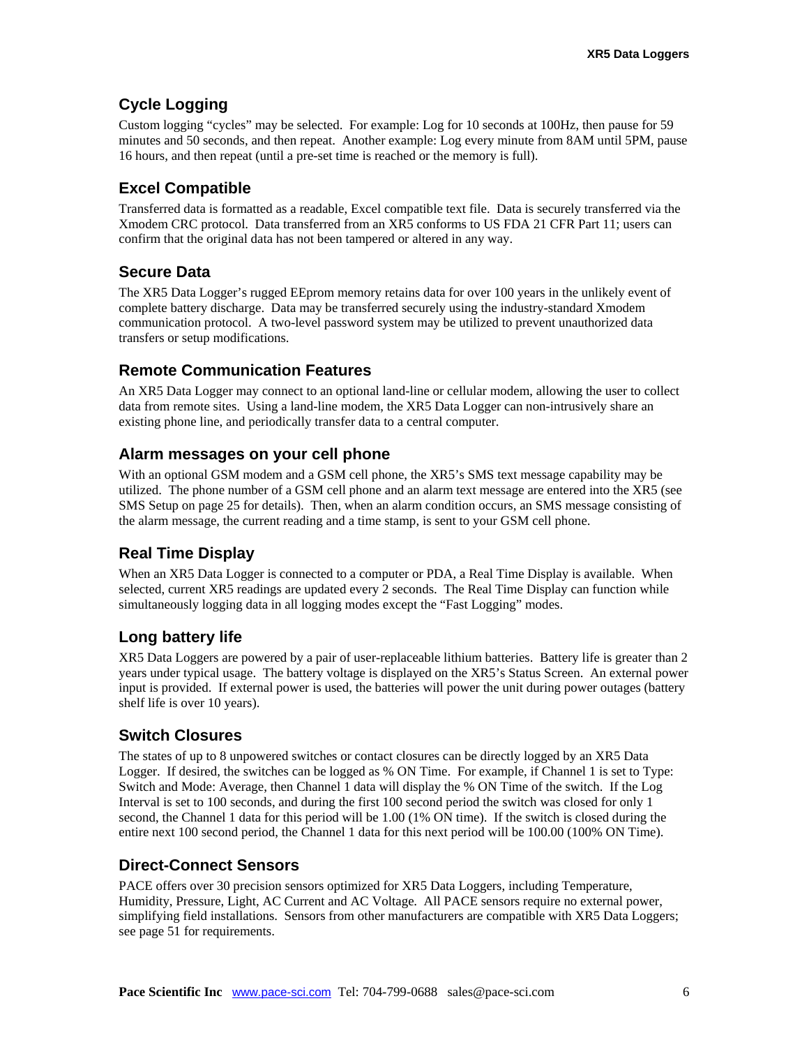## Cycle Logging

Custom logging “cycles” may be selected. For example: Log for 10 seconds at 100Hz, then pause for 59 minutes and 50 seconds, and then repeat. Another example: Log every minute from 8AM until 5PM, pause 16 hours, and then repeat (until a pre-set time is reached or the memory is full).

## Excel Compatible

Transferred data is formatted as a readable, Excel compatible text file. Data is securely transferred via the Xmodem CRC protocol. Data transferred from an XR5 conforms to US FDA 21 CFR Part 11; users can confirm that the original data has not been tampered or altered in any way.

## Secure Data

The XR5 Data Logger’s rugged EEprom memory retains data for over 100 years in the unlikely event of complete battery discharge. Data may be transferred securely using the industry-standard Xmodem communication protocol. A two-level password system may be utilized to prevent unauthorized data transfers or setup modifications.

## Remote Communication Features

An XR5 Data Logger may connect to an optional land-line or cellular modem, allowing the user to collect data from remote sites. Using a land-line modem, the XR5 Data Logger can non-intrusively share an existing phone line, and periodically transfer data to a central computer.

## Alarm messages on your cell phone

With an optional GSM modem and a GSM cell phone, the XR5’s SMS text message capability may be utilized. The phone number of a GSM cell phone and an alarm text message are entered into the XR5 (see SMS Setup on page 25 for details). Then, when an alarm condition occurs, an SMS message consisting of the alarm message, the current reading and a time stamp, is sent to your GSM cell phone.

## Real Time Display

When an XR5 Data Logger is connected to a computer or PDA, a Real Time Display is available. When selected, current XR5 readings are updated every 2 seconds. The Real Time Display can function while simultaneously logging data in all logging modes except the “Fast Logging” modes.

## Long battery life

XR5 Data Loggers are powered by a pair of user-replaceable lithium batteries. Battery life is greater than 2 years under typical usage. The battery voltage is displayed on the XR5’s Status Screen. An external power input is provided. If external power is used, the batteries will power the unit during power outages (battery shelf life is over 10 years).

## Switch Closures

The states of up to 8 unpowered switches or contact closures can be directly logged by an XR5 Data Logger. If desired, the switches can be logged as % ON Time. For example, if Channel 1 is set to Type: Switch and Mode: Average, then Channel 1 data will display the % ON Time of the switch. If the Log Interval is set to 100 seconds, and during the first 100 second period the switch was closed for only 1 second, the Channel 1 data for this period will be 1.00 (1% ON time). If the switch is closed during the entire next 100 second period, the Channel 1 data for this next period will be 100.00 (100% ON Time).

## Direct-Connect Sensors

PACE offers over 30 precision sensors optimized for XR5 Data Loggers, including Temperature, Humidity, Pressure, Light, AC Current and AC Voltage. All PACE sensors require no external power, simplifying field installations. Sensors from other manufacturers are compatible with XR5 Data Loggers; see page 51 for requirements.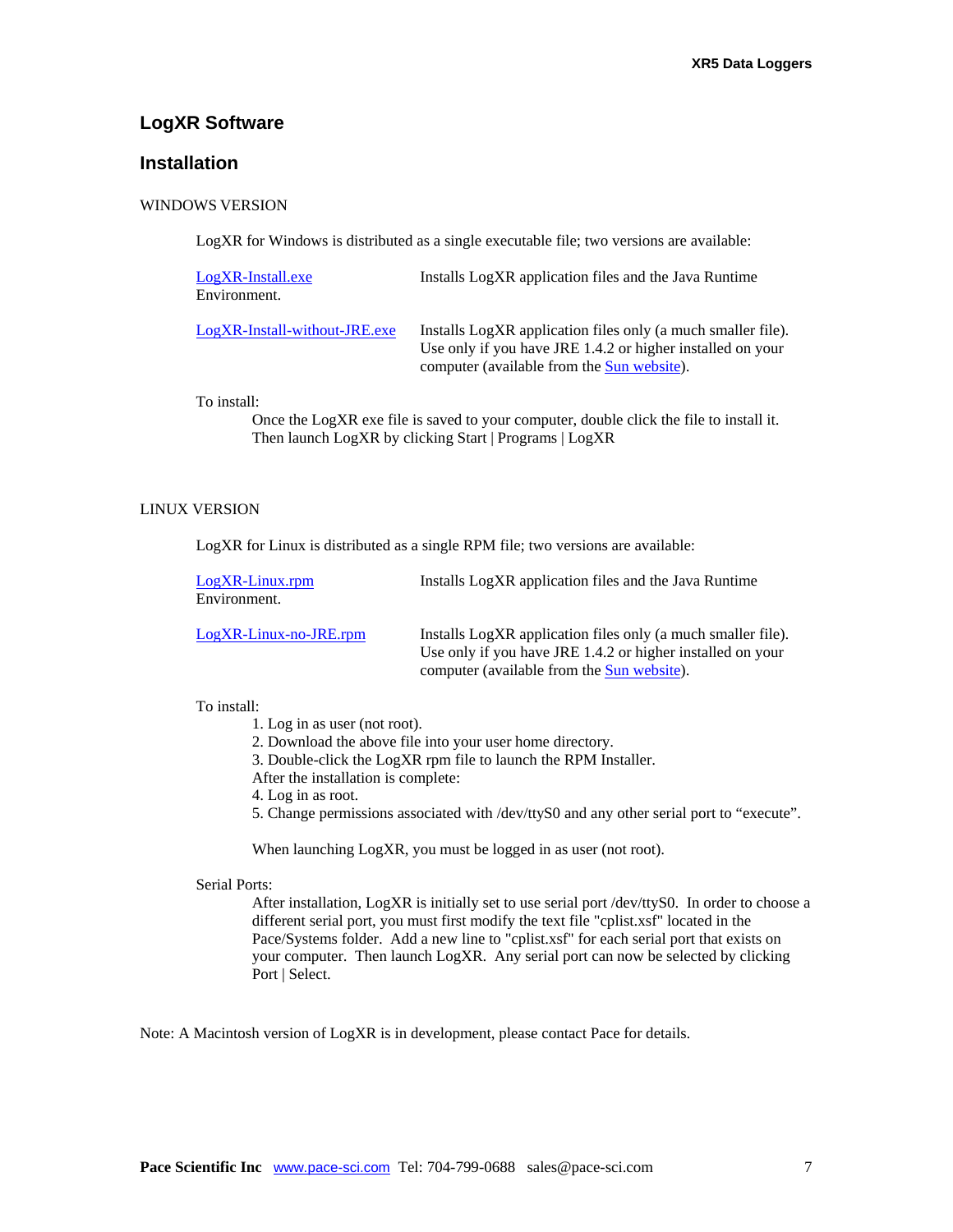## LogXR Software

## Installation

WINDOWS VERSION

LogXR for Windows is distributed as a single executable file; two versions are available:

LogXR-Install.exe — Installs LogXR application files and the Java Runtime Environment.

LogXR-Install-without-JRE.exe — Installs LogXR application files only (a much smaller file). Use only if you have JRE 1.4.2 or higher installed on your computer (available from the Sun website).

To install:

Once the LogXR exe file is saved to your computer, double click the file to install it. Then launch LogXR by clicking Start | Programs | LogXR

LINUX VERSION

LogXR for Linux is distributed as a single RPM file; two versions are available:

LogXR-Linux.rpm — Installs LogXR application files and the Java Runtime Environment.

LogXR-Linux-no-JRE.rpm — Installs LogXR application files only (a much smaller file). Use only if you have JRE 1.4.2 or higher installed on your computer (available from the Sun website).

To install:

1. Log in as user (not root).
2. Download the above file into your user home directory.
3. Double-click the LogXR rpm file to launch the RPM Installer.

After the installation is complete:

4. Log in as root.
5. Change permissions associated with /dev/ttyS0 and any other serial port to "execute".

When launching LogXR, you must be logged in as user (not root).

Serial Ports:

After installation, LogXR is initially set to use serial port /dev/ttyS0. In order to choose a different serial port, you must first modify the text file "cplist.xsf" located in the Pace/Systems folder. Add a new line to "cplist.xsf" for each serial port that exists on your computer. Then launch LogXR. Any serial port can now be selected by clicking Port | Select.

Note: A Macintosh version of LogXR is in development, please contact Pace for details.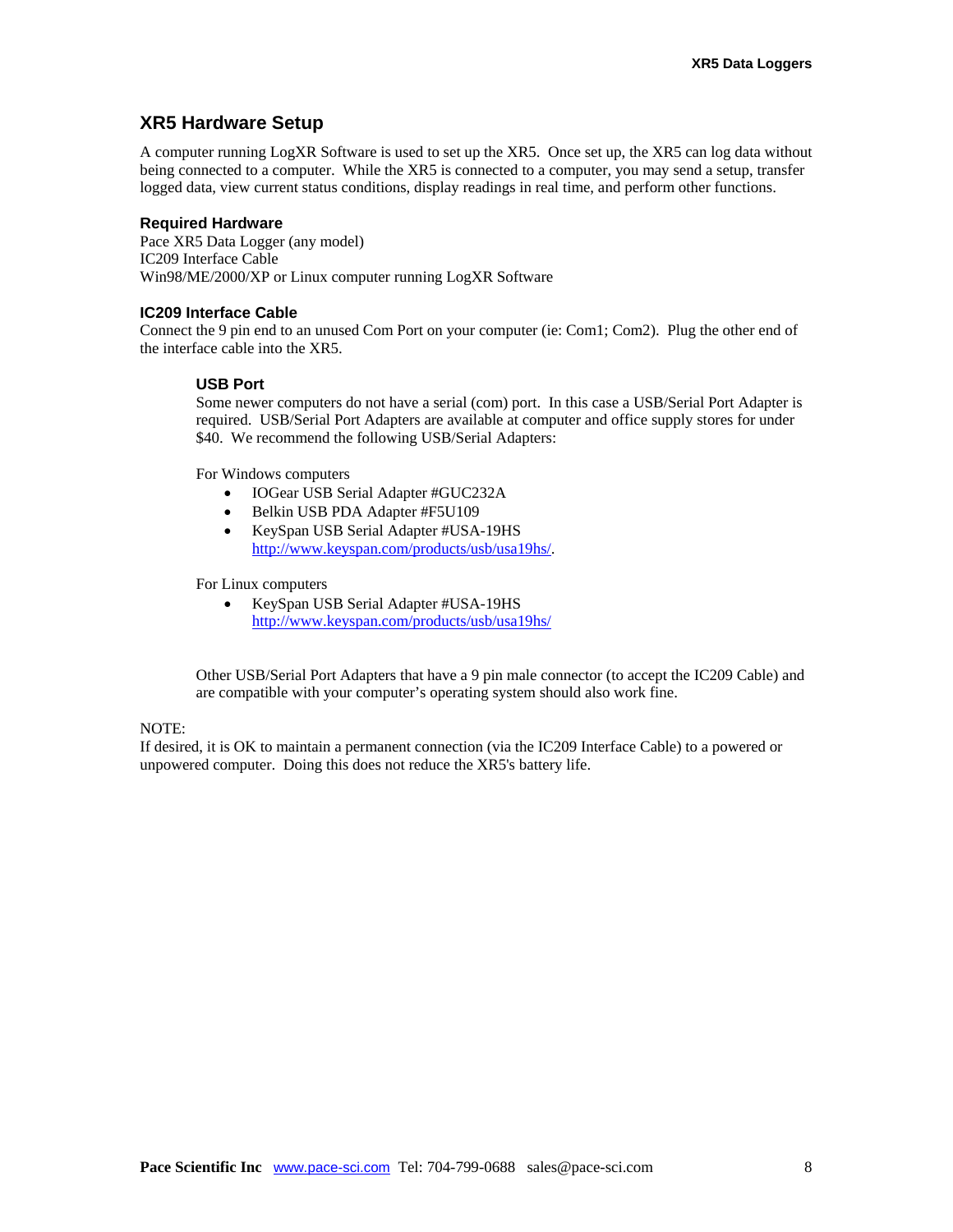## XR5 Hardware Setup

A computer running LogXR Software is used to set up the XR5. Once set up, the XR5 can log data without being connected to a computer. While the XR5 is connected to a computer, you may send a setup, transfer logged data, view current status conditions, display readings in real time, and perform other functions.

### Required Hardware

Pace XR5 Data Logger (any model)
IC209 Interface Cable
Win98/ME/2000/XP or Linux computer running LogXR Software

### IC209 Interface Cable

Connect the 9 pin end to an unused Com Port on your computer (ie: Com1; Com2). Plug the other end of the interface cable into the XR5.

#### USB Port

Some newer computers do not have a serial (com) port. In this case a USB/Serial Port Adapter is required. USB/Serial Port Adapters are available at computer and office supply stores for under $40. We recommend the following USB/Serial Adapters:

For Windows computers

- IOGear USB Serial Adapter #GUC232A
- Belkin USB PDA Adapter #F5U109
- KeySpan USB Serial Adapter #USA-19HS
  http://www.keyspan.com/products/usb/usa19hs/.

For Linux computers

- KeySpan USB Serial Adapter #USA-19HS
  http://www.keyspan.com/products/usb/usa19hs/

Other USB/Serial Port Adapters that have a 9 pin male connector (to accept the IC209 Cable) and are compatible with your computer's operating system should also work fine.

NOTE:
If desired, it is OK to maintain a permanent connection (via the IC209 Interface Cable) to a powered or unpowered computer. Doing this does not reduce the XR5's battery life.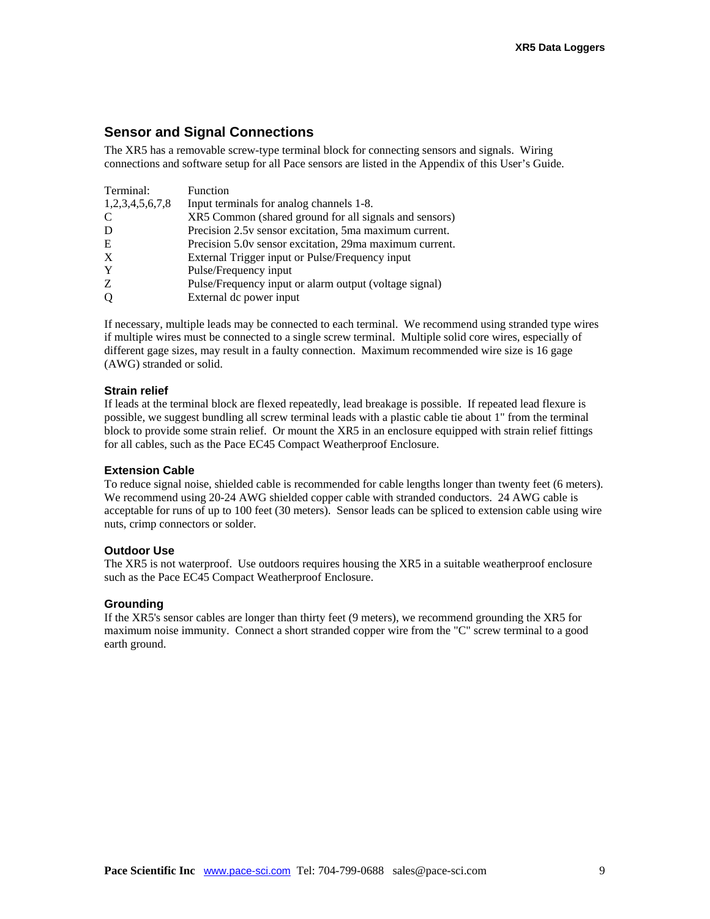## Sensor and Signal Connections

The XR5 has a removable screw-type terminal block for connecting sensors and signals. Wiring connections and software setup for all Pace sensors are listed in the Appendix of this User's Guide.

| Terminal: | Function |
|---|---|
| 1,2,3,4,5,6,7,8 | Input terminals for analog channels 1-8. |
| C | XR5 Common (shared ground for all signals and sensors) |
| D | Precision 2.5v sensor excitation, 5ma maximum current. |
| E | Precision 5.0v sensor excitation, 29ma maximum current. |
| X | External Trigger input or Pulse/Frequency input |
| Y | Pulse/Frequency input |
| Z | Pulse/Frequency input or alarm output (voltage signal) |
| Q | External dc power input |

If necessary, multiple leads may be connected to each terminal. We recommend using stranded type wires if multiple wires must be connected to a single screw terminal. Multiple solid core wires, especially of different gage sizes, may result in a faulty connection. Maximum recommended wire size is 16 gage (AWG) stranded or solid.

### Strain relief

If leads at the terminal block are flexed repeatedly, lead breakage is possible. If repeated lead flexure is possible, we suggest bundling all screw terminal leads with a plastic cable tie about 1" from the terminal block to provide some strain relief. Or mount the XR5 in an enclosure equipped with strain relief fittings for all cables, such as the Pace EC45 Compact Weatherproof Enclosure.

### Extension Cable

To reduce signal noise, shielded cable is recommended for cable lengths longer than twenty feet (6 meters). We recommend using 20-24 AWG shielded copper cable with stranded conductors. 24 AWG cable is acceptable for runs of up to 100 feet (30 meters). Sensor leads can be spliced to extension cable using wire nuts, crimp connectors or solder.

### Outdoor Use

The XR5 is not waterproof. Use outdoors requires housing the XR5 in a suitable weatherproof enclosure such as the Pace EC45 Compact Weatherproof Enclosure.

### Grounding

If the XR5's sensor cables are longer than thirty feet (9 meters), we recommend grounding the XR5 for maximum noise immunity. Connect a short stranded copper wire from the "C" screw terminal to a good earth ground.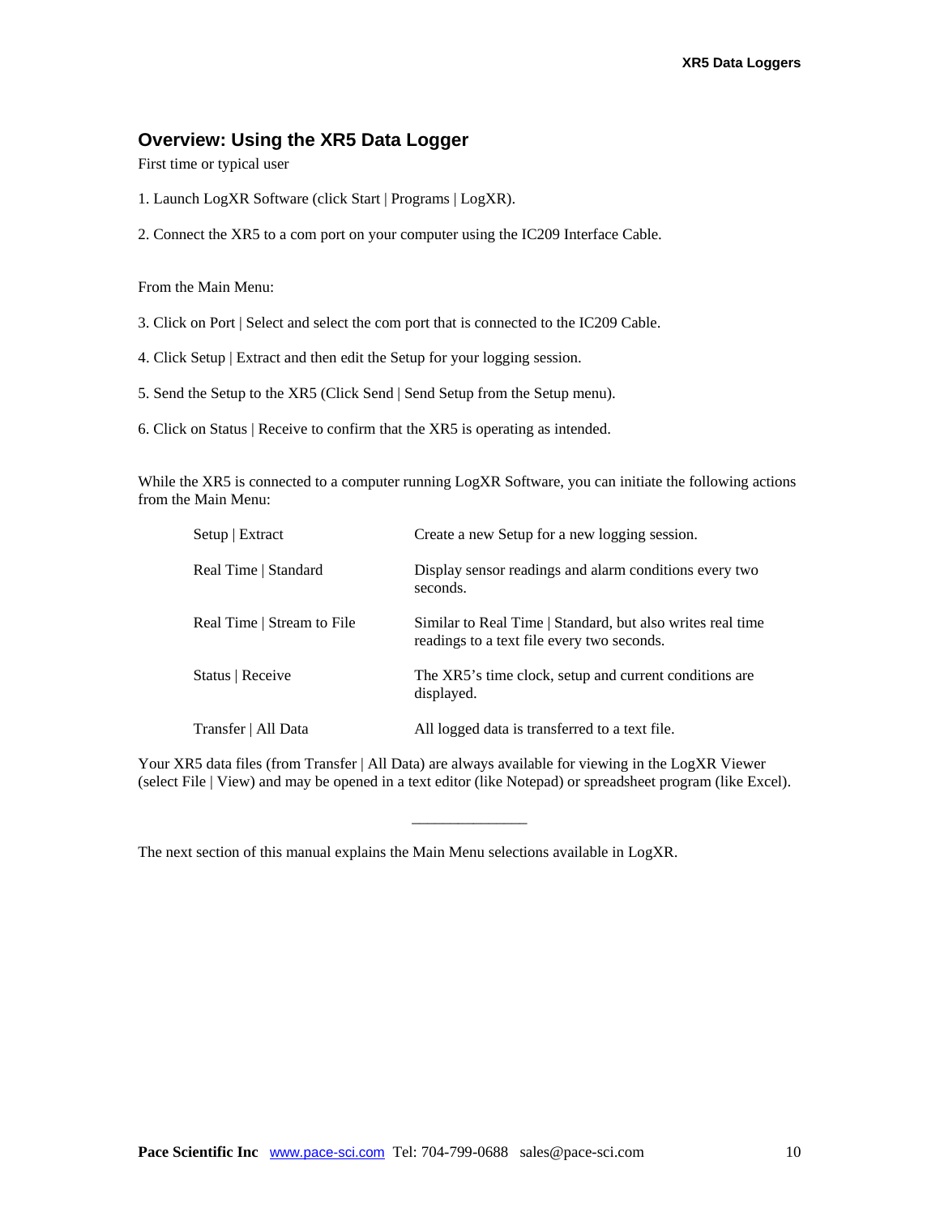## Overview: Using the XR5 Data Logger

First time or typical user

1. Launch LogXR Software (click Start | Programs | LogXR).

2. Connect the XR5 to a com port on your computer using the IC209 Interface Cable.

From the Main Menu:

3. Click on Port | Select and select the com port that is connected to the IC209 Cable.

4. Click Setup | Extract and then edit the Setup for your logging session.

5. Send the Setup to the XR5 (Click Send | Send Setup from the Setup menu).

6. Click on Status | Receive to confirm that the XR5 is operating as intended.

While the XR5 is connected to a computer running LogXR Software, you can initiate the following actions from the Main Menu:

| | |
|---|---|
| Setup \| Extract | Create a new Setup for a new logging session. |
| Real Time \| Standard | Display sensor readings and alarm conditions every two seconds. |
| Real Time \| Stream to File | Similar to Real Time \| Standard, but also writes real time readings to a text file every two seconds. |
| Status \| Receive | The XR5's time clock, setup and current conditions are displayed. |
| Transfer \| All Data | All logged data is transferred to a text file. |

Your XR5 data files (from Transfer | All Data) are always available for viewing in the LogXR Viewer (select File | View) and may be opened in a text editor (like Notepad) or spreadsheet program (like Excel).

---

The next section of this manual explains the Main Menu selections available in LogXR.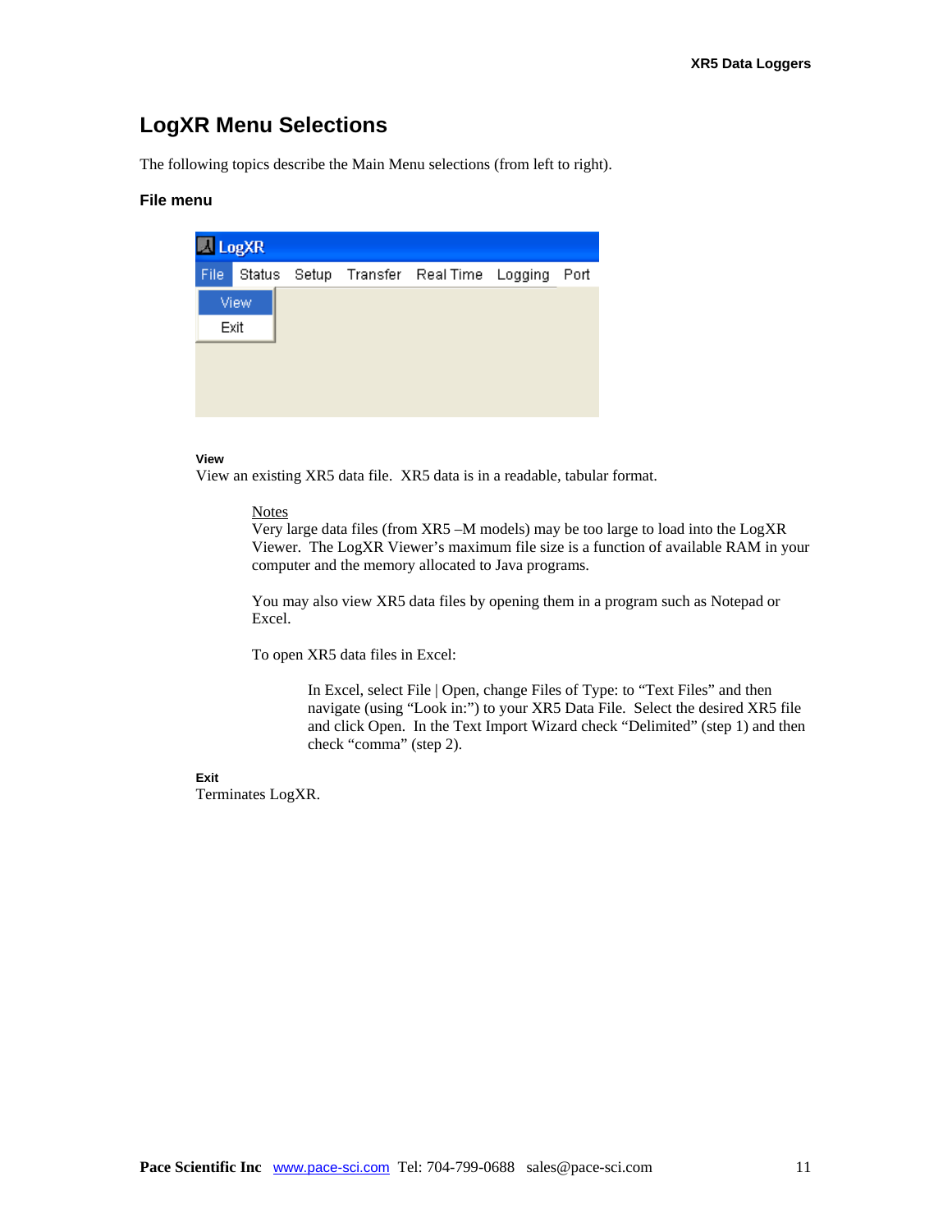## LogXR Menu Selections

The following topics describe the Main Menu selections (from left to right).

### File menu

#### View

View an existing XR5 data file. XR5 data is in a readable, tabular format.

Notes

Very large data files (from XR5 –M models) may be too large to load into the LogXR Viewer. The LogXR Viewer's maximum file size is a function of available RAM in your computer and the memory allocated to Java programs.

You may also view XR5 data files by opening them in a program such as Notepad or Excel.

To open XR5 data files in Excel:

In Excel, select File | Open, change Files of Type: to "Text Files" and then navigate (using "Look in:") to your XR5 Data File. Select the desired XR5 file and click Open. In the Text Import Wizard check "Delimited" (step 1) and then check "comma" (step 2).

#### Exit

Terminates LogXR.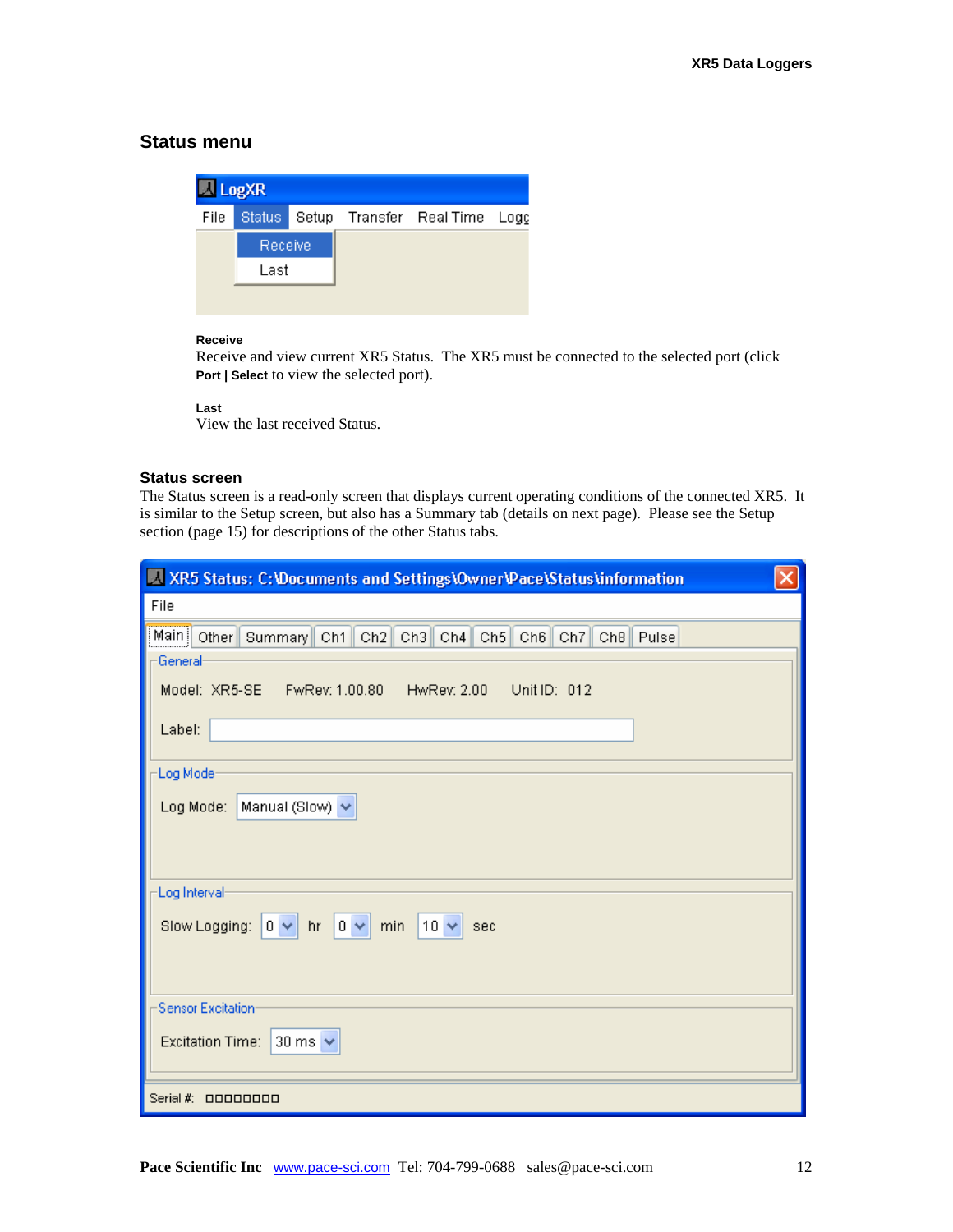## Status menu

**Receive**
Receive and view current XR5 Status. The XR5 must be connected to the selected port (click **Port | Select** to view the selected port).

**Last**
View the last received Status.

### Status screen

The Status screen is a read-only screen that displays current operating conditions of the connected XR5. It is similar to the Setup screen, but also has a Summary tab (details on next page). Please see the Setup section (page 15) for descriptions of the other Status tabs.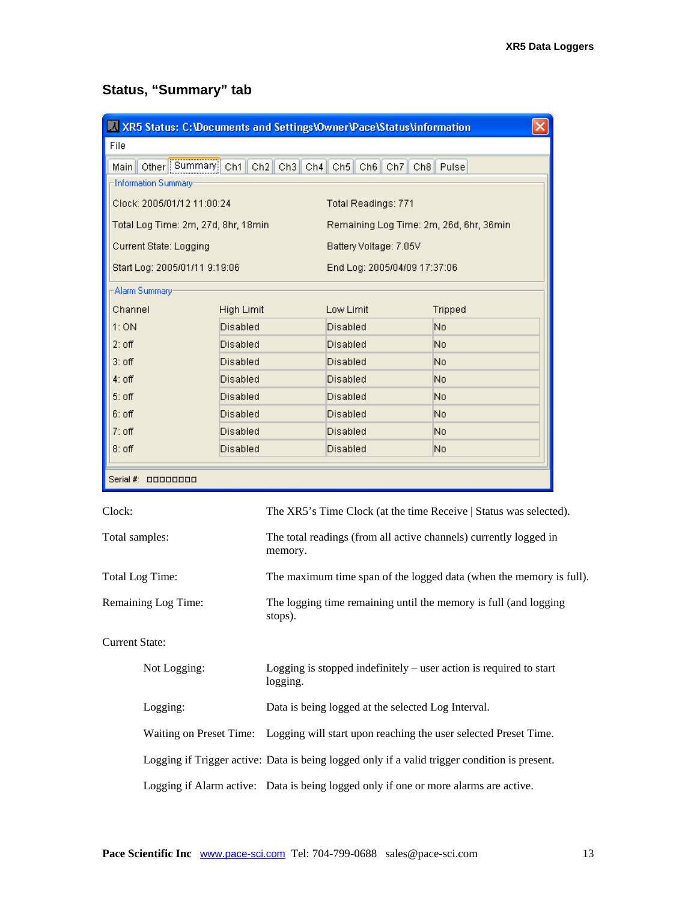## Status, "Summary" tab

**XR5 Status: C:\Documents and Settings\Owner\Pace\Status\information**

File

Main | Other | Summary | Ch1 | Ch2 | Ch3 | Ch4 | Ch5 | Ch6 | Ch7 | Ch8 | Pulse

Information Summary

| | |
|---|---|
| Clock: 2005/01/12 11:00:24 | Total Readings: 771 |
| Total Log Time: 2m, 27d, 8hr, 18min | Remaining Log Time: 2m, 26d, 6hr, 36min |
| Current State: Logging | Battery Voltage: 7.05V |
| Start Log: 2005/01/11 9:19:06 | End Log: 2005/04/09 17:37:06 |

Alarm Summary

| Channel | High Limit | Low Limit | Tripped |
|---|---|---|---|
| 1: ON | Disabled | Disabled | No |
| 2: off | Disabled | Disabled | No |
| 3: off | Disabled | Disabled | No |
| 4: off | Disabled | Disabled | No |
| 5: off | Disabled | Disabled | No |
| 6: off | Disabled | Disabled | No |
| 7: off | Disabled | Disabled | No |
| 8: off | Disabled | Disabled | No |

Serial #: □□□□□□□□

| | |
|---|---|
| Clock: | The XR5's Time Clock (at the time Receive \| Status was selected). |
| Total samples: | The total readings (from all active channels) currently logged in memory. |
| Total Log Time: | The maximum time span of the logged data (when the memory is full). |
| Remaining Log Time: | The logging time remaining until the memory is full (and logging stops). |

Current State:

| | |
|---|---|
| Not Logging: | Logging is stopped indefinitely – user action is required to start logging. |
| Logging: | Data is being logged at the selected Log Interval. |
| Waiting on Preset Time: | Logging will start upon reaching the user selected Preset Time. |
| Logging if Trigger active: | Data is being logged only if a valid trigger condition is present. |
| Logging if Alarm active: | Data is being logged only if one or more alarms are active. |

**Pace Scientific Inc** www.pace-sci.com Tel: 704-799-0688 sales@pace-sci.com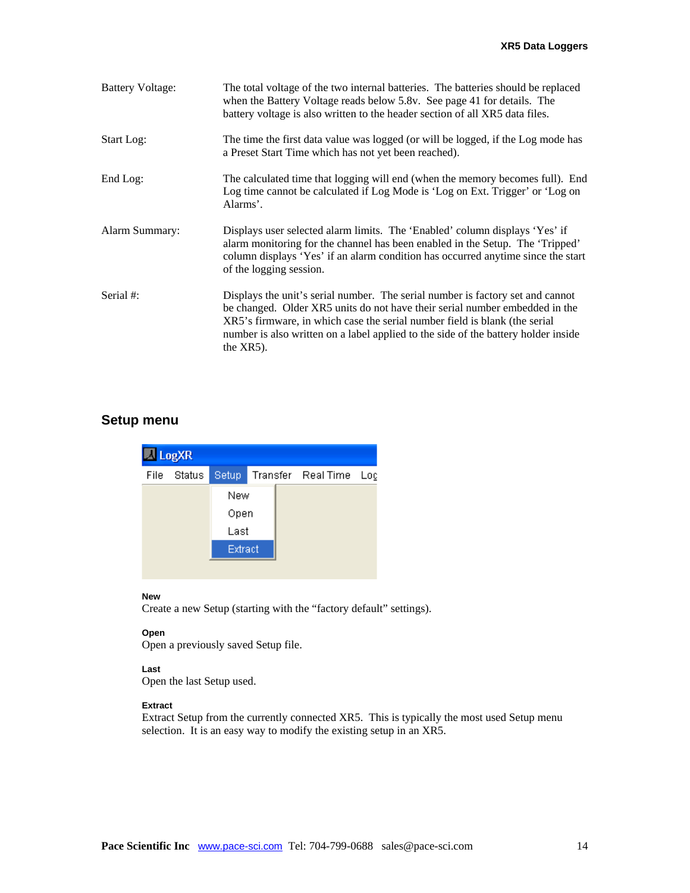| | |
|---|---|
| Battery Voltage: | The total voltage of the two internal batteries. The batteries should be replaced when the Battery Voltage reads below 5.8v. See page 41 for details. The battery voltage is also written to the header section of all XR5 data files. |
| Start Log: | The time the first data value was logged (or will be logged, if the Log mode has a Preset Start Time which has not yet been reached). |
| End Log: | The calculated time that logging will end (when the memory becomes full). End Log time cannot be calculated if Log Mode is 'Log on Ext. Trigger' or 'Log on Alarms'. |
| Alarm Summary: | Displays user selected alarm limits. The 'Enabled' column displays 'Yes' if alarm monitoring for the channel has been enabled in the Setup. The 'Tripped' column displays 'Yes' if an alarm condition has occurred anytime since the start of the logging session. |
| Serial #: | Displays the unit's serial number. The serial number is factory set and cannot be changed. Older XR5 units do not have their serial number embedded in the XR5's firmware, in which case the serial number field is blank (the serial number is also written on a label applied to the side of the battery holder inside the XR5). |

## Setup menu

**New**
Create a new Setup (starting with the "factory default" settings).

**Open**
Open a previously saved Setup file.

**Last**
Open the last Setup used.

**Extract**
Extract Setup from the currently connected XR5. This is typically the most used Setup menu selection. It is an easy way to modify the existing setup in an XR5.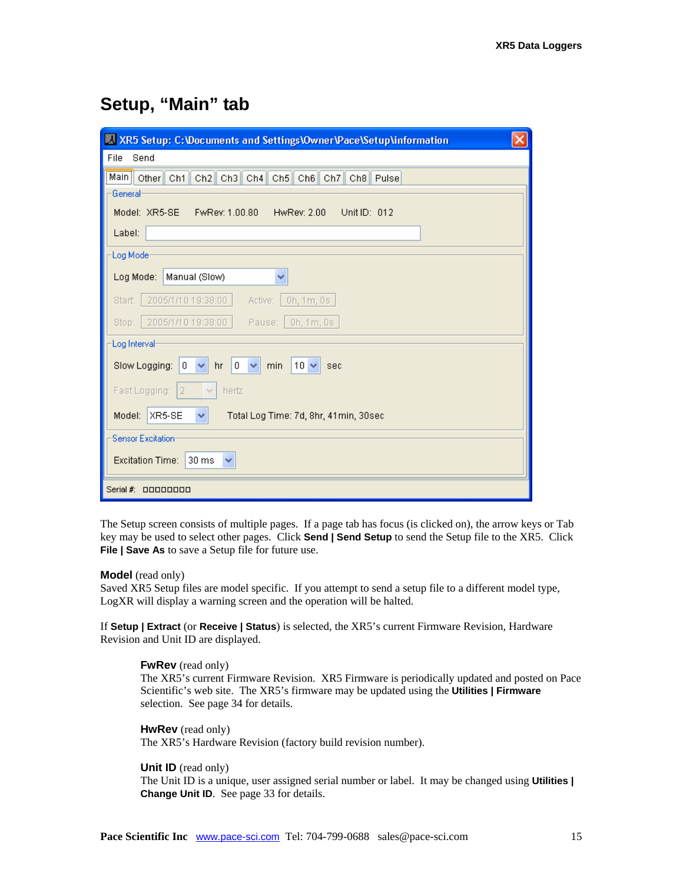## Setup, "Main" tab

The Setup screen consists of multiple pages. If a page tab has focus (is clicked on), the arrow keys or Tab key may be used to select other pages. Click **Send | Send Setup** to send the Setup file to the XR5. Click **File | Save As** to save a Setup file for future use.

**Model** (read only)
Saved XR5 Setup files are model specific. If you attempt to send a setup file to a different model type, LogXR will display a warning screen and the operation will be halted.

If **Setup | Extract** (or **Receive | Status**) is selected, the XR5's current Firmware Revision, Hardware Revision and Unit ID are displayed.

**FwRev** (read only)
The XR5's current Firmware Revision. XR5 Firmware is periodically updated and posted on Pace Scientific's web site. The XR5's firmware may be updated using the **Utilities | Firmware** selection. See page 34 for details.

**HwRev** (read only)
The XR5's Hardware Revision (factory build revision number).

**Unit ID** (read only)
The Unit ID is a unique, user assigned serial number or label. It may be changed using **Utilities | Change Unit ID**. See page 33 for details.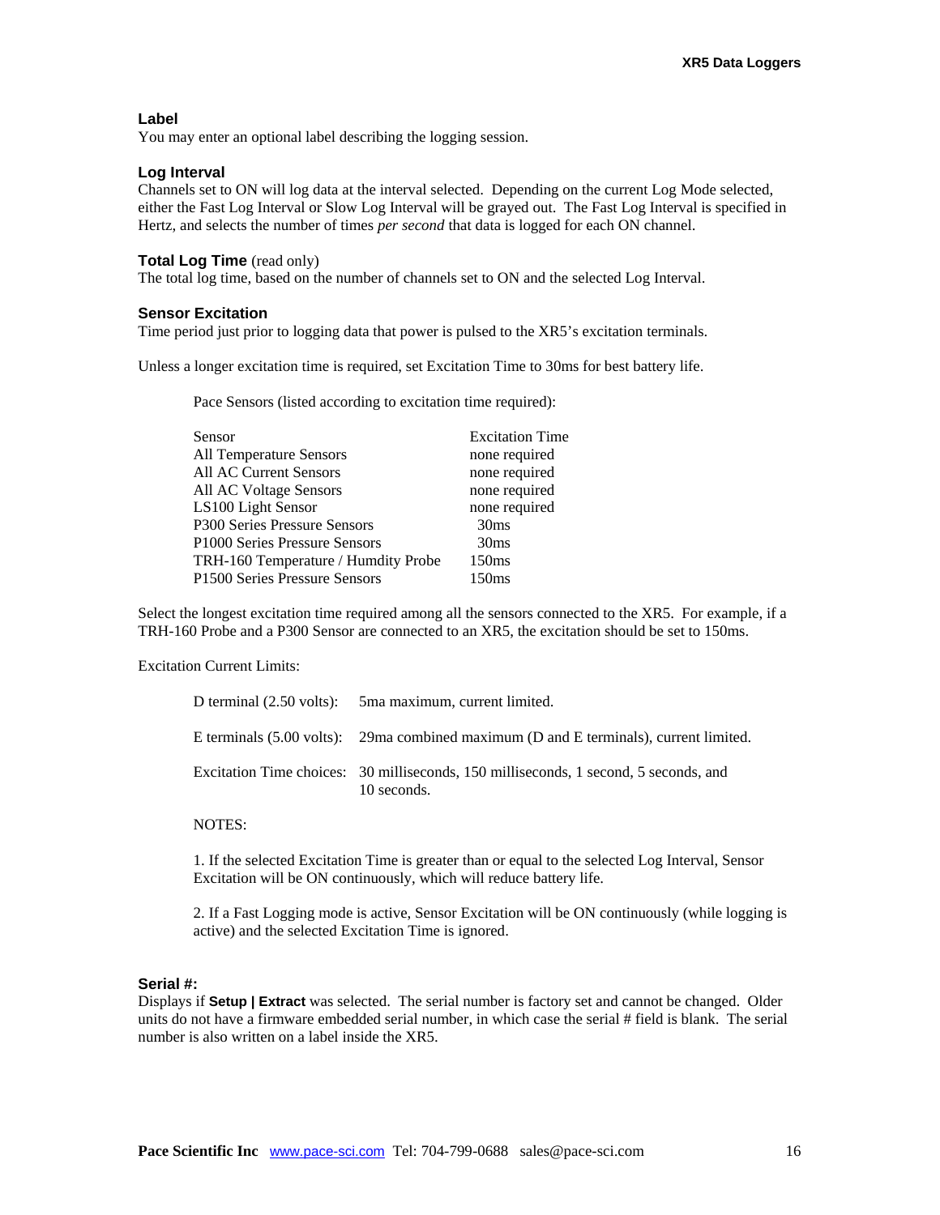### Label

You may enter an optional label describing the logging session.

### Log Interval

Channels set to ON will log data at the interval selected. Depending on the current Log Mode selected, either the Fast Log Interval or Slow Log Interval will be grayed out. The Fast Log Interval is specified in Hertz, and selects the number of times *per second* that data is logged for each ON channel.

### Total Log Time (read only)

The total log time, based on the number of channels set to ON and the selected Log Interval.

### Sensor Excitation

Time period just prior to logging data that power is pulsed to the XR5's excitation terminals.

Unless a longer excitation time is required, set Excitation Time to 30ms for best battery life.

Pace Sensors (listed according to excitation time required):

| Sensor | Excitation Time |
|---|---|
| All Temperature Sensors | none required |
| All AC Current Sensors | none required |
| All AC Voltage Sensors | none required |
| LS100 Light Sensor | none required |
| P300 Series Pressure Sensors | 30ms |
| P1000 Series Pressure Sensors | 30ms |
| TRH-160 Temperature / Humdity Probe | 150ms |
| P1500 Series Pressure Sensors | 150ms |

Select the longest excitation time required among all the sensors connected to the XR5. For example, if a TRH-160 Probe and a P300 Sensor are connected to an XR5, the excitation should be set to 150ms.

Excitation Current Limits:

| | |
|---|---|
| D terminal (2.50 volts): | 5ma maximum, current limited. |
| E terminals (5.00 volts): | 29ma combined maximum (D and E terminals), current limited. |
| Excitation Time choices: | 30 milliseconds, 150 milliseconds, 1 second, 5 seconds, and 10 seconds. |

NOTES:

1. If the selected Excitation Time is greater than or equal to the selected Log Interval, Sensor Excitation will be ON continuously, which will reduce battery life.

2. If a Fast Logging mode is active, Sensor Excitation will be ON continuously (while logging is active) and the selected Excitation Time is ignored.

### Serial #:

Displays if **Setup | Extract** was selected. The serial number is factory set and cannot be changed. Older units do not have a firmware embedded serial number, in which case the serial # field is blank. The serial number is also written on a label inside the XR5.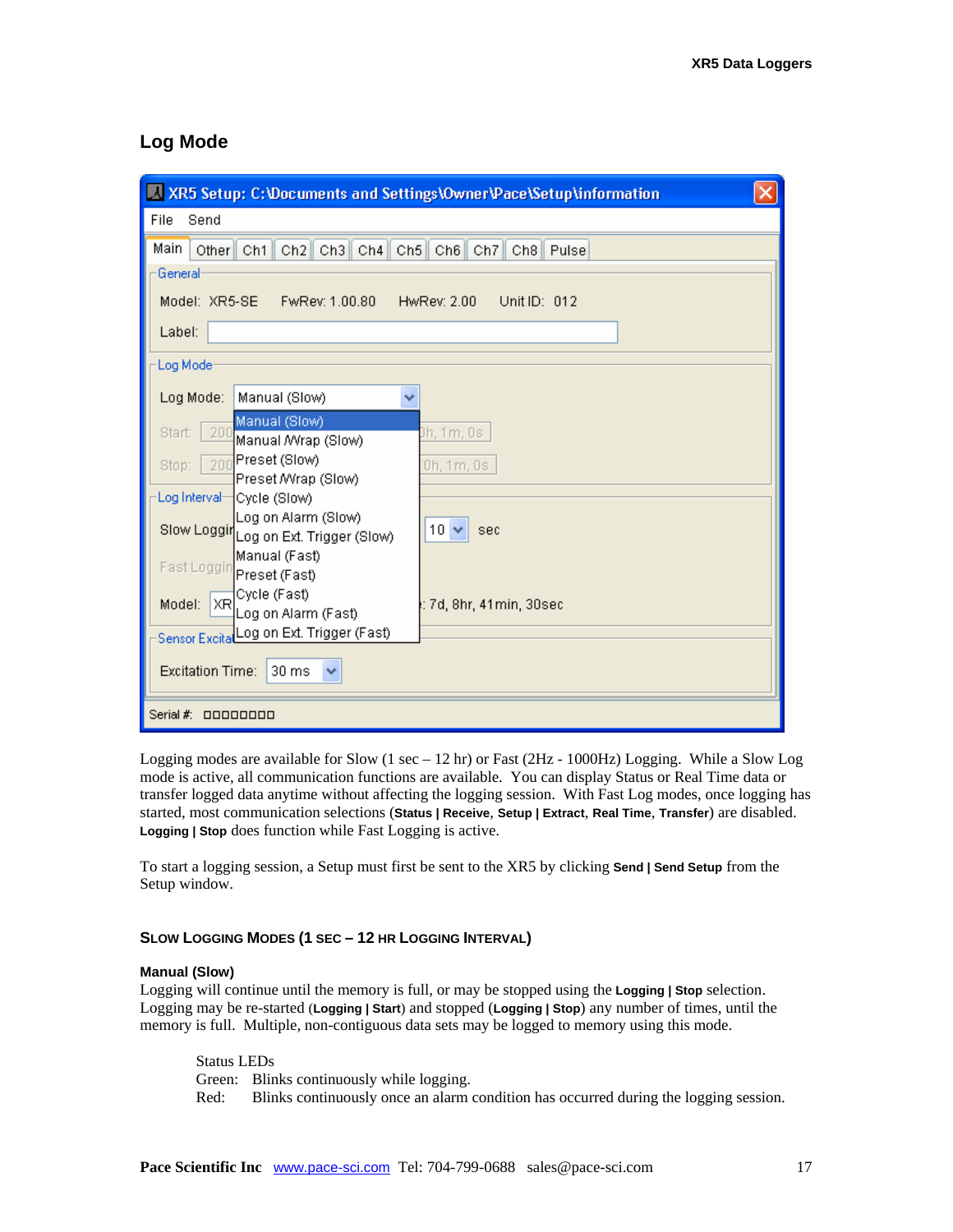## Log Mode

Logging modes are available for Slow (1 sec – 12 hr) or Fast (2Hz - 1000Hz) Logging. While a Slow Log mode is active, all communication functions are available. You can display Status or Real Time data or transfer logged data anytime without affecting the logging session. With Fast Log modes, once logging has started, most communication selections (**Status | Receive**, **Setup | Extract**, **Real Time**, **Transfer**) are disabled. **Logging | Stop** does function while Fast Logging is active.

To start a logging session, a Setup must first be sent to the XR5 by clicking **Send | Send Setup** from the Setup window.

### SLOW LOGGING MODES (1 SEC – 12 HR LOGGING INTERVAL)

**Manual (Slow)**

Logging will continue until the memory is full, or may be stopped using the **Logging | Stop** selection. Logging may be re-started (**Logging | Start**) and stopped (**Logging | Stop**) any number of times, until the memory is full. Multiple, non-contiguous data sets may be logged to memory using this mode.

Status LEDs
Green: Blinks continuously while logging.
Red: Blinks continuously once an alarm condition has occurred during the logging session.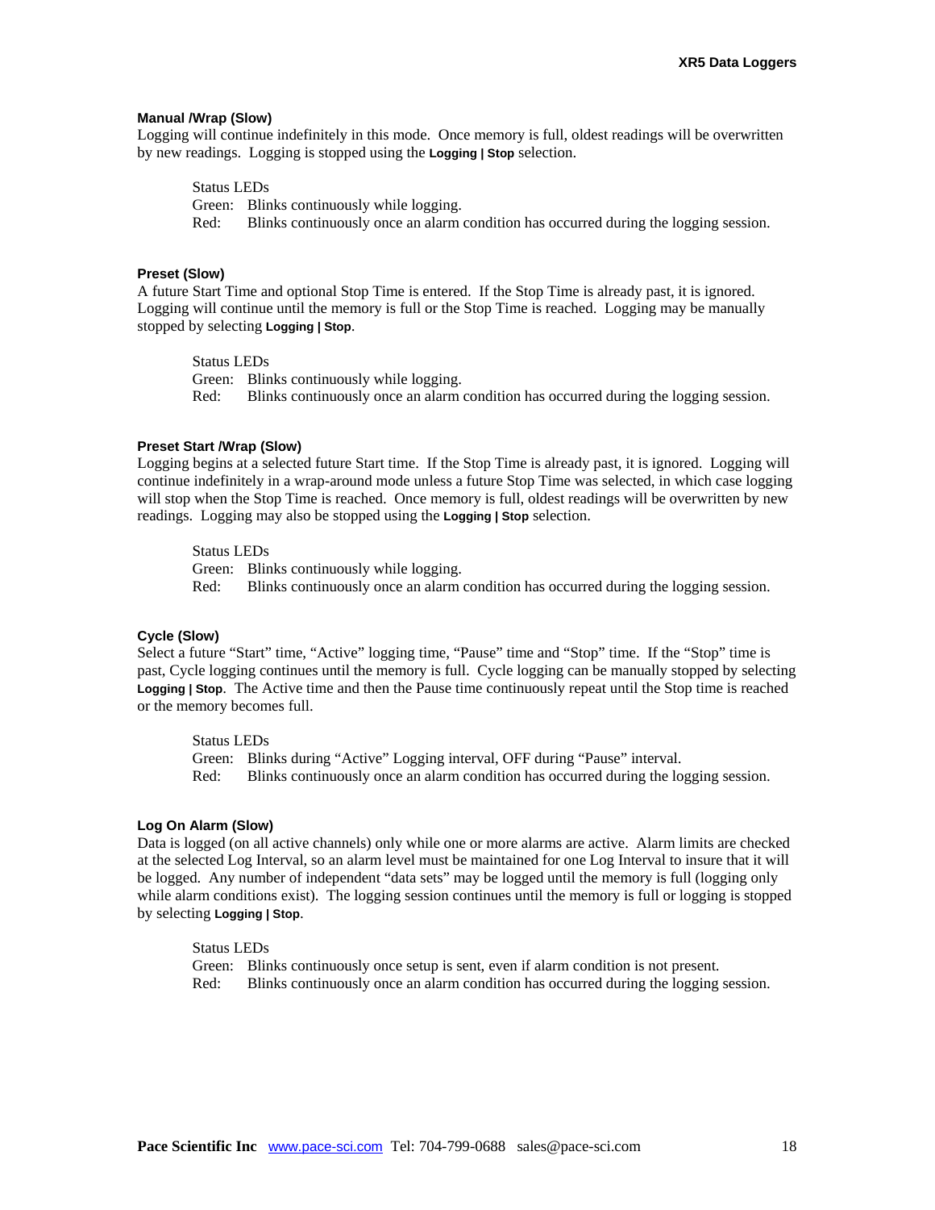### Manual /Wrap (Slow)

Logging will continue indefinitely in this mode. Once memory is full, oldest readings will be overwritten by new readings. Logging is stopped using the **Logging | Stop** selection.

Status LEDs
Green: Blinks continuously while logging.
Red: Blinks continuously once an alarm condition has occurred during the logging session.

### Preset (Slow)

A future Start Time and optional Stop Time is entered. If the Stop Time is already past, it is ignored. Logging will continue until the memory is full or the Stop Time is reached. Logging may be manually stopped by selecting **Logging | Stop**.

Status LEDs
Green: Blinks continuously while logging.
Red: Blinks continuously once an alarm condition has occurred during the logging session.

### Preset Start /Wrap (Slow)

Logging begins at a selected future Start time. If the Stop Time is already past, it is ignored. Logging will continue indefinitely in a wrap-around mode unless a future Stop Time was selected, in which case logging will stop when the Stop Time is reached. Once memory is full, oldest readings will be overwritten by new readings. Logging may also be stopped using the **Logging | Stop** selection.

Status LEDs
Green: Blinks continuously while logging.
Red: Blinks continuously once an alarm condition has occurred during the logging session.

### Cycle (Slow)

Select a future "Start" time, "Active" logging time, "Pause" time and "Stop" time. If the "Stop" time is past, Cycle logging continues until the memory is full. Cycle logging can be manually stopped by selecting **Logging | Stop**. The Active time and then the Pause time continuously repeat until the Stop time is reached or the memory becomes full.

Status LEDs
Green: Blinks during "Active" Logging interval, OFF during "Pause" interval.
Red: Blinks continuously once an alarm condition has occurred during the logging session.

### Log On Alarm (Slow)

Data is logged (on all active channels) only while one or more alarms are active. Alarm limits are checked at the selected Log Interval, so an alarm level must be maintained for one Log Interval to insure that it will be logged. Any number of independent "data sets" may be logged until the memory is full (logging only while alarm conditions exist). The logging session continues until the memory is full or logging is stopped by selecting **Logging | Stop**.

Status LEDs
Green: Blinks continuously once setup is sent, even if alarm condition is not present.
Red: Blinks continuously once an alarm condition has occurred during the logging session.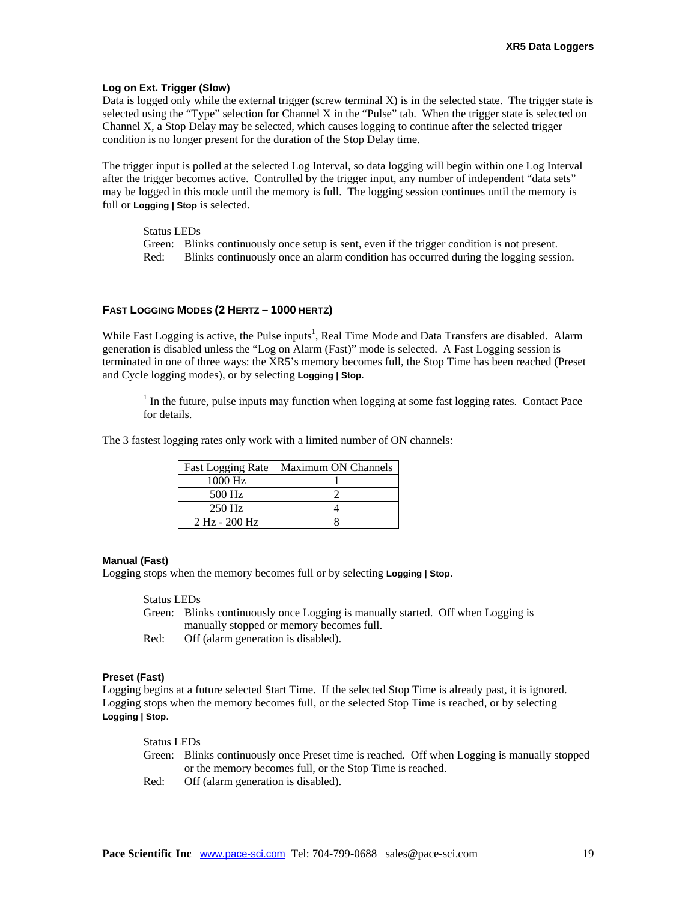### Log on Ext. Trigger (Slow)

Data is logged only while the external trigger (screw terminal X) is in the selected state. The trigger state is selected using the "Type" selection for Channel X in the "Pulse" tab. When the trigger state is selected on Channel X, a Stop Delay may be selected, which causes logging to continue after the selected trigger condition is no longer present for the duration of the Stop Delay time.

The trigger input is polled at the selected Log Interval, so data logging will begin within one Log Interval after the trigger becomes active. Controlled by the trigger input, any number of independent "data sets" may be logged in this mode until the memory is full. The logging session continues until the memory is full or **Logging | Stop** is selected.

Status LEDs
Green: Blinks continuously once setup is sent, even if the trigger condition is not present.
Red: Blinks continuously once an alarm condition has occurred during the logging session.

## FAST LOGGING MODES (2 HERTZ – 1000 HERTZ)

While Fast Logging is active, the Pulse inputs[1], Real Time Mode and Data Transfers are disabled. Alarm generation is disabled unless the "Log on Alarm (Fast)" mode is selected. A Fast Logging session is terminated in one of three ways: the XR5's memory becomes full, the Stop Time has been reached (Preset and Cycle logging modes), or by selecting **Logging | Stop.**

[1] In the future, pulse inputs may function when logging at some fast logging rates. Contact Pace for details.

The 3 fastest logging rates only work with a limited number of ON channels:

| Fast Logging Rate | Maximum ON Channels |
|---|---|
| 1000 Hz | 1 |
| 500 Hz | 2 |
| 250 Hz | 4 |
| 2 Hz - 200 Hz | 8 |

### Manual (Fast)

Logging stops when the memory becomes full or by selecting **Logging | Stop**.

Status LEDs
Green: Blinks continuously once Logging is manually started. Off when Logging is manually stopped or memory becomes full.
Red: Off (alarm generation is disabled).

### Preset (Fast)

Logging begins at a future selected Start Time. If the selected Stop Time is already past, it is ignored. Logging stops when the memory becomes full, or the selected Stop Time is reached, or by selecting **Logging | Stop**.

Status LEDs
Green: Blinks continuously once Preset time is reached. Off when Logging is manually stopped or the memory becomes full, or the Stop Time is reached.
Red: Off (alarm generation is disabled).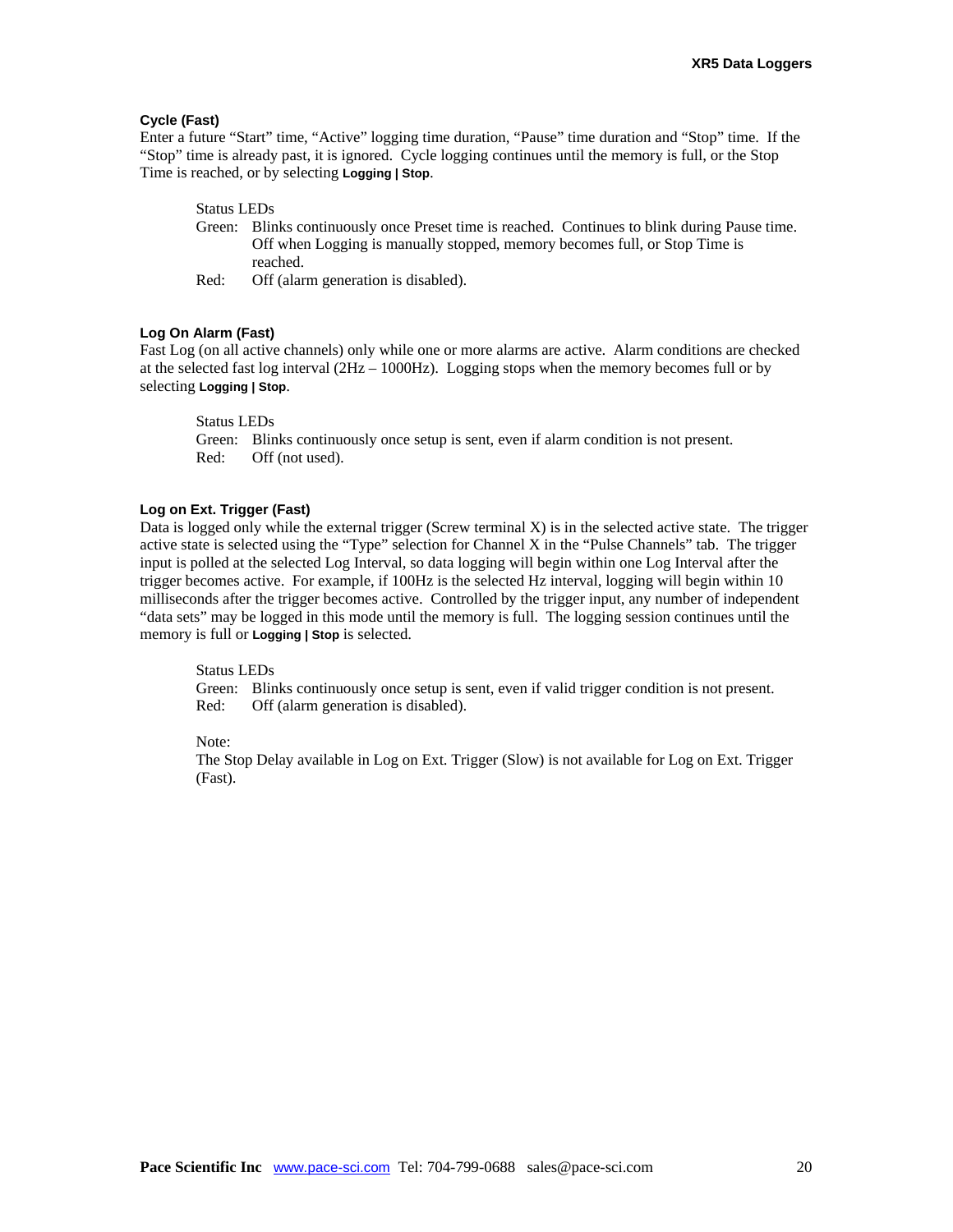### Cycle (Fast)

Enter a future “Start” time, “Active” logging time duration, “Pause” time duration and “Stop” time. If the “Stop” time is already past, it is ignored. Cycle logging continues until the memory is full, or the Stop Time is reached, or by selecting **Logging | Stop**.

Status LEDs

Green: Blinks continuously once Preset time is reached. Continues to blink during Pause time. Off when Logging is manually stopped, memory becomes full, or Stop Time is reached.

Red: Off (alarm generation is disabled).

### Log On Alarm (Fast)

Fast Log (on all active channels) only while one or more alarms are active. Alarm conditions are checked at the selected fast log interval (2Hz – 1000Hz). Logging stops when the memory becomes full or by selecting **Logging | Stop**.

Status LEDs

Green: Blinks continuously once setup is sent, even if alarm condition is not present.

Red: Off (not used).

### Log on Ext. Trigger (Fast)

Data is logged only while the external trigger (Screw terminal X) is in the selected active state. The trigger active state is selected using the “Type” selection for Channel X in the “Pulse Channels” tab. The trigger input is polled at the selected Log Interval, so data logging will begin within one Log Interval after the trigger becomes active. For example, if 100Hz is the selected Hz interval, logging will begin within 10 milliseconds after the trigger becomes active. Controlled by the trigger input, any number of independent “data sets” may be logged in this mode until the memory is full. The logging session continues until the memory is full or **Logging | Stop** is selected.

Status LEDs

Green: Blinks continuously once setup is sent, even if valid trigger condition is not present.

Red: Off (alarm generation is disabled).

Note:

The Stop Delay available in Log on Ext. Trigger (Slow) is not available for Log on Ext. Trigger (Fast).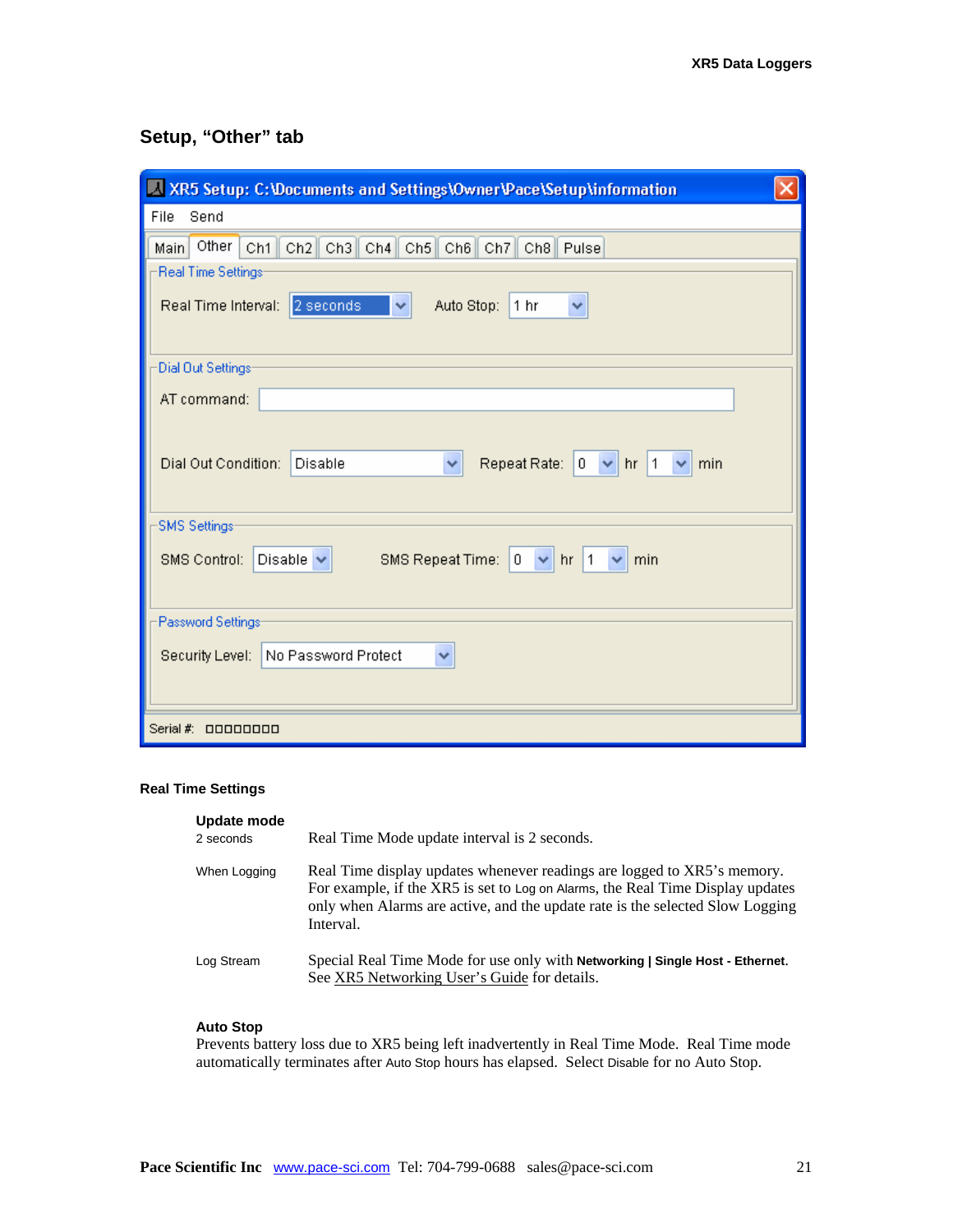## Setup, "Other" tab

XR5 Setup: C:\Documents and Settings\Owner\Pace\Setup\information

File Send

Main | Other | Ch1 | Ch2 | Ch3 | Ch4 | Ch5 | Ch6 | Ch7 | Ch8 | Pulse

Real Time Settings

Real Time Interval: 2 seconds Auto Stop: 1 hr

Dial Out Settings

AT command:

Dial Out Condition: Disable Repeat Rate: 0 hr 1 min

SMS Settings

SMS Control: Disable SMS Repeat Time: 0 hr 1 min

Password Settings

Security Level: No Password Protect

Serial #: 00000000

### Real Time Settings

**Update mode**

| | |
|---|---|
| 2 seconds | Real Time Mode update interval is 2 seconds. |
| When Logging | Real Time display updates whenever readings are logged to XR5's memory. For example, if the XR5 is set to Log on Alarms, the Real Time Display updates only when Alarms are active, and the update rate is the selected Slow Logging Interval. |
| Log Stream | Special Real Time Mode for use only with **Networking \| Single Host - Ethernet**. See XR5 Networking User's Guide for details. |

**Auto Stop**

Prevents battery loss due to XR5 being left inadvertently in Real Time Mode. Real Time mode automatically terminates after Auto Stop hours has elapsed. Select Disable for no Auto Stop.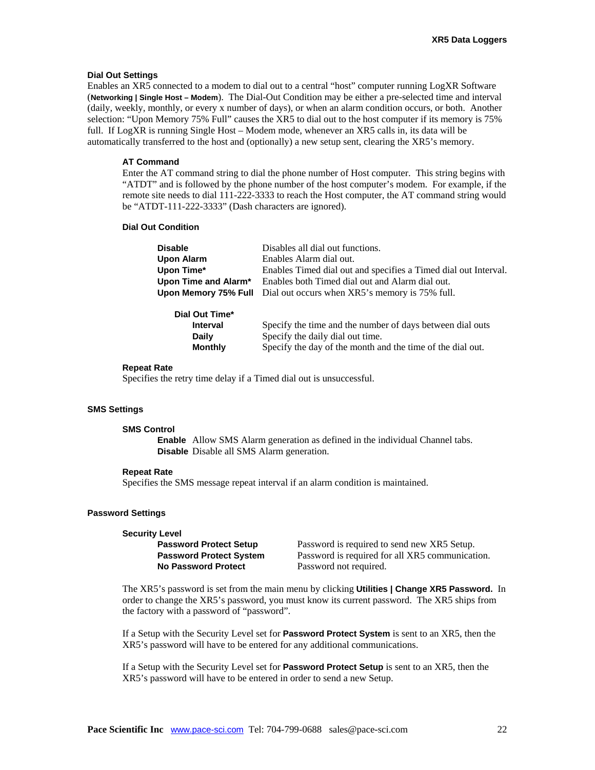### Dial Out Settings

Enables an XR5 connected to a modem to dial out to a central "host" computer running LogXR Software (**Networking | Single Host – Modem**). The Dial-Out Condition may be either a pre-selected time and interval (daily, weekly, monthly, or every x number of days), or when an alarm condition occurs, or both. Another selection: "Upon Memory 75% Full" causes the XR5 to dial out to the host computer if its memory is 75% full. If LogXR is running Single Host – Modem mode, whenever an XR5 calls in, its data will be automatically transferred to the host and (optionally) a new setup sent, clearing the XR5's memory.

#### AT Command

Enter the AT command string to dial the phone number of Host computer. This string begins with "ATDT" and is followed by the phone number of the host computer's modem. For example, if the remote site needs to dial 111-222-3333 to reach the Host computer, the AT command string would be "ATDT-111-222-3333" (Dash characters are ignored).

#### Dial Out Condition

| | |
|---|---|
| **Disable** | Disables all dial out functions. |
| **Upon Alarm** | Enables Alarm dial out. |
| **Upon Time*** | Enables Timed dial out and specifies a Timed dial out Interval. |
| **Upon Time and Alarm*** | Enables both Timed dial out and Alarm dial out. |
| **Upon Memory 75% Full** | Dial out occurs when XR5's memory is 75% full. |

**Dial Out Time***

| | |
|---|---|
| **Interval** | Specify the time and the number of days between dial outs |
| **Daily** | Specify the daily dial out time. |
| **Monthly** | Specify the day of the month and the time of the dial out. |

#### Repeat Rate

Specifies the retry time delay if a Timed dial out is unsuccessful.

### SMS Settings

#### SMS Control

**Enable** Allow SMS Alarm generation as defined in the individual Channel tabs.
**Disable** Disable all SMS Alarm generation.

#### Repeat Rate

Specifies the SMS message repeat interval if an alarm condition is maintained.

### Password Settings

#### Security Level

| | |
|---|---|
| **Password Protect Setup** | Password is required to send new XR5 Setup. |
| **Password Protect System** | Password is required for all XR5 communication. |
| **No Password Protect** | Password not required. |

The XR5's password is set from the main menu by clicking **Utilities | Change XR5 Password.** In order to change the XR5's password, you must know its current password. The XR5 ships from the factory with a password of "password".

If a Setup with the Security Level set for **Password Protect System** is sent to an XR5, then the XR5's password will have to be entered for any additional communications.

If a Setup with the Security Level set for **Password Protect Setup** is sent to an XR5, then the XR5's password will have to be entered in order to send a new Setup.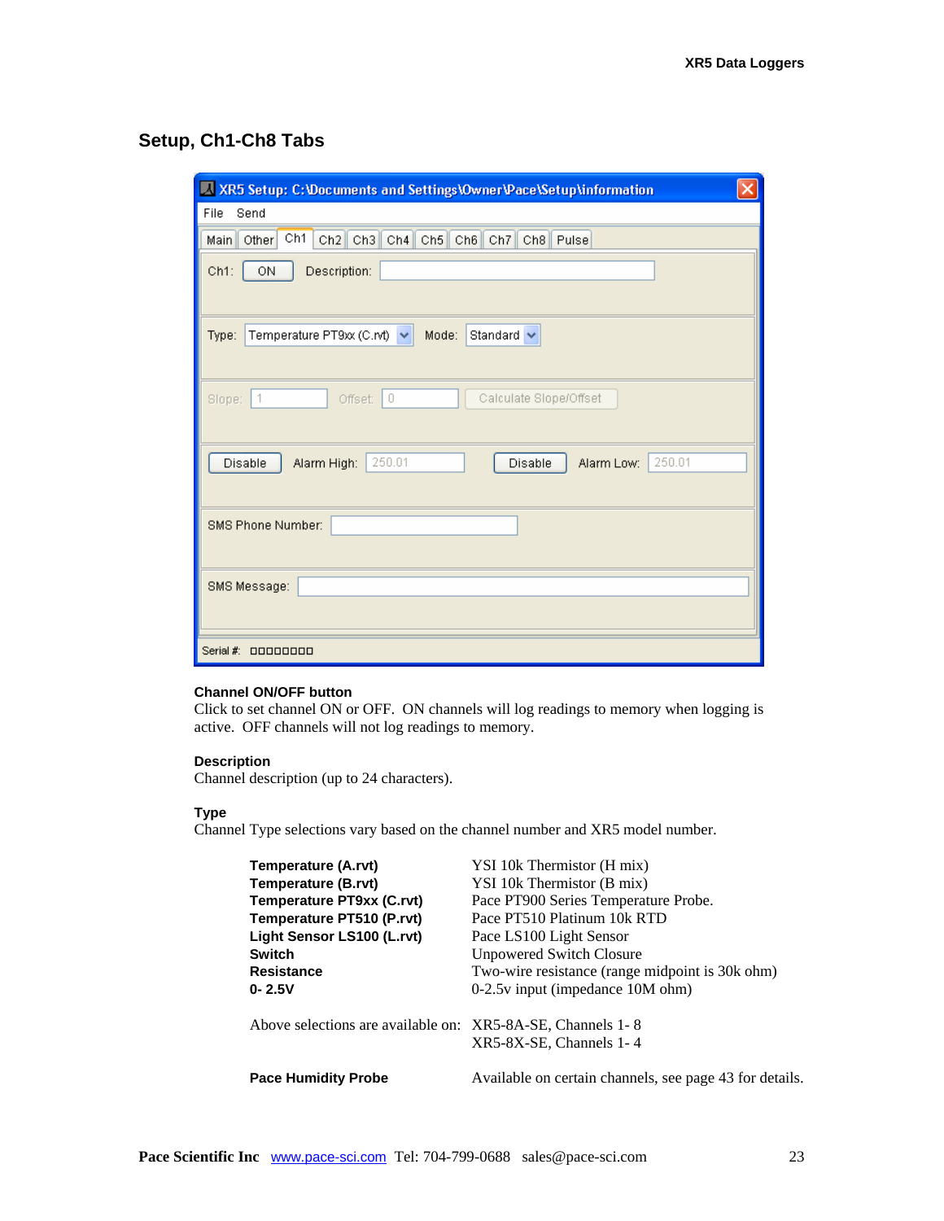## Setup, Ch1-Ch8 Tabs

**Channel ON/OFF button**
Click to set channel ON or OFF. ON channels will log readings to memory when logging is active. OFF channels will not log readings to memory.

**Description**
Channel description (up to 24 characters).

**Type**
Channel Type selections vary based on the channel number and XR5 model number.

| | |
|---|---|
| **Temperature (A.rvt)** | YSI 10k Thermistor (H mix) |
| **Temperature (B.rvt)** | YSI 10k Thermistor (B mix) |
| **Temperature PT9xx (C.rvt)** | Pace PT900 Series Temperature Probe. |
| **Temperature PT510 (P.rvt)** | Pace PT510 Platinum 10k RTD |
| **Light Sensor LS100 (L.rvt)** | Pace LS100 Light Sensor |
| **Switch** | Unpowered Switch Closure |
| **Resistance** | Two-wire resistance (range midpoint is 30k ohm) |
| **0- 2.5V** | 0-2.5v input (impedance 10M ohm) |

Above selections are available on: XR5-8A-SE, Channels 1- 8
XR5-8X-SE, Channels 1- 4

**Pace Humidity Probe** Available on certain channels, see page 43 for details.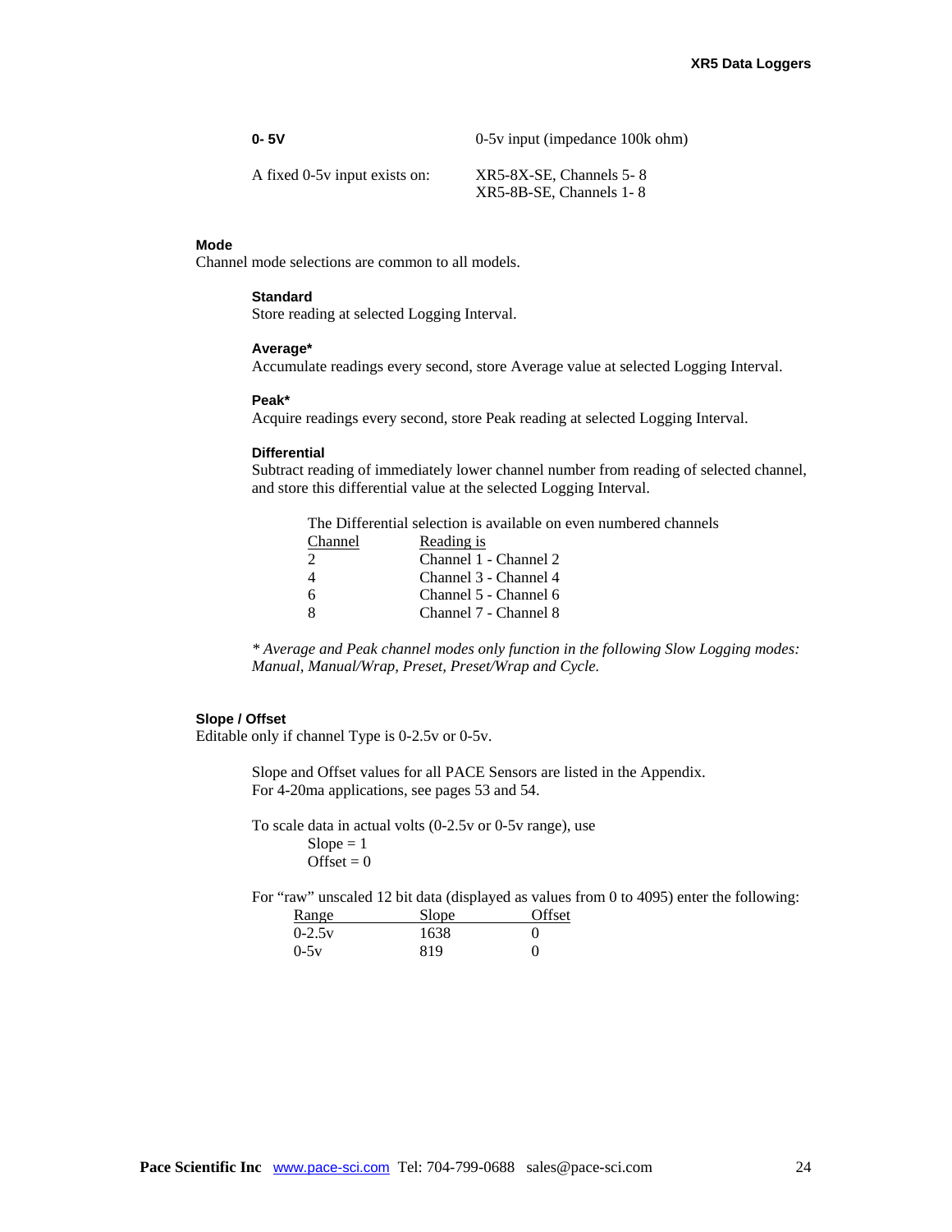| **0- 5V** | 0-5v input (impedance 100k ohm) |
|---|---|
| A fixed 0-5v input exists on: | XR5-8X-SE, Channels 5- 8<br>XR5-8B-SE, Channels 1- 8 |

### Mode

Channel mode selections are common to all models.

#### Standard

Store reading at selected Logging Interval.

#### Average*

Accumulate readings every second, store Average value at selected Logging Interval.

#### Peak*

Acquire readings every second, store Peak reading at selected Logging Interval.

#### Differential

Subtract reading of immediately lower channel number from reading of selected channel, and store this differential value at the selected Logging Interval.

The Differential selection is available on even numbered channels

| Channel | Reading is |
|---|---|
| 2 | Channel 1 - Channel 2 |
| 4 | Channel 3 - Channel 4 |
| 6 | Channel 5 - Channel 6 |
| 8 | Channel 7 - Channel 8 |

*\* Average and Peak channel modes only function in the following Slow Logging modes: Manual, Manual/Wrap, Preset, Preset/Wrap and Cycle.*

### Slope / Offset

Editable only if channel Type is 0-2.5v or 0-5v.

Slope and Offset values for all PACE Sensors are listed in the Appendix.
For 4-20ma applications, see pages 53 and 54.

To scale data in actual volts (0-2.5v or 0-5v range), use

Slope = 1
Offset = 0

For "raw" unscaled 12 bit data (displayed as values from 0 to 4095) enter the following:

| Range | Slope | Offset |
|---|---|---|
| 0-2.5v | 1638 | 0 |
| 0-5v | 819 | 0 |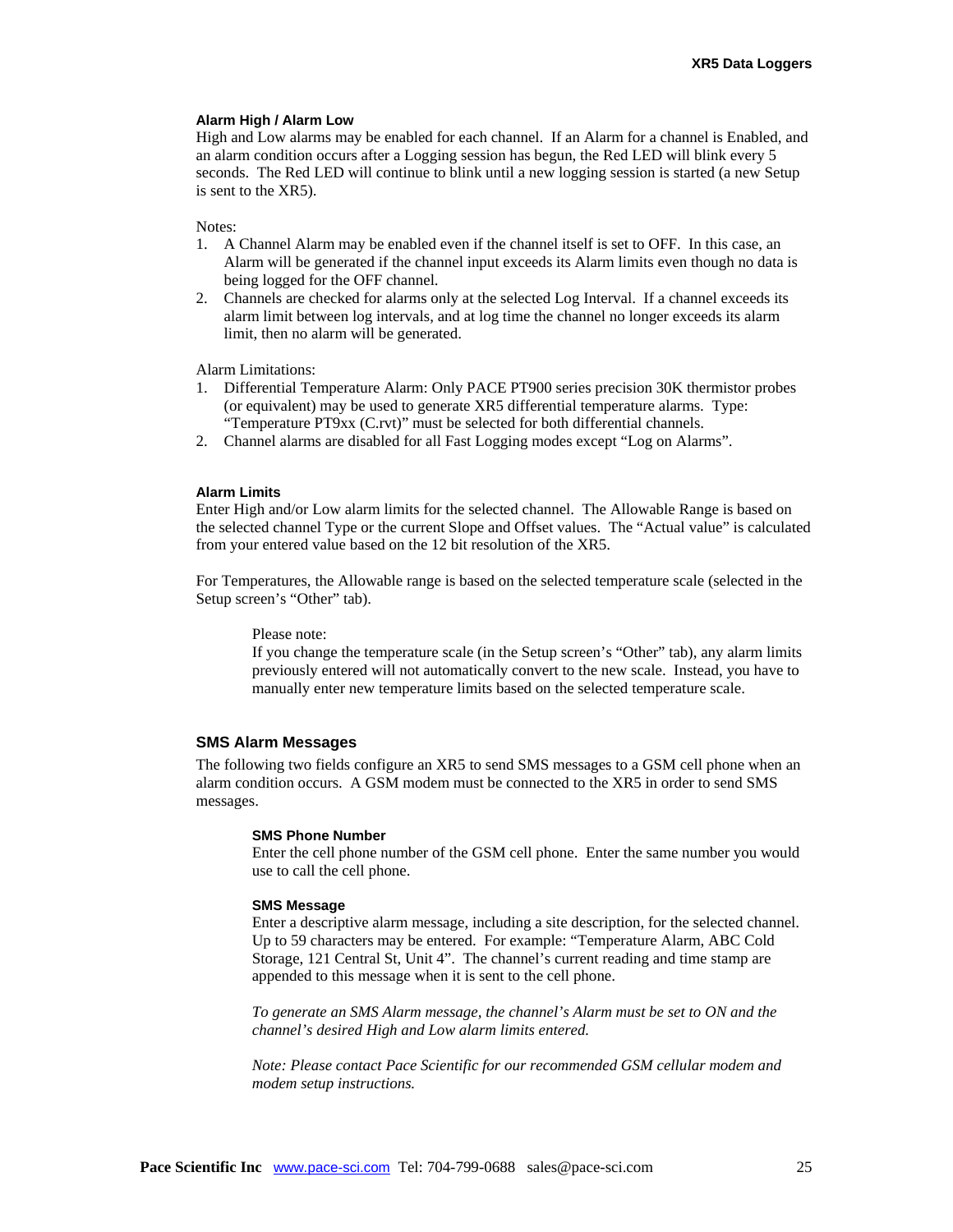#### Alarm High / Alarm Low

High and Low alarms may be enabled for each channel. If an Alarm for a channel is Enabled, and an alarm condition occurs after a Logging session has begun, the Red LED will blink every 5 seconds. The Red LED will continue to blink until a new logging session is started (a new Setup is sent to the XR5).

Notes:

1. A Channel Alarm may be enabled even if the channel itself is set to OFF. In this case, an Alarm will be generated if the channel input exceeds its Alarm limits even though no data is being logged for the OFF channel.
2. Channels are checked for alarms only at the selected Log Interval. If a channel exceeds its alarm limit between log intervals, and at log time the channel no longer exceeds its alarm limit, then no alarm will be generated.

Alarm Limitations:

1. Differential Temperature Alarm: Only PACE PT900 series precision 30K thermistor probes (or equivalent) may be used to generate XR5 differential temperature alarms. Type: "Temperature PT9xx (C.rvt)" must be selected for both differential channels.
2. Channel alarms are disabled for all Fast Logging modes except "Log on Alarms".

#### Alarm Limits

Enter High and/or Low alarm limits for the selected channel. The Allowable Range is based on the selected channel Type or the current Slope and Offset values. The "Actual value" is calculated from your entered value based on the 12 bit resolution of the XR5.

For Temperatures, the Allowable range is based on the selected temperature scale (selected in the Setup screen's "Other" tab).

> Please note:
> If you change the temperature scale (in the Setup screen's "Other" tab), any alarm limits previously entered will not automatically convert to the new scale. Instead, you have to manually enter new temperature limits based on the selected temperature scale.

### SMS Alarm Messages

The following two fields configure an XR5 to send SMS messages to a GSM cell phone when an alarm condition occurs. A GSM modem must be connected to the XR5 in order to send SMS messages.

#### SMS Phone Number

Enter the cell phone number of the GSM cell phone. Enter the same number you would use to call the cell phone.

#### SMS Message

Enter a descriptive alarm message, including a site description, for the selected channel. Up to 59 characters may be entered. For example: "Temperature Alarm, ABC Cold Storage, 121 Central St, Unit 4". The channel's current reading and time stamp are appended to this message when it is sent to the cell phone.

*To generate an SMS Alarm message, the channel's Alarm must be set to ON and the channel's desired High and Low alarm limits entered.*

*Note: Please contact Pace Scientific for our recommended GSM cellular modem and modem setup instructions.*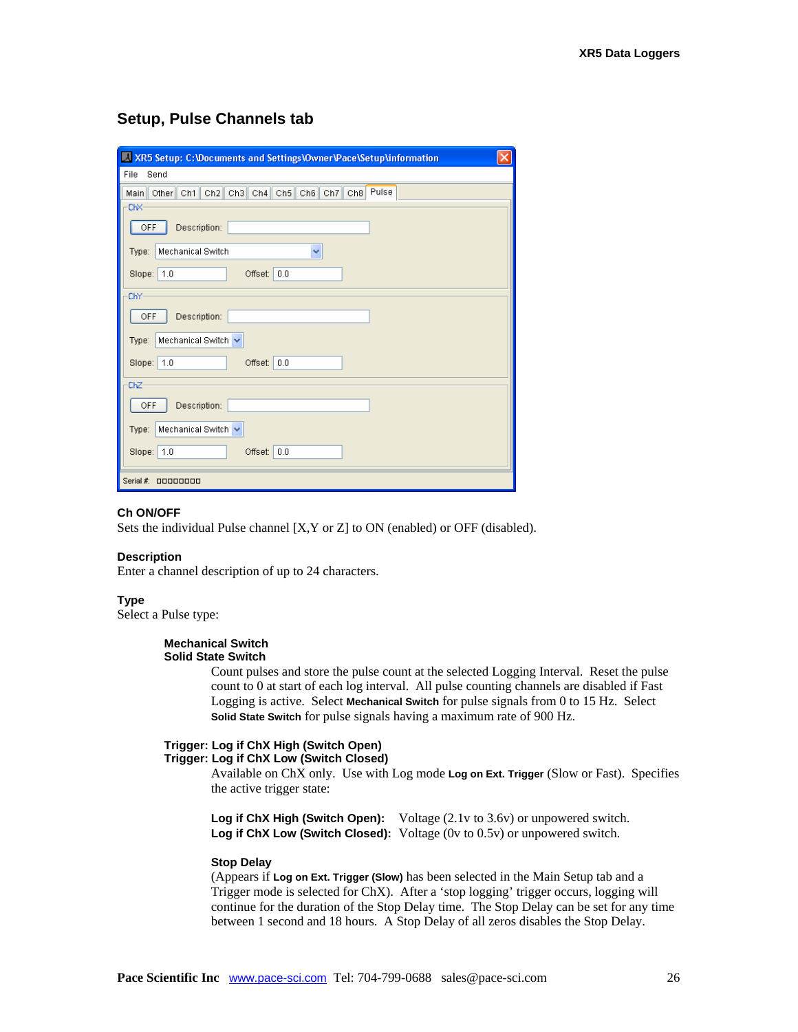## Setup, Pulse Channels tab

### Ch ON/OFF
Sets the individual Pulse channel [X,Y or Z] to ON (enabled) or OFF (disabled).

### Description
Enter a channel description of up to 24 characters.

### Type
Select a Pulse type:

**Mechanical Switch**
**Solid State Switch**

Count pulses and store the pulse count at the selected Logging Interval. Reset the pulse count to 0 at start of each log interval. All pulse counting channels are disabled if Fast Logging is active. Select **Mechanical Switch** for pulse signals from 0 to 15 Hz. Select **Solid State Switch** for pulse signals having a maximum rate of 900 Hz.

**Trigger: Log if ChX High (Switch Open)**
**Trigger: Log if ChX Low (Switch Closed)**

Available on ChX only. Use with Log mode **Log on Ext. Trigger** (Slow or Fast). Specifies the active trigger state:

**Log if ChX High (Switch Open):** Voltage (2.1v to 3.6v) or unpowered switch.
**Log if ChX Low (Switch Closed):** Voltage (0v to 0.5v) or unpowered switch.

**Stop Delay**
(Appears if **Log on Ext. Trigger (Slow)** has been selected in the Main Setup tab and a Trigger mode is selected for ChX). After a 'stop logging' trigger occurs, logging will continue for the duration of the Stop Delay time. The Stop Delay can be set for any time between 1 second and 18 hours. A Stop Delay of all zeros disables the Stop Delay.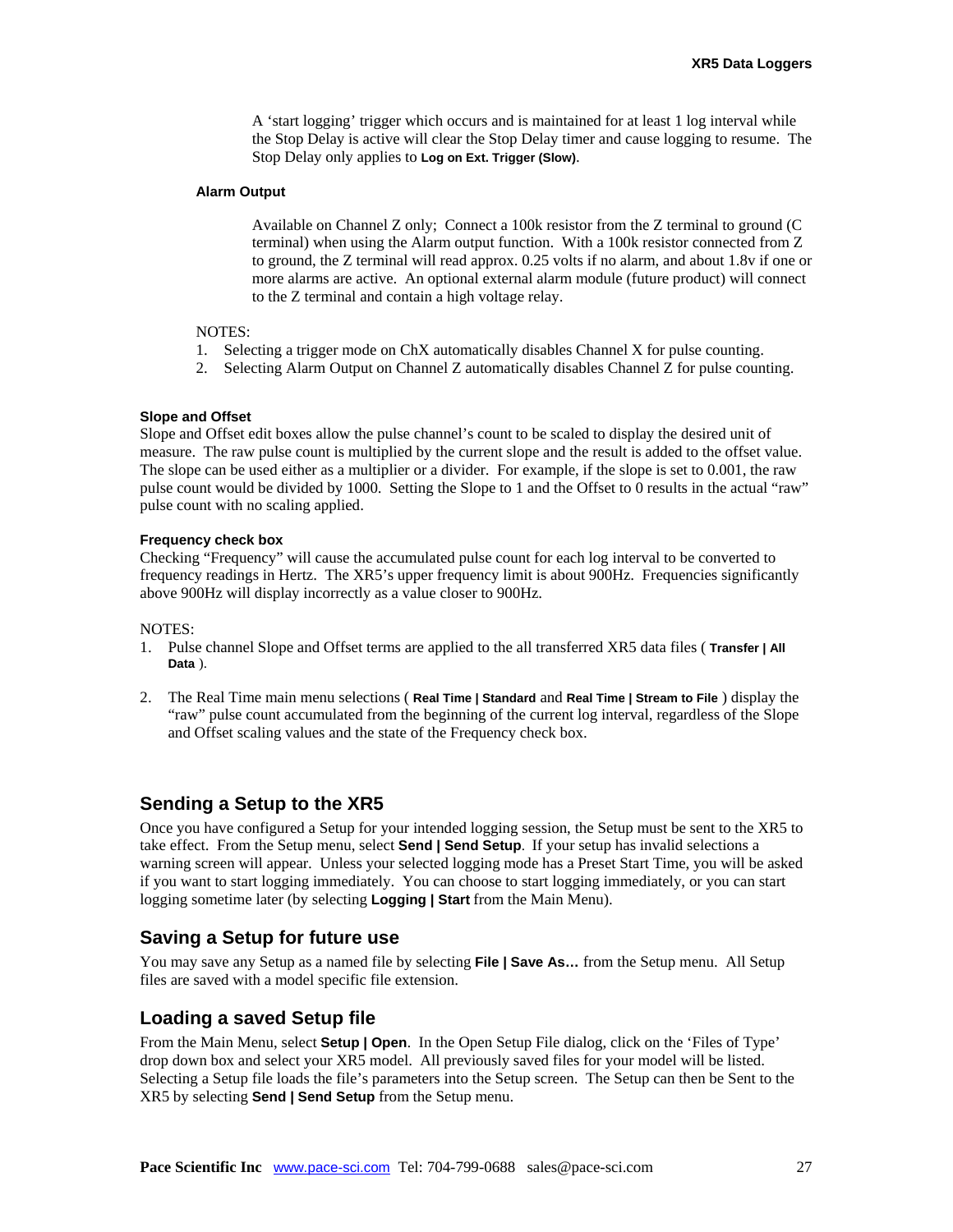A 'start logging' trigger which occurs and is maintained for at least 1 log interval while the Stop Delay is active will clear the Stop Delay timer and cause logging to resume. The Stop Delay only applies to **Log on Ext. Trigger (Slow)**.

**Alarm Output**

Available on Channel Z only; Connect a 100k resistor from the Z terminal to ground (C terminal) when using the Alarm output function. With a 100k resistor connected from Z to ground, the Z terminal will read approx. 0.25 volts if no alarm, and about 1.8v if one or more alarms are active. An optional external alarm module (future product) will connect to the Z terminal and contain a high voltage relay.

NOTES:
1. Selecting a trigger mode on ChX automatically disables Channel X for pulse counting.
2. Selecting Alarm Output on Channel Z automatically disables Channel Z for pulse counting.

#### Slope and Offset

Slope and Offset edit boxes allow the pulse channel's count to be scaled to display the desired unit of measure. The raw pulse count is multiplied by the current slope and the result is added to the offset value. The slope can be used either as a multiplier or a divider. For example, if the slope is set to 0.001, the raw pulse count would be divided by 1000. Setting the Slope to 1 and the Offset to 0 results in the actual "raw" pulse count with no scaling applied.

#### Frequency check box

Checking "Frequency" will cause the accumulated pulse count for each log interval to be converted to frequency readings in Hertz. The XR5's upper frequency limit is about 900Hz. Frequencies significantly above 900Hz will display incorrectly as a value closer to 900Hz.

NOTES:
1. Pulse channel Slope and Offset terms are applied to the all transferred XR5 data files ( **Transfer | All Data** ).
2. The Real Time main menu selections ( **Real Time | Standard** and **Real Time | Stream to File** ) display the "raw" pulse count accumulated from the beginning of the current log interval, regardless of the Slope and Offset scaling values and the state of the Frequency check box.

## Sending a Setup to the XR5

Once you have configured a Setup for your intended logging session, the Setup must be sent to the XR5 to take effect. From the Setup menu, select **Send | Send Setup**. If your setup has invalid selections a warning screen will appear. Unless your selected logging mode has a Preset Start Time, you will be asked if you want to start logging immediately. You can choose to start logging immediately, or you can start logging sometime later (by selecting **Logging | Start** from the Main Menu).

## Saving a Setup for future use

You may save any Setup as a named file by selecting **File | Save As…** from the Setup menu. All Setup files are saved with a model specific file extension.

## Loading a saved Setup file

From the Main Menu, select **Setup | Open**. In the Open Setup File dialog, click on the 'Files of Type' drop down box and select your XR5 model. All previously saved files for your model will be listed. Selecting a Setup file loads the file's parameters into the Setup screen. The Setup can then be Sent to the XR5 by selecting **Send | Send Setup** from the Setup menu.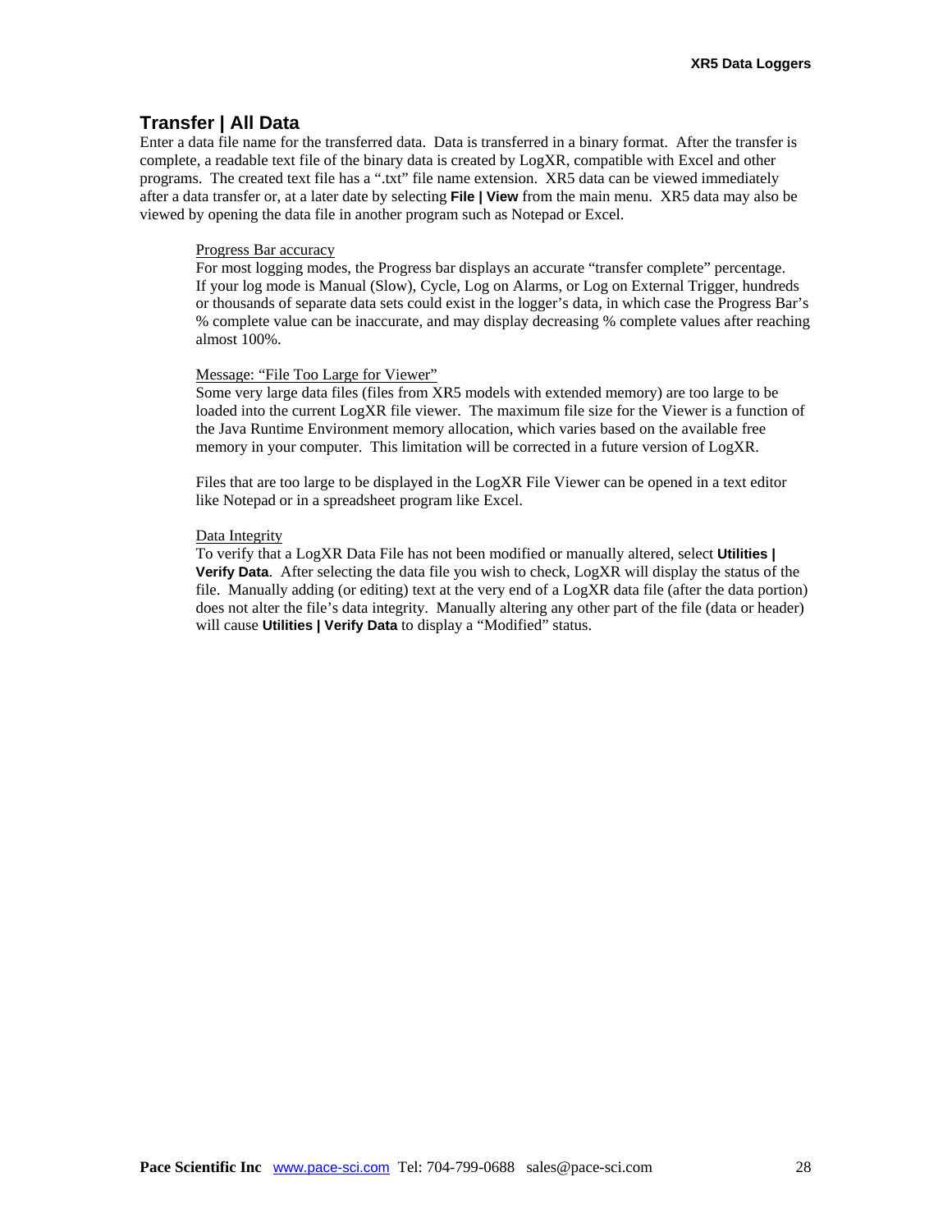## Transfer | All Data

Enter a data file name for the transferred data. Data is transferred in a binary format. After the transfer is complete, a readable text file of the binary data is created by LogXR, compatible with Excel and other programs. The created text file has a ".txt" file name extension. XR5 data can be viewed immediately after a data transfer or, at a later date by selecting **File | View** from the main menu. XR5 data may also be viewed by opening the data file in another program such as Notepad or Excel.

<u>Progress Bar accuracy</u>
For most logging modes, the Progress bar displays an accurate "transfer complete" percentage. If your log mode is Manual (Slow), Cycle, Log on Alarms, or Log on External Trigger, hundreds or thousands of separate data sets could exist in the logger's data, in which case the Progress Bar's % complete value can be inaccurate, and may display decreasing % complete values after reaching almost 100%.

<u>Message: "File Too Large for Viewer"</u>
Some very large data files (files from XR5 models with extended memory) are too large to be loaded into the current LogXR file viewer. The maximum file size for the Viewer is a function of the Java Runtime Environment memory allocation, which varies based on the available free memory in your computer. This limitation will be corrected in a future version of LogXR.

Files that are too large to be displayed in the LogXR File Viewer can be opened in a text editor like Notepad or in a spreadsheet program like Excel.

<u>Data Integrity</u>
To verify that a LogXR Data File has not been modified or manually altered, select **Utilities | Verify Data**. After selecting the data file you wish to check, LogXR will display the status of the file. Manually adding (or editing) text at the very end of a LogXR data file (after the data portion) does not alter the file's data integrity. Manually altering any other part of the file (data or header) will cause **Utilities | Verify Data** to display a "Modified" status.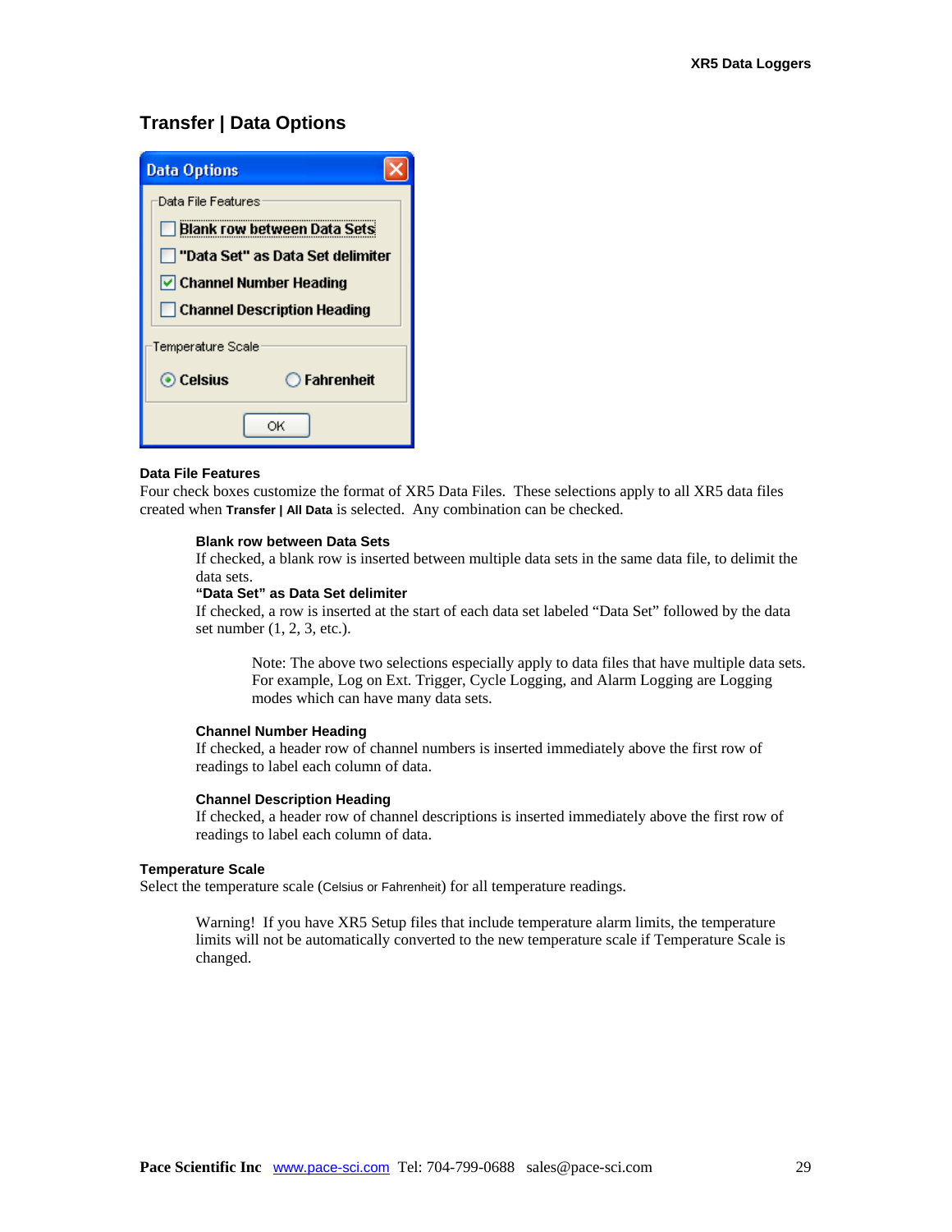## Transfer | Data Options

### Data File Features

Four check boxes customize the format of XR5 Data Files. These selections apply to all XR5 data files created when **Transfer | All Data** is selected. Any combination can be checked.

**Blank row between Data Sets**
If checked, a blank row is inserted between multiple data sets in the same data file, to delimit the data sets.

**"Data Set" as Data Set delimiter**
If checked, a row is inserted at the start of each data set labeled "Data Set" followed by the data set number (1, 2, 3, etc.).

> Note: The above two selections especially apply to data files that have multiple data sets. For example, Log on Ext. Trigger, Cycle Logging, and Alarm Logging are Logging modes which can have many data sets.

**Channel Number Heading**
If checked, a header row of channel numbers is inserted immediately above the first row of readings to label each column of data.

**Channel Description Heading**
If checked, a header row of channel descriptions is inserted immediately above the first row of readings to label each column of data.

### Temperature Scale

Select the temperature scale (Celsius or Fahrenheit) for all temperature readings.

> Warning! If you have XR5 Setup files that include temperature alarm limits, the temperature limits will not be automatically converted to the new temperature scale if Temperature Scale is changed.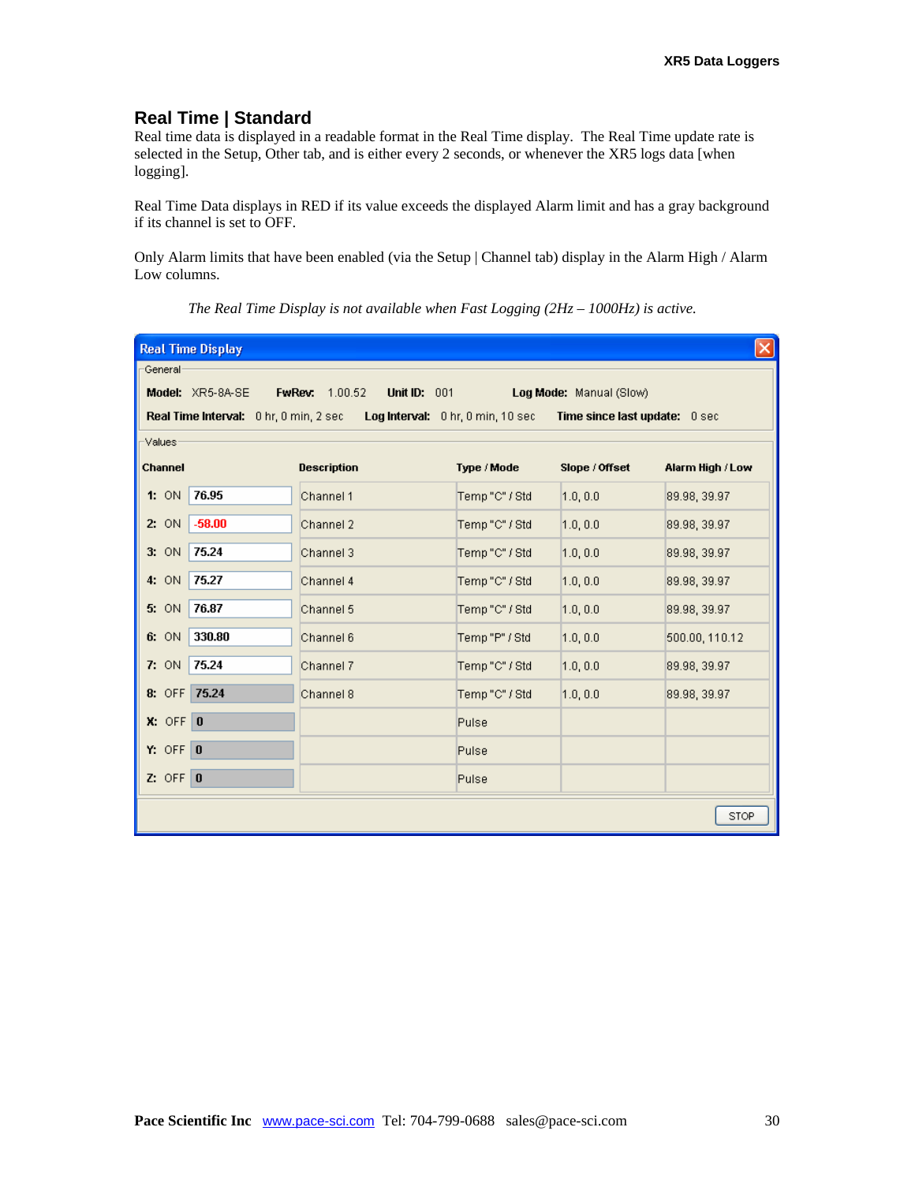## Real Time | Standard

Real time data is displayed in a readable format in the Real Time display. The Real Time update rate is selected in the Setup, Other tab, and is either every 2 seconds, or whenever the XR5 logs data [when logging].

Real Time Data displays in RED if its value exceeds the displayed Alarm limit and has a gray background if its channel is set to OFF.

Only Alarm limits that have been enabled (via the Setup | Channel tab) display in the Alarm High / Alarm Low columns.

*The Real Time Display is not available when Fast Logging (2Hz – 1000Hz) is active.*

**Real Time Display**

General

**Model:** XR5-8A-SE **FwRev:** 1.00.52 **Unit ID:** 001 **Log Mode:** Manual (Slow)

**Real Time Interval:** 0 hr, 0 min, 2 sec **Log Interval:** 0 hr, 0 min, 10 sec **Time since last update:** 0 sec

Values

| Channel | | Description | Type / Mode | Slope / Offset | Alarm High / Low |
|---|---|---|---|---|---|
| 1: ON | 76.95 | Channel 1 | Temp "C" / Std | 1.0, 0.0 | 89.98, 39.97 |
| 2: ON | -58.00 | Channel 2 | Temp "C" / Std | 1.0, 0.0 | 89.98, 39.97 |
| 3: ON | 75.24 | Channel 3 | Temp "C" / Std | 1.0, 0.0 | 89.98, 39.97 |
| 4: ON | 75.27 | Channel 4 | Temp "C" / Std | 1.0, 0.0 | 89.98, 39.97 |
| 5: ON | 76.87 | Channel 5 | Temp "C" / Std | 1.0, 0.0 | 89.98, 39.97 |
| 6: ON | 330.80 | Channel 6 | Temp "P" / Std | 1.0, 0.0 | 500.00, 110.12 |
| 7: ON | 75.24 | Channel 7 | Temp "C" / Std | 1.0, 0.0 | 89.98, 39.97 |
| 8: OFF | 75.24 | Channel 8 | Temp "C" / Std | 1.0, 0.0 | 89.98, 39.97 |
| X: OFF | 0 | | Pulse | | |
| Y: OFF | 0 | | Pulse | | |
| Z: OFF | 0 | | Pulse | | |

STOP

**Pace Scientific Inc** www.pace-sci.com Tel: 704-799-0688 sales@pace-sci.com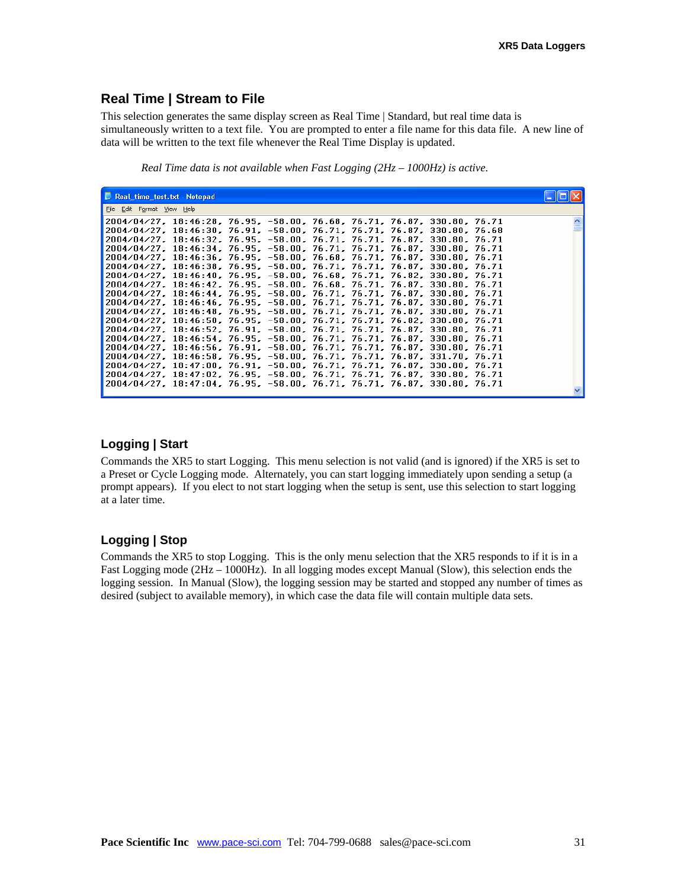## Real Time | Stream to File

This selection generates the same display screen as Real Time | Standard, but real time data is simultaneously written to a text file. You are prompted to enter a file name for this data file. A new line of data will be written to the text file whenever the Real Time Display is updated.

*Real Time data is not available when Fast Logging (2Hz – 1000Hz) is active.*

```
Real_time_test.txt - Notepad
File  Edit  Format  View  Help
2004/04/27, 18:46:28, 76.95, -58.00, 76.68, 76.71, 76.87, 330.80, 76.71
2004/04/27, 18:46:30, 76.91, -58.00, 76.71, 76.71, 76.87, 330.80, 76.68
2004/04/27, 18:46:32, 76.95, -58.00, 76.71, 76.71, 76.87, 330.80, 76.71
2004/04/27, 18:46:34, 76.95, -58.00, 76.71, 76.71, 76.87, 330.80, 76.71
2004/04/27, 18:46:36, 76.95, -58.00, 76.68, 76.71, 76.87, 330.80, 76.71
2004/04/27, 18:46:38, 76.95, -58.00, 76.71, 76.71, 76.87, 330.80, 76.71
2004/04/27, 18:46:40, 76.95, -58.00, 76.68, 76.71, 76.82, 330.80, 76.71
2004/04/27, 18:46:42, 76.95, -58.00, 76.68, 76.71, 76.87, 330.80, 76.71
2004/04/27, 18:46:44, 76.95, -58.00, 76.71, 76.71, 76.87, 330.80, 76.71
2004/04/27, 18:46:46, 76.95, -58.00, 76.71, 76.71, 76.87, 330.80, 76.71
2004/04/27, 18:46:48, 76.95, -58.00, 76.71, 76.71, 76.87, 330.80, 76.71
2004/04/27, 18:46:50, 76.95, -58.00, 76.71, 76.71, 76.82, 330.80, 76.71
2004/04/27, 18:46:52, 76.91, -58.00, 76.71, 76.71, 76.87, 330.80, 76.71
2004/04/27, 18:46:54, 76.95, -58.00, 76.71, 76.71, 76.87, 330.80, 76.71
2004/04/27, 18:46:56, 76.91, -58.00, 76.71, 76.71, 76.87, 330.80, 76.71
2004/04/27, 18:46:58, 76.95, -58.00, 76.71, 76.71, 76.87, 331.70, 76.71
2004/04/27, 18:47:00, 76.91, -58.00, 76.71, 76.71, 76.87, 330.80, 76.71
2004/04/27, 18:47:02, 76.95, -58.00, 76.71, 76.71, 76.87, 330.80, 76.71
2004/04/27, 18:47:04, 76.95, -58.00, 76.71, 76.71, 76.87, 330.80, 76.71
```

## Logging | Start

Commands the XR5 to start Logging. This menu selection is not valid (and is ignored) if the XR5 is set to a Preset or Cycle Logging mode. Alternately, you can start logging immediately upon sending a setup (a prompt appears). If you elect to not start logging when the setup is sent, use this selection to start logging at a later time.

## Logging | Stop

Commands the XR5 to stop Logging. This is the only menu selection that the XR5 responds to if it is in a Fast Logging mode (2Hz – 1000Hz). In all logging modes except Manual (Slow), this selection ends the logging session. In Manual (Slow), the logging session may be started and stopped any number of times as desired (subject to available memory), in which case the data file will contain multiple data sets.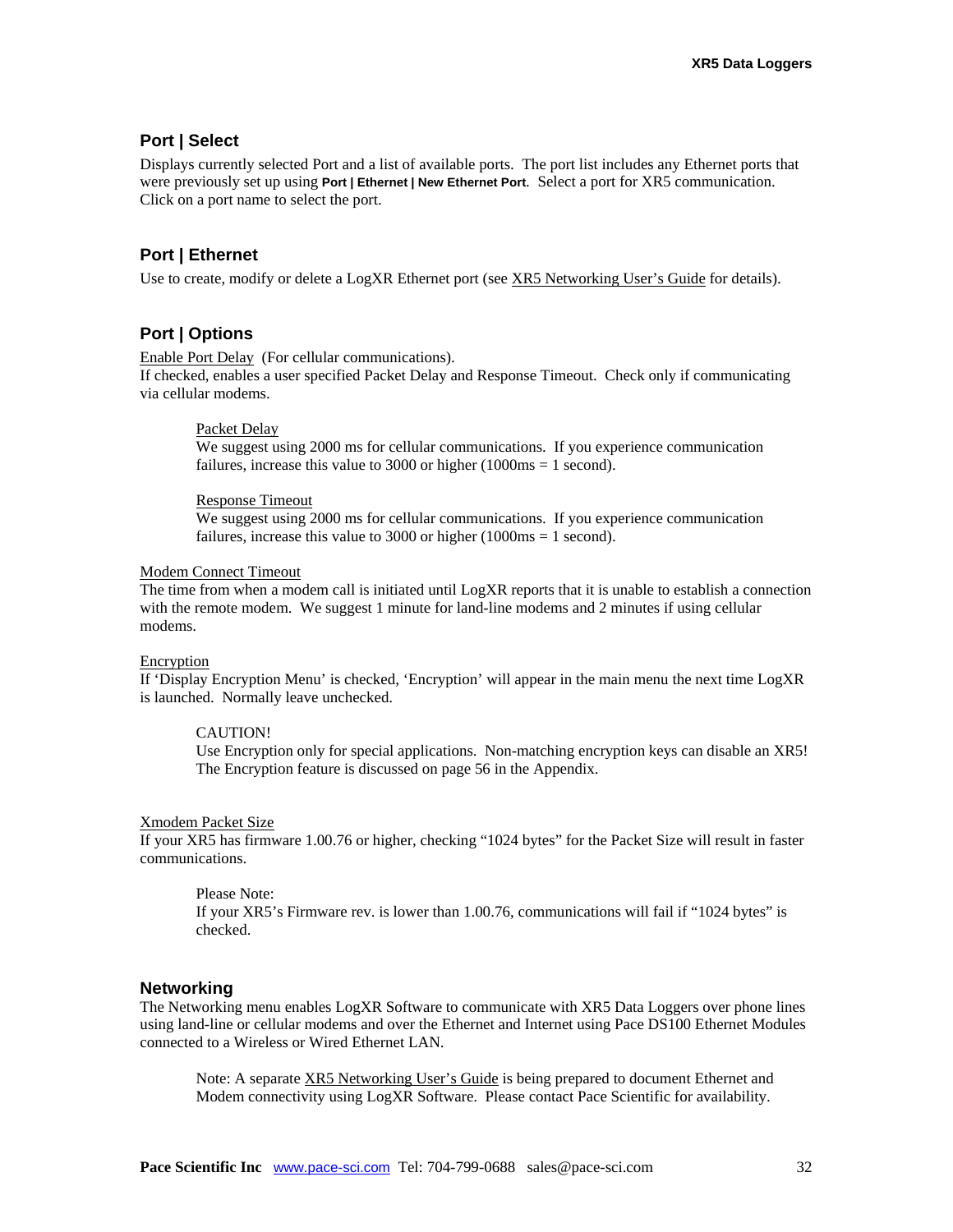## Port | Select

Displays currently selected Port and a list of available ports. The port list includes any Ethernet ports that were previously set up using **Port | Ethernet | New Ethernet Port**. Select a port for XR5 communication. Click on a port name to select the port.

## Port | Ethernet

Use to create, modify or delete a LogXR Ethernet port (see XR5 Networking User's Guide for details).

## Port | Options

Enable Port Delay (For cellular communications).
If checked, enables a user specified Packet Delay and Response Timeout. Check only if communicating via cellular modems.

> Packet Delay
> We suggest using 2000 ms for cellular communications. If you experience communication failures, increase this value to 3000 or higher (1000ms = 1 second).
>
> Response Timeout
> We suggest using 2000 ms for cellular communications. If you experience communication failures, increase this value to 3000 or higher (1000ms = 1 second).

Modem Connect Timeout
The time from when a modem call is initiated until LogXR reports that it is unable to establish a connection with the remote modem. We suggest 1 minute for land-line modems and 2 minutes if using cellular modems.

Encryption
If 'Display Encryption Menu' is checked, 'Encryption' will appear in the main menu the next time LogXR is launched. Normally leave unchecked.

> CAUTION!
> Use Encryption only for special applications. Non-matching encryption keys can disable an XR5! The Encryption feature is discussed on page 56 in the Appendix.

Xmodem Packet Size
If your XR5 has firmware 1.00.76 or higher, checking "1024 bytes" for the Packet Size will result in faster communications.

> Please Note:
> If your XR5's Firmware rev. is lower than 1.00.76, communications will fail if "1024 bytes" is checked.

## Networking

The Networking menu enables LogXR Software to communicate with XR5 Data Loggers over phone lines using land-line or cellular modems and over the Ethernet and Internet using Pace DS100 Ethernet Modules connected to a Wireless or Wired Ethernet LAN.

> Note: A separate XR5 Networking User's Guide is being prepared to document Ethernet and Modem connectivity using LogXR Software. Please contact Pace Scientific for availability.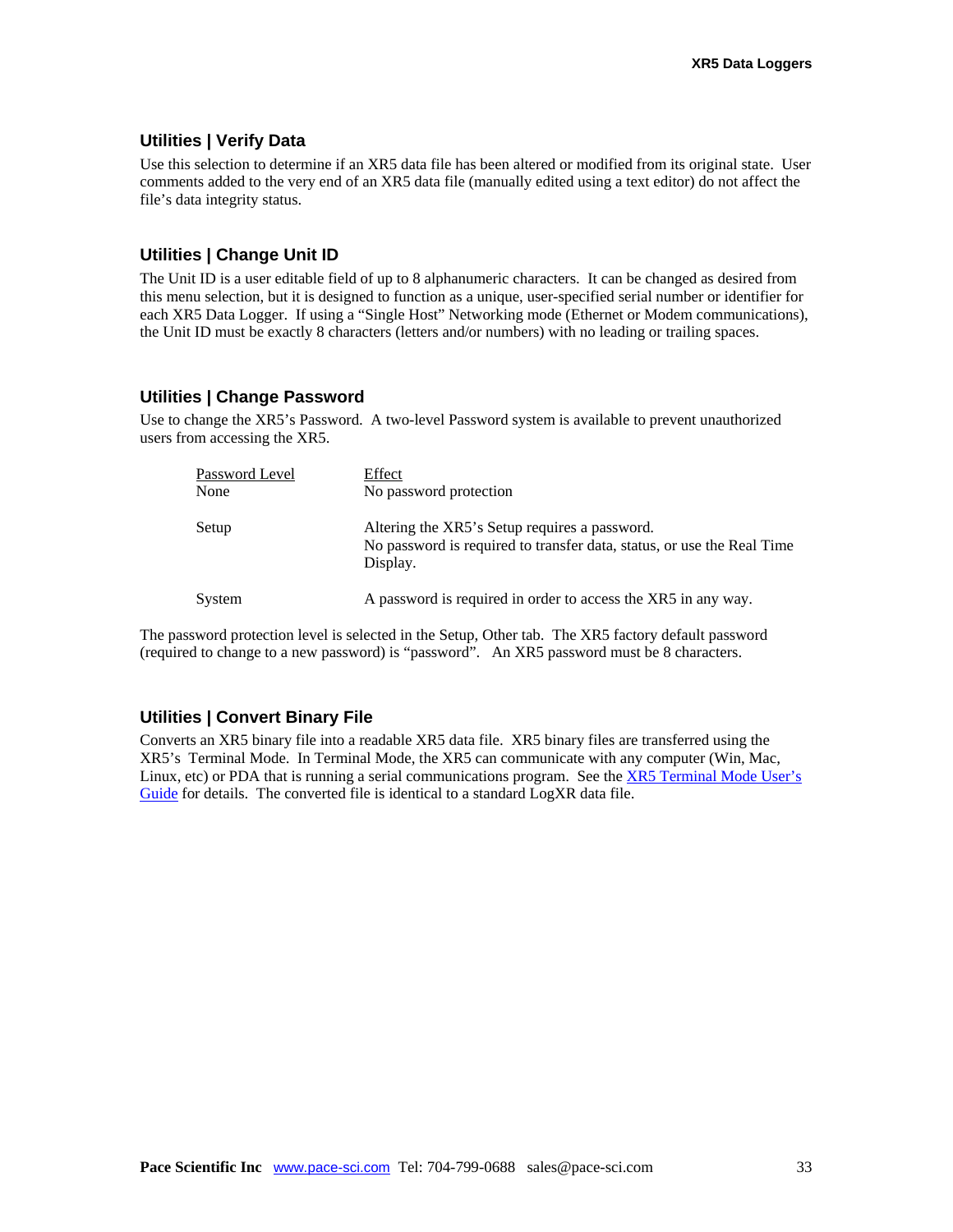## Utilities | Verify Data

Use this selection to determine if an XR5 data file has been altered or modified from its original state. User comments added to the very end of an XR5 data file (manually edited using a text editor) do not affect the file's data integrity status.

## Utilities | Change Unit ID

The Unit ID is a user editable field of up to 8 alphanumeric characters. It can be changed as desired from this menu selection, but it is designed to function as a unique, user-specified serial number or identifier for each XR5 Data Logger. If using a "Single Host" Networking mode (Ethernet or Modem communications), the Unit ID must be exactly 8 characters (letters and/or numbers) with no leading or trailing spaces.

## Utilities | Change Password

Use to change the XR5's Password. A two-level Password system is available to prevent unauthorized users from accessing the XR5.

| Password Level | Effect |
|---|---|
| None | No password protection |
| Setup | Altering the XR5's Setup requires a password. No password is required to transfer data, status, or use the Real Time Display. |
| System | A password is required in order to access the XR5 in any way. |

The password protection level is selected in the Setup, Other tab. The XR5 factory default password (required to change to a new password) is "password". An XR5 password must be 8 characters.

## Utilities | Convert Binary File

Converts an XR5 binary file into a readable XR5 data file. XR5 binary files are transferred using the XR5's Terminal Mode. In Terminal Mode, the XR5 can communicate with any computer (Win, Mac, Linux, etc) or PDA that is running a serial communications program. See the XR5 Terminal Mode User's Guide for details. The converted file is identical to a standard LogXR data file.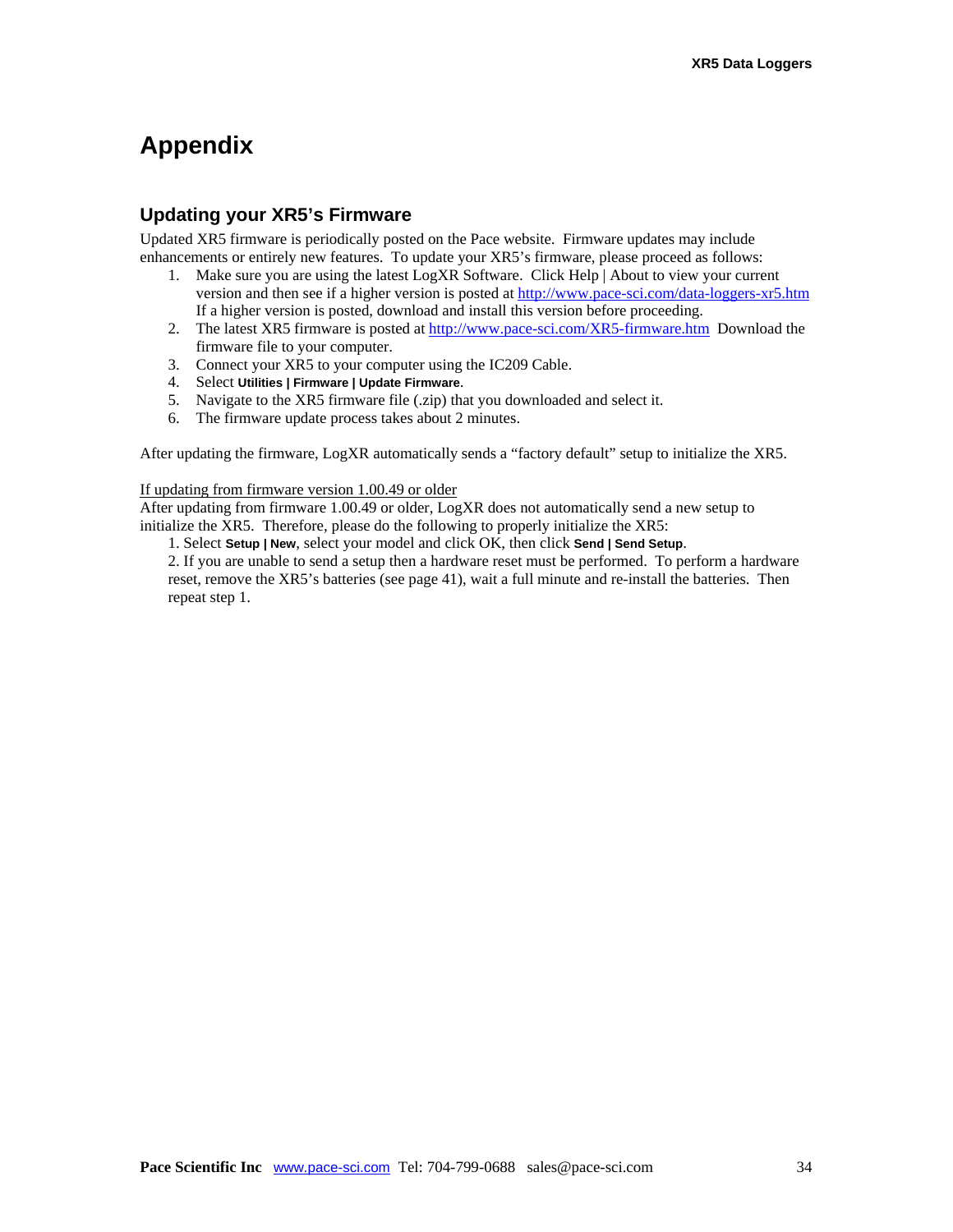# Appendix

## Updating your XR5's Firmware

Updated XR5 firmware is periodically posted on the Pace website. Firmware updates may include enhancements or entirely new features. To update your XR5's firmware, please proceed as follows:

1. Make sure you are using the latest LogXR Software. Click Help | About to view your current version and then see if a higher version is posted at http://www.pace-sci.com/data-loggers-xr5.htm If a higher version is posted, download and install this version before proceeding.
2. The latest XR5 firmware is posted at http://www.pace-sci.com/XR5-firmware.htm Download the firmware file to your computer.
3. Connect your XR5 to your computer using the IC209 Cable.
4. Select **Utilities | Firmware | Update Firmware**.
5. Navigate to the XR5 firmware file (.zip) that you downloaded and select it.
6. The firmware update process takes about 2 minutes.

After updating the firmware, LogXR automatically sends a "factory default" setup to initialize the XR5.

<u>If updating from firmware version 1.00.49 or older</u>

After updating from firmware 1.00.49 or older, LogXR does not automatically send a new setup to initialize the XR5. Therefore, please do the following to properly initialize the XR5:

1. Select **Setup | New**, select your model and click OK, then click **Send | Send Setup**.
2. If you are unable to send a setup then a hardware reset must be performed. To perform a hardware reset, remove the XR5's batteries (see page 41), wait a full minute and re-install the batteries. Then repeat step 1.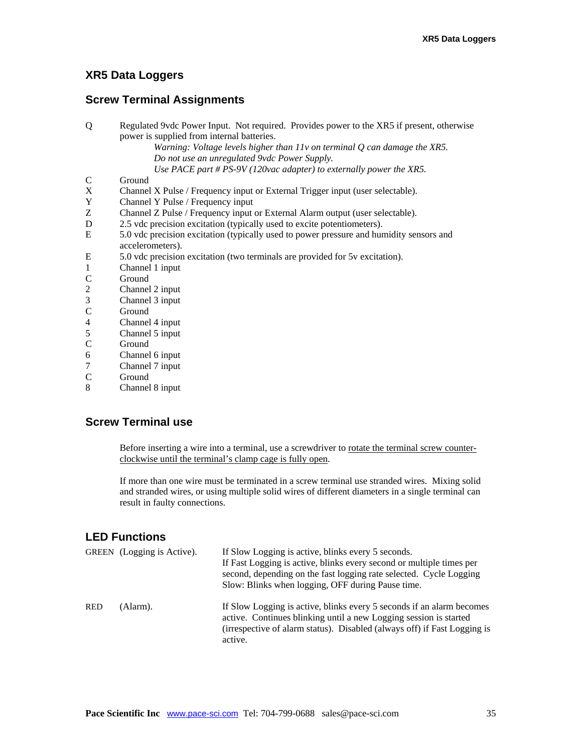## XR5 Data Loggers

### Screw Terminal Assignments

| | |
|---|---|
| Q | Regulated 9vdc Power Input. Not required. Provides power to the XR5 if present, otherwise power is supplied from internal batteries. *Warning: Voltage levels higher than 11v on terminal Q can damage the XR5. Do not use an unregulated 9vdc Power Supply. Use PACE part # PS-9V (120vac adapter) to externally power the XR5.* |
| C | Ground |
| X | Channel X Pulse / Frequency input or External Trigger input (user selectable). |
| Y | Channel Y Pulse / Frequency input |
| Z | Channel Z Pulse / Frequency input or External Alarm output (user selectable). |
| D | 2.5 vdc precision excitation (typically used to excite potentiometers). |
| E | 5.0 vdc precision excitation (typically used to power pressure and humidity sensors and accelerometers). |
| E | 5.0 vdc precision excitation (two terminals are provided for 5v excitation). |
| 1 | Channel 1 input |
| C | Ground |
| 2 | Channel 2 input |
| 3 | Channel 3 input |
| C | Ground |
| 4 | Channel 4 input |
| 5 | Channel 5 input |
| C | Ground |
| 6 | Channel 6 input |
| 7 | Channel 7 input |
| C | Ground |
| 8 | Channel 8 input |

### Screw Terminal use

Before inserting a wire into a terminal, use a screwdriver to rotate the terminal screw counter-clockwise until the terminal's clamp cage is fully open.

If more than one wire must be terminated in a screw terminal use stranded wires. Mixing solid and stranded wires, or using multiple solid wires of different diameters in a single terminal can result in faulty connections.

### LED Functions

| | | |
|---|---|---|
| GREEN | (Logging is Active). | If Slow Logging is active, blinks every 5 seconds. If Fast Logging is active, blinks every second or multiple times per second, depending on the fast logging rate selected. Cycle Logging Slow: Blinks when logging, OFF during Pause time. |
| RED | (Alarm). | If Slow Logging is active, blinks every 5 seconds if an alarm becomes active. Continues blinking until a new Logging session is started (irrespective of alarm status). Disabled (always off) if Fast Logging is active. |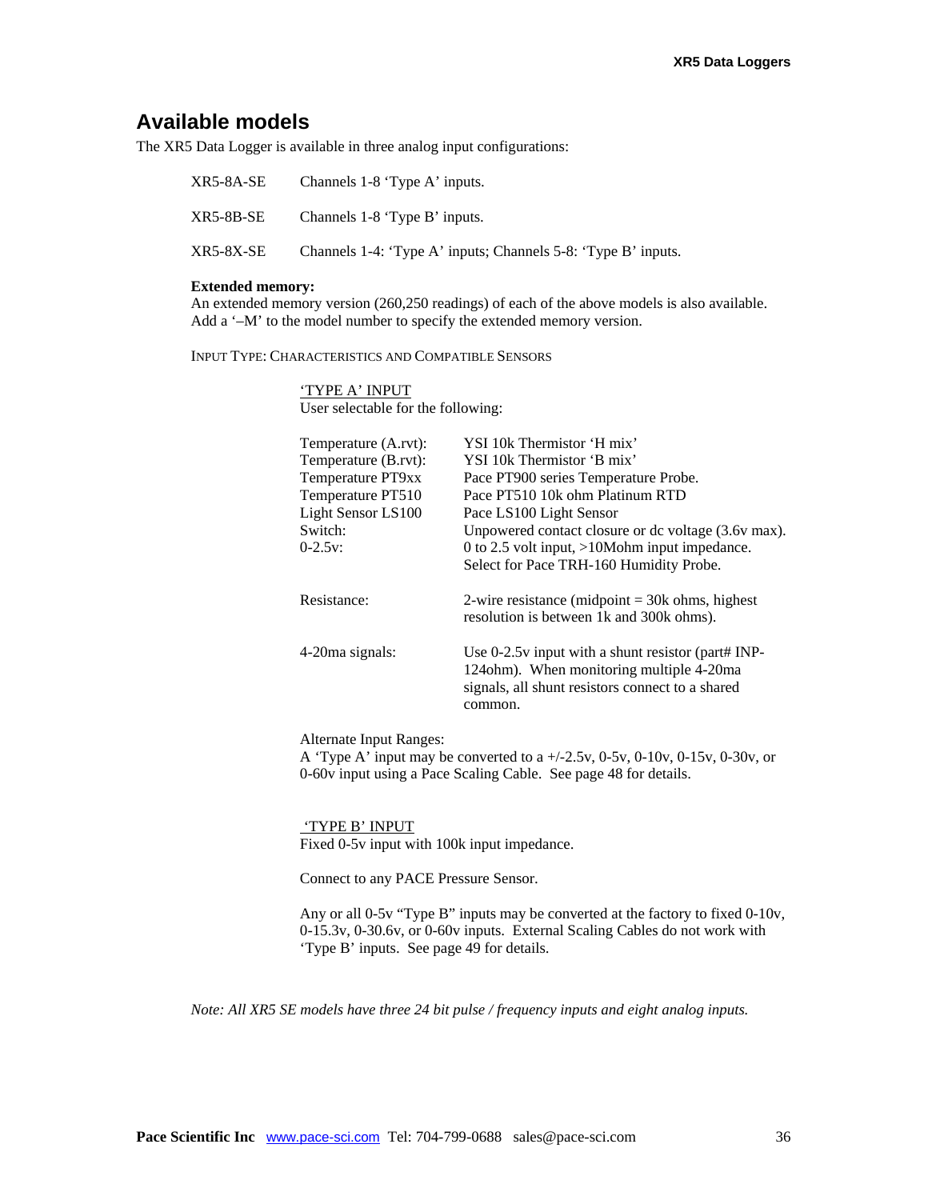## Available models

The XR5 Data Logger is available in three analog input configurations:

| | |
|---|---|
| XR5-8A-SE | Channels 1-8 'Type A' inputs. |
| XR5-8B-SE | Channels 1-8 'Type B' inputs. |
| XR5-8X-SE | Channels 1-4: 'Type A' inputs; Channels 5-8: 'Type B' inputs. |

**Extended memory:**
An extended memory version (260,250 readings) of each of the above models is also available. Add a '–M' to the model number to specify the extended memory version.

INPUT TYPE: CHARACTERISTICS AND COMPATIBLE SENSORS

'TYPE A' INPUT
User selectable for the following:

| | |
|---|---|
| Temperature (A.rvt): | YSI 10k Thermistor 'H mix' |
| Temperature (B.rvt): | YSI 10k Thermistor 'B mix' |
| Temperature PT9xx | Pace PT900 series Temperature Probe. |
| Temperature PT510 | Pace PT510 10k ohm Platinum RTD |
| Light Sensor LS100 | Pace LS100 Light Sensor |
| Switch: | Unpowered contact closure or dc voltage (3.6v max). |
| 0-2.5v: | 0 to 2.5 volt input, >10Mohm input impedance. Select for Pace TRH-160 Humidity Probe. |
| Resistance: | 2-wire resistance (midpoint = 30k ohms, highest resolution is between 1k and 300k ohms). |
| 4-20ma signals: | Use 0-2.5v input with a shunt resistor (part# INP-124ohm). When monitoring multiple 4-20ma signals, all shunt resistors connect to a shared common. |

Alternate Input Ranges:
A 'Type A' input may be converted to a +/-2.5v, 0-5v, 0-10v, 0-15v, 0-30v, or 0-60v input using a Pace Scaling Cable. See page 48 for details.

'TYPE B' INPUT
Fixed 0-5v input with 100k input impedance.

Connect to any PACE Pressure Sensor.

Any or all 0-5v "Type B" inputs may be converted at the factory to fixed 0-10v, 0-15.3v, 0-30.6v, or 0-60v inputs. External Scaling Cables do not work with 'Type B' inputs. See page 49 for details.

*Note: All XR5 SE models have three 24 bit pulse / frequency inputs and eight analog inputs.*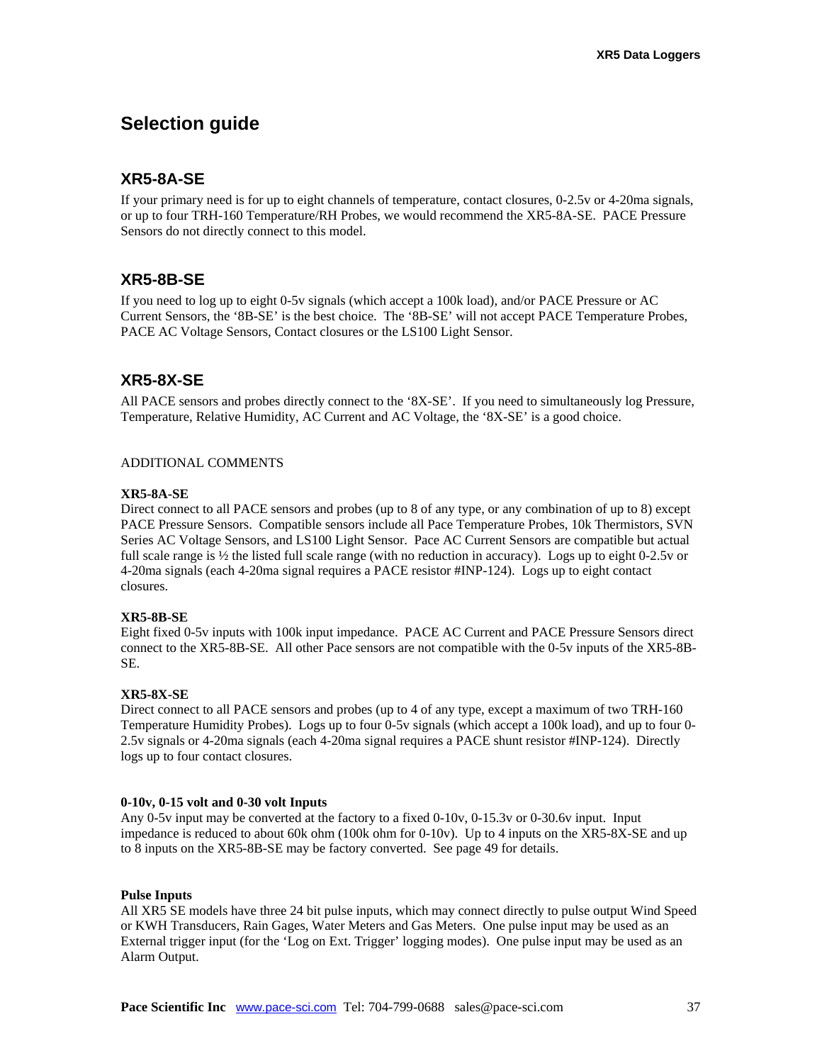# Selection guide

## XR5-8A-SE

If your primary need is for up to eight channels of temperature, contact closures, 0-2.5v or 4-20ma signals, or up to four TRH-160 Temperature/RH Probes, we would recommend the XR5-8A-SE. PACE Pressure Sensors do not directly connect to this model.

## XR5-8B-SE

If you need to log up to eight 0-5v signals (which accept a 100k load), and/or PACE Pressure or AC Current Sensors, the '8B-SE' is the best choice. The '8B-SE' will not accept PACE Temperature Probes, PACE AC Voltage Sensors, Contact closures or the LS100 Light Sensor.

## XR5-8X-SE

All PACE sensors and probes directly connect to the '8X-SE'. If you need to simultaneously log Pressure, Temperature, Relative Humidity, AC Current and AC Voltage, the '8X-SE' is a good choice.

ADDITIONAL COMMENTS

**XR5-8A-SE**
Direct connect to all PACE sensors and probes (up to 8 of any type, or any combination of up to 8) except PACE Pressure Sensors. Compatible sensors include all Pace Temperature Probes, 10k Thermistors, SVN Series AC Voltage Sensors, and LS100 Light Sensor. Pace AC Current Sensors are compatible but actual full scale range is ½ the listed full scale range (with no reduction in accuracy). Logs up to eight 0-2.5v or 4-20ma signals (each 4-20ma signal requires a PACE resistor #INP-124). Logs up to eight contact closures.

**XR5-8B-SE**
Eight fixed 0-5v inputs with 100k input impedance. PACE AC Current and PACE Pressure Sensors direct connect to the XR5-8B-SE. All other Pace sensors are not compatible with the 0-5v inputs of the XR5-8B-SE.

**XR5-8X-SE**
Direct connect to all PACE sensors and probes (up to 4 of any type, except a maximum of two TRH-160 Temperature Humidity Probes). Logs up to four 0-5v signals (which accept a 100k load), and up to four 0-2.5v signals or 4-20ma signals (each 4-20ma signal requires a PACE shunt resistor #INP-124). Directly logs up to four contact closures.

**0-10v, 0-15 volt and 0-30 volt Inputs**
Any 0-5v input may be converted at the factory to a fixed 0-10v, 0-15.3v or 0-30.6v input. Input impedance is reduced to about 60k ohm (100k ohm for 0-10v). Up to 4 inputs on the XR5-8X-SE and up to 8 inputs on the XR5-8B-SE may be factory converted. See page 49 for details.

**Pulse Inputs**
All XR5 SE models have three 24 bit pulse inputs, which may connect directly to pulse output Wind Speed or KWH Transducers, Rain Gages, Water Meters and Gas Meters. One pulse input may be used as an External trigger input (for the 'Log on Ext. Trigger' logging modes). One pulse input may be used as an Alarm Output.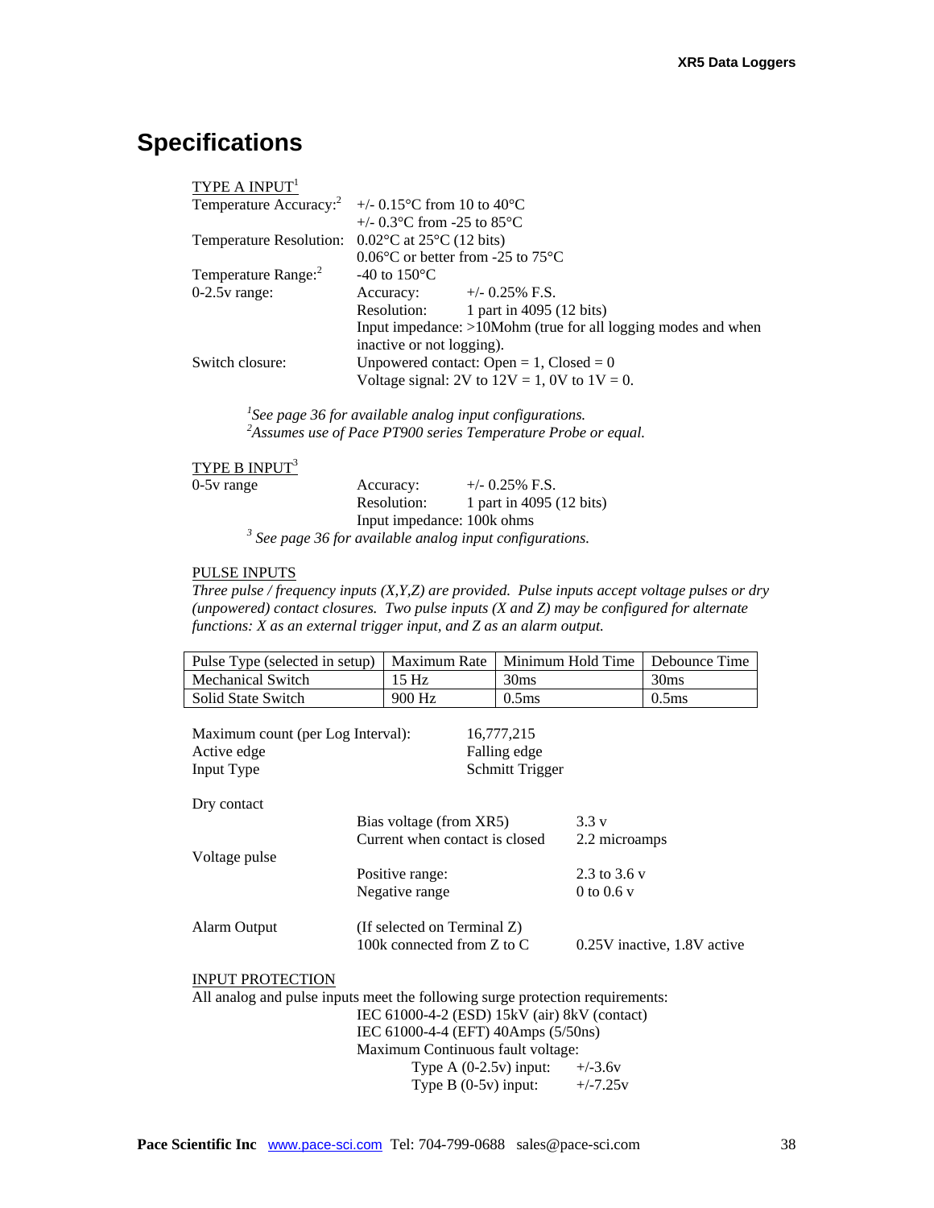# Specifications

TYPE A INPUT[1]

| | |
|---|---|
| Temperature Accuracy:[2] | +/- 0.15°C from 10 to 40°C |
| | +/- 0.3°C from -25 to 85°C |
| Temperature Resolution: | 0.02°C at 25°C (12 bits) |
| | 0.06°C or better from -25 to 75°C |
| Temperature Range:[2] | -40 to 150°C |
| 0-2.5v range: | Accuracy: +/- 0.25% F.S. |
| | Resolution: 1 part in 4095 (12 bits) |
| | Input impedance: >10Mohm (true for all logging modes and when inactive or not logging). |
| Switch closure: | Unpowered contact: Open = 1, Closed = 0 |
| | Voltage signal: 2V to 12V = 1, 0V to 1V = 0. |

*[1]See page 36 for available analog input configurations.*
*[2]Assumes use of Pace PT900 series Temperature Probe or equal.*

TYPE B INPUT[3]

| | |
|---|---|
| 0-5v range | Accuracy: +/- 0.25% F.S. |
| | Resolution: 1 part in 4095 (12 bits) |
| | Input impedance: 100k ohms |

*[3] See page 36 for available analog input configurations.*

PULSE INPUTS

*Three pulse / frequency inputs (X,Y,Z) are provided. Pulse inputs accept voltage pulses or dry (unpowered) contact closures. Two pulse inputs (X and Z) may be configured for alternate functions: X as an external trigger input, and Z as an alarm output.*

| Pulse Type (selected in setup) | Maximum Rate | Minimum Hold Time | Debounce Time |
|---|---|---|---|
| Mechanical Switch | 15 Hz | 30ms | 30ms |
| Solid State Switch | 900 Hz | 0.5ms | 0.5ms |

| | |
|---|---|
| Maximum count (per Log Interval): | 16,777,215 |
| Active edge | Falling edge |
| Input Type | Schmitt Trigger |

| | | |
|---|---|---|
| Dry contact | | |
| | Bias voltage (from XR5) | 3.3 v |
| | Current when contact is closed | 2.2 microamps |
| Voltage pulse | | |
| | Positive range: | 2.3 to 3.6 v |
| | Negative range | 0 to 0.6 v |
| Alarm Output | (If selected on Terminal Z) | |
| | 100k connected from Z to C | 0.25V inactive, 1.8V active |

INPUT PROTECTION

All analog and pulse inputs meet the following surge protection requirements:

IEC 61000-4-2 (ESD) 15kV (air) 8kV (contact)
IEC 61000-4-4 (EFT) 40Amps (5/50ns)
Maximum Continuous fault voltage:

| | |
|---|---|
| Type A (0-2.5v) input: | +/-3.6v |
| Type B (0-5v) input: | +/-7.25v |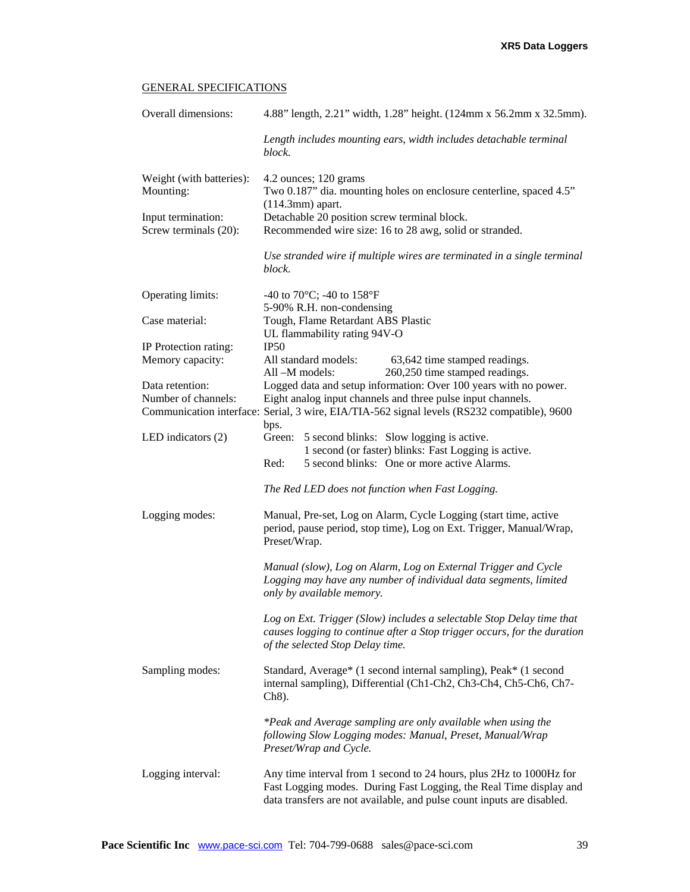## GENERAL SPECIFICATIONS

| | |
|---|---|
| Overall dimensions: | 4.88" length, 2.21" width, 1.28" height. (124mm x 56.2mm x 32.5mm).<br><br>*Length includes mounting ears, width includes detachable terminal block.* |
| Weight (with batteries): | 4.2 ounces; 120 grams |
| Mounting: | Two 0.187" dia. mounting holes on enclosure centerline, spaced 4.5" (114.3mm) apart. |
| Input termination: | Detachable 20 position screw terminal block. |
| Screw terminals (20): | Recommended wire size: 16 to 28 awg, solid or stranded.<br><br>*Use stranded wire if multiple wires are terminated in a single terminal block.* |
| Operating limits: | -40 to 70°C; -40 to 158°F<br>5-90% R.H. non-condensing |
| Case material: | Tough, Flame Retardant ABS Plastic<br>UL flammability rating 94V-O |
| IP Protection rating: | IP50 |
| Memory capacity: | All standard models: 63,642 time stamped readings.<br>All –M models: 260,250 time stamped readings. |
| Data retention: | Logged data and setup information: Over 100 years with no power. |
| Number of channels: | Eight analog input channels and three pulse input channels. |
| Communication interface: | Serial, 3 wire, EIA/TIA-562 signal levels (RS232 compatible), 9600 bps. |
| LED indicators (2) | Green: 5 second blinks: Slow logging is active.<br>1 second (or faster) blinks: Fast Logging is active.<br>Red: 5 second blinks: One or more active Alarms.<br><br>*The Red LED does not function when Fast Logging.* |
| Logging modes: | Manual, Pre-set, Log on Alarm, Cycle Logging (start time, active period, pause period, stop time), Log on Ext. Trigger, Manual/Wrap, Preset/Wrap.<br><br>*Manual (slow), Log on Alarm, Log on External Trigger and Cycle Logging may have any number of individual data segments, limited only by available memory.*<br><br>*Log on Ext. Trigger (Slow) includes a selectable Stop Delay time that causes logging to continue after a Stop trigger occurs, for the duration of the selected Stop Delay time.* |
| Sampling modes: | Standard, Average* (1 second internal sampling), Peak* (1 second internal sampling), Differential (Ch1-Ch2, Ch3-Ch4, Ch5-Ch6, Ch7-Ch8).<br><br>*\*Peak and Average sampling are only available when using the following Slow Logging modes: Manual, Preset, Manual/Wrap Preset/Wrap and Cycle.* |
| Logging interval: | Any time interval from 1 second to 24 hours, plus 2Hz to 1000Hz for Fast Logging modes. During Fast Logging, the Real Time display and data transfers are not available, and pulse count inputs are disabled. |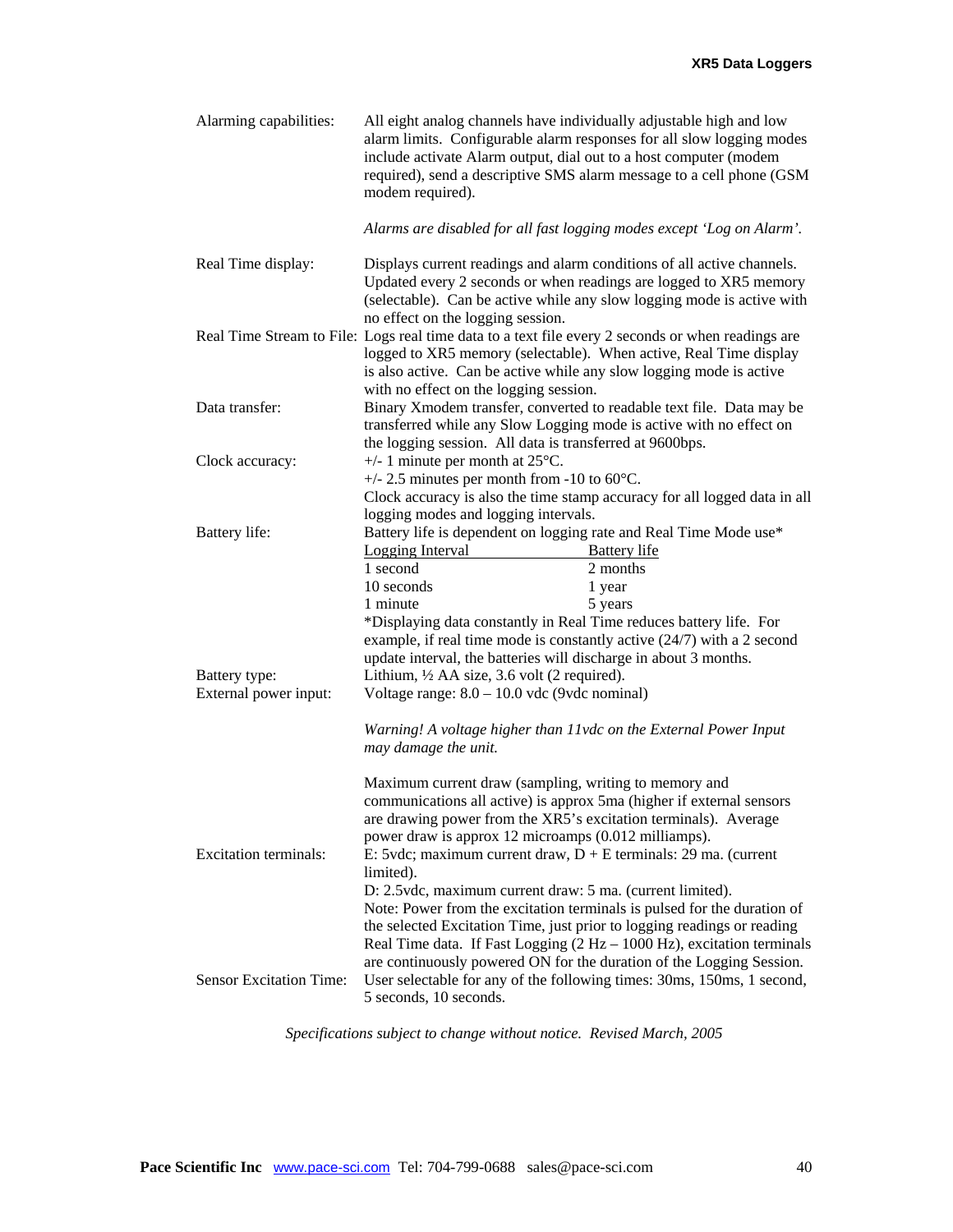| | |
|---|---|
| Alarming capabilities: | All eight analog channels have individually adjustable high and low alarm limits. Configurable alarm responses for all slow logging modes include activate Alarm output, dial out to a host computer (modem required), send a descriptive SMS alarm message to a cell phone (GSM modem required).<br><br>*Alarms are disabled for all fast logging modes except 'Log on Alarm'.* |
| Real Time display: | Displays current readings and alarm conditions of all active channels. Updated every 2 seconds or when readings are logged to XR5 memory (selectable). Can be active while any slow logging mode is active with no effect on the logging session. |
| Real Time Stream to File: | Logs real time data to a text file every 2 seconds or when readings are logged to XR5 memory (selectable). When active, Real Time display is also active. Can be active while any slow logging mode is active with no effect on the logging session. |
| Data transfer: | Binary Xmodem transfer, converted to readable text file. Data may be transferred while any Slow Logging mode is active with no effect on the logging session. All data is transferred at 9600bps. |
| Clock accuracy: | +/- 1 minute per month at 25°C.<br>+/- 2.5 minutes per month from -10 to 60°C.<br>Clock accuracy is also the time stamp accuracy for all logged data in all logging modes and logging intervals. |
| Battery life: | Battery life is dependent on logging rate and Real Time Mode use*<br><u>Logging Interval</u> — <u>Battery life</u><br>1 second — 2 months<br>10 seconds — 1 year<br>1 minute — 5 years<br>*Displaying data constantly in Real Time reduces battery life. For example, if real time mode is constantly active (24/7) with a 2 second update interval, the batteries will discharge in about 3 months. |
| Battery type: | Lithium, ½ AA size, 3.6 volt (2 required). |
| External power input: | Voltage range: 8.0 – 10.0 vdc (9vdc nominal)<br><br>*Warning! A voltage higher than 11vdc on the External Power Input may damage the unit.*<br><br>Maximum current draw (sampling, writing to memory and communications all active) is approx 5ma (higher if external sensors are drawing power from the XR5's excitation terminals). Average power draw is approx 12 microamps (0.012 milliamps). |
| Excitation terminals: | E: 5vdc; maximum current draw, D + E terminals: 29 ma. (current limited).<br>D: 2.5vdc, maximum current draw: 5 ma. (current limited).<br>Note: Power from the excitation terminals is pulsed for the duration of the selected Excitation Time, just prior to logging readings or reading Real Time data. If Fast Logging (2 Hz – 1000 Hz), excitation terminals are continuously powered ON for the duration of the Logging Session. |
| Sensor Excitation Time: | User selectable for any of the following times: 30ms, 150ms, 1 second, 5 seconds, 10 seconds. |

*Specifications subject to change without notice. Revised March, 2005*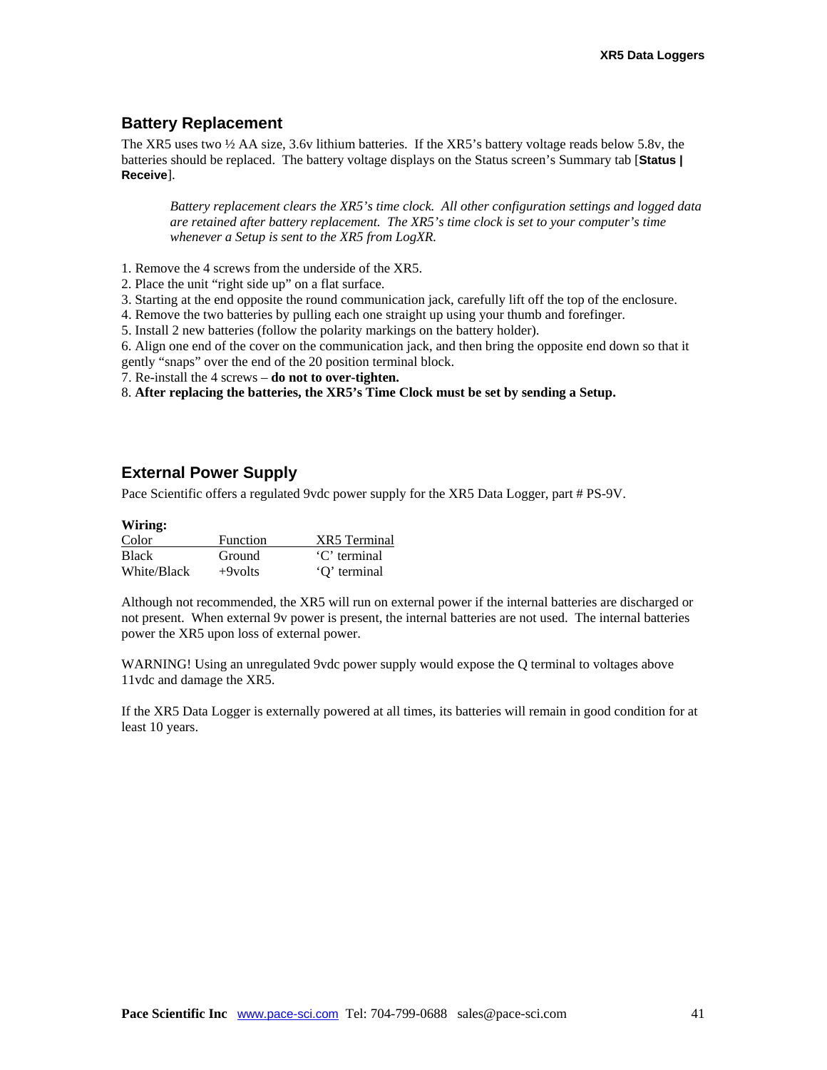## Battery Replacement

The XR5 uses two ½ AA size, 3.6v lithium batteries. If the XR5's battery voltage reads below 5.8v, the batteries should be replaced. The battery voltage displays on the Status screen's Summary tab [**Status | Receive**].

> *Battery replacement clears the XR5's time clock. All other configuration settings and logged data are retained after battery replacement. The XR5's time clock is set to your computer's time whenever a Setup is sent to the XR5 from LogXR.*

1. Remove the 4 screws from the underside of the XR5.
2. Place the unit "right side up" on a flat surface.
3. Starting at the end opposite the round communication jack, carefully lift off the top of the enclosure.
4. Remove the two batteries by pulling each one straight up using your thumb and forefinger.
5. Install 2 new batteries (follow the polarity markings on the battery holder).
6. Align one end of the cover on the communication jack, and then bring the opposite end down so that it gently "snaps" over the end of the 20 position terminal block.
7. Re-install the 4 screws – **do not to over-tighten.**
8. **After replacing the batteries, the XR5's Time Clock must be set by sending a Setup.**

## External Power Supply

Pace Scientific offers a regulated 9vdc power supply for the XR5 Data Logger, part # PS-9V.

**Wiring:**

| Color | Function | XR5 Terminal |
|---|---|---|
| Black | Ground | 'C' terminal |
| White/Black | +9volts | 'Q' terminal |

Although not recommended, the XR5 will run on external power if the internal batteries are discharged or not present. When external 9v power is present, the internal batteries are not used. The internal batteries power the XR5 upon loss of external power.

WARNING! Using an unregulated 9vdc power supply would expose the Q terminal to voltages above 11vdc and damage the XR5.

If the XR5 Data Logger is externally powered at all times, its batteries will remain in good condition for at least 10 years.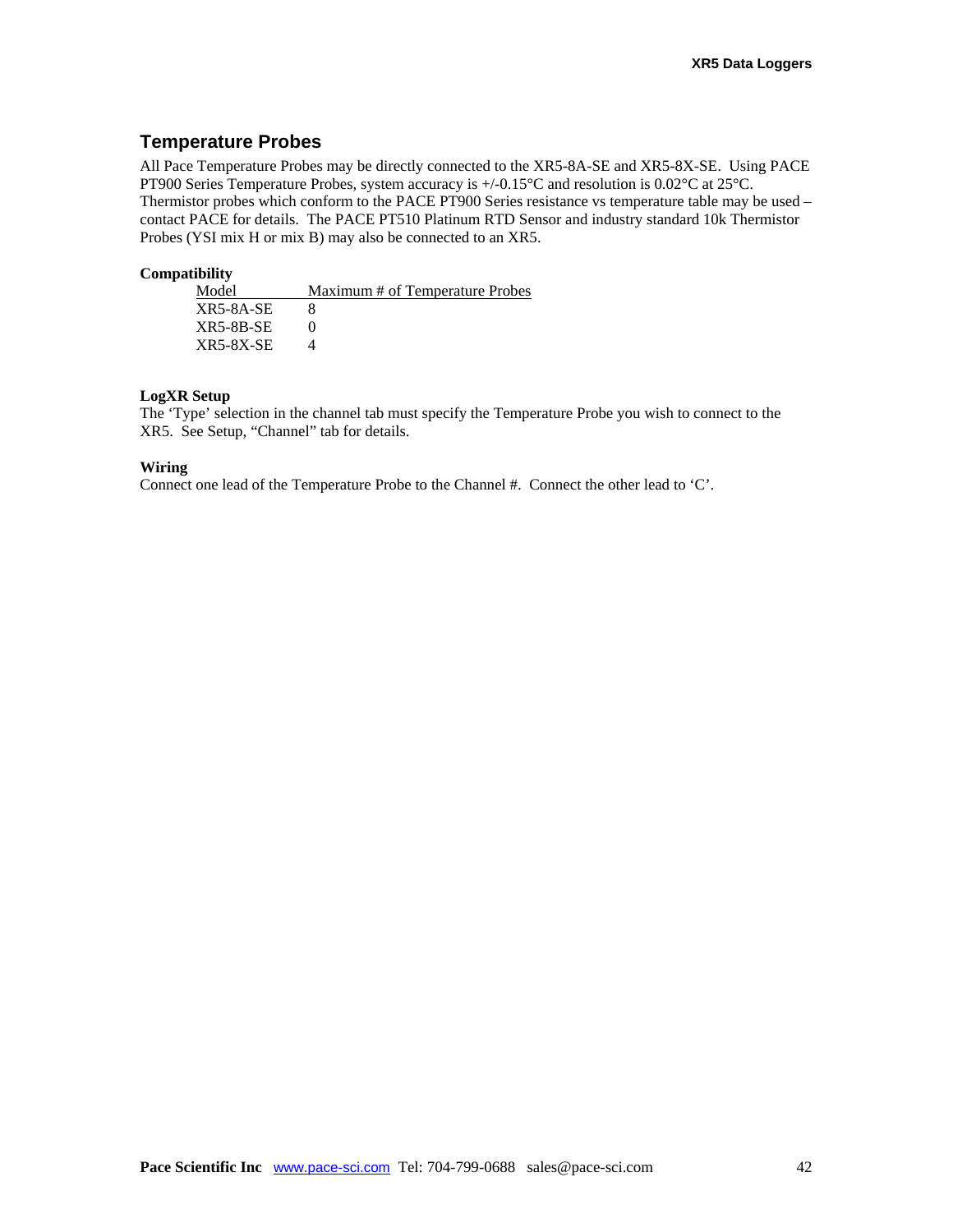## Temperature Probes

All Pace Temperature Probes may be directly connected to the XR5-8A-SE and XR5-8X-SE. Using PACE PT900 Series Temperature Probes, system accuracy is +/-0.15°C and resolution is 0.02°C at 25°C. Thermistor probes which conform to the PACE PT900 Series resistance vs temperature table may be used – contact PACE for details. The PACE PT510 Platinum RTD Sensor and industry standard 10k Thermistor Probes (YSI mix H or mix B) may also be connected to an XR5.

**Compatibility**

| Model | Maximum # of Temperature Probes |
|---|---|
| XR5-8A-SE | 8 |
| XR5-8B-SE | 0 |
| XR5-8X-SE | 4 |

**LogXR Setup**

The 'Type' selection in the channel tab must specify the Temperature Probe you wish to connect to the XR5. See Setup, "Channel" tab for details.

**Wiring**

Connect one lead of the Temperature Probe to the Channel #. Connect the other lead to 'C'.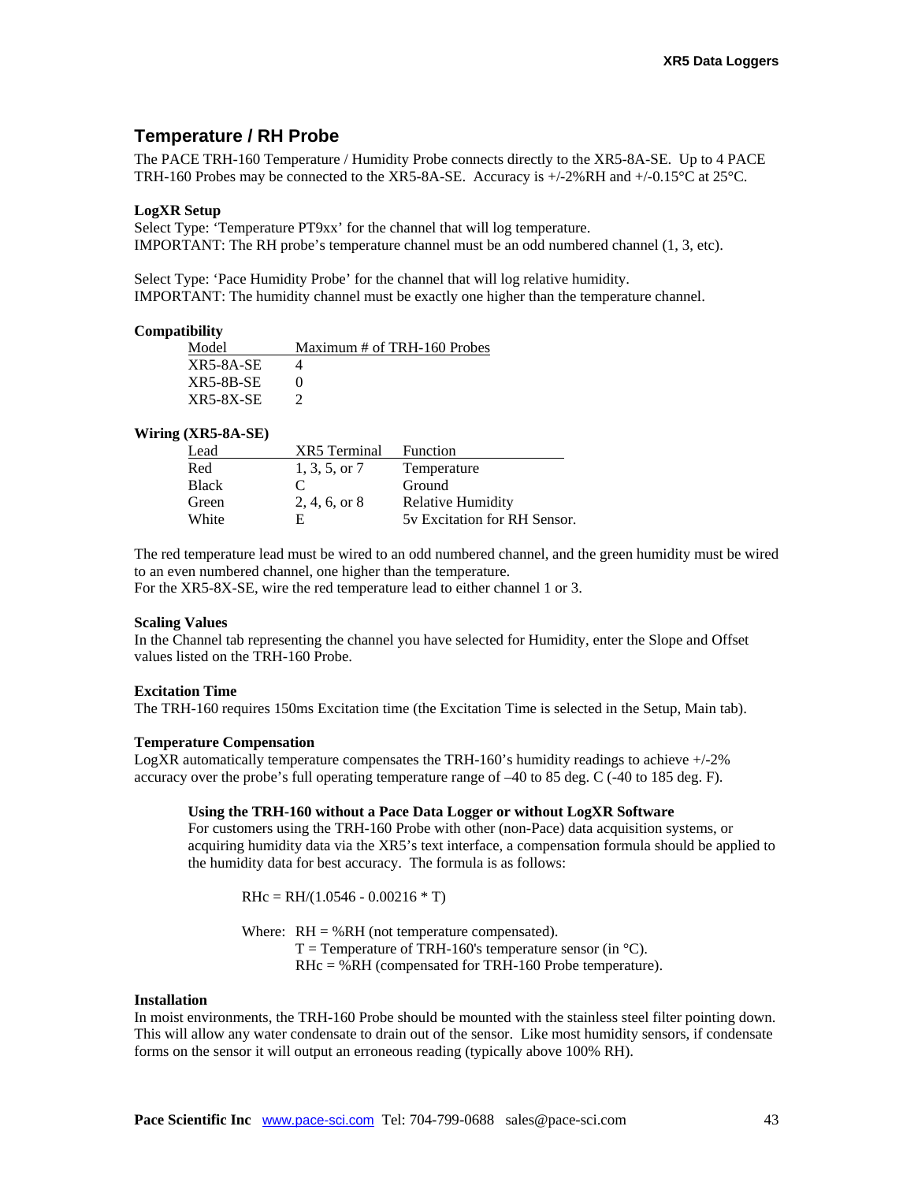## Temperature / RH Probe

The PACE TRH-160 Temperature / Humidity Probe connects directly to the XR5-8A-SE. Up to 4 PACE TRH-160 Probes may be connected to the XR5-8A-SE. Accuracy is +/-2%RH and +/-0.15°C at 25°C.

**LogXR Setup**

Select Type: 'Temperature PT9xx' for the channel that will log temperature.
IMPORTANT: The RH probe's temperature channel must be an odd numbered channel (1, 3, etc).

Select Type: 'Pace Humidity Probe' for the channel that will log relative humidity.
IMPORTANT: The humidity channel must be exactly one higher than the temperature channel.

**Compatibility**

| Model | Maximum # of TRH-160 Probes |
|---|---|
| XR5-8A-SE | 4 |
| XR5-8B-SE | 0 |
| XR5-8X-SE | 2 |

**Wiring (XR5-8A-SE)**

| Lead | XR5 Terminal | Function |
|---|---|---|
| Red | 1, 3, 5, or 7 | Temperature |
| Black | C | Ground |
| Green | 2, 4, 6, or 8 | Relative Humidity |
| White | E | 5v Excitation for RH Sensor. |

The red temperature lead must be wired to an odd numbered channel, and the green humidity must be wired to an even numbered channel, one higher than the temperature.
For the XR5-8X-SE, wire the red temperature lead to either channel 1 or 3.

**Scaling Values**

In the Channel tab representing the channel you have selected for Humidity, enter the Slope and Offset values listed on the TRH-160 Probe.

**Excitation Time**

The TRH-160 requires 150ms Excitation time (the Excitation Time is selected in the Setup, Main tab).

**Temperature Compensation**

LogXR automatically temperature compensates the TRH-160's humidity readings to achieve +/-2% accuracy over the probe's full operating temperature range of –40 to 85 deg. C (-40 to 185 deg. F).

**Using the TRH-160 without a Pace Data Logger or without LogXR Software**

For customers using the TRH-160 Probe with other (non-Pace) data acquisition systems, or acquiring humidity data via the XR5's text interface, a compensation formula should be applied to the humidity data for best accuracy. The formula is as follows:

$$RHc = RH/(1.0546 - 0.00216 * T)$$

Where: RH = %RH (not temperature compensated).
T = Temperature of TRH-160's temperature sensor (in °C).
RHc = %RH (compensated for TRH-160 Probe temperature).

**Installation**

In moist environments, the TRH-160 Probe should be mounted with the stainless steel filter pointing down. This will allow any water condensate to drain out of the sensor. Like most humidity sensors, if condensate forms on the sensor it will output an erroneous reading (typically above 100% RH).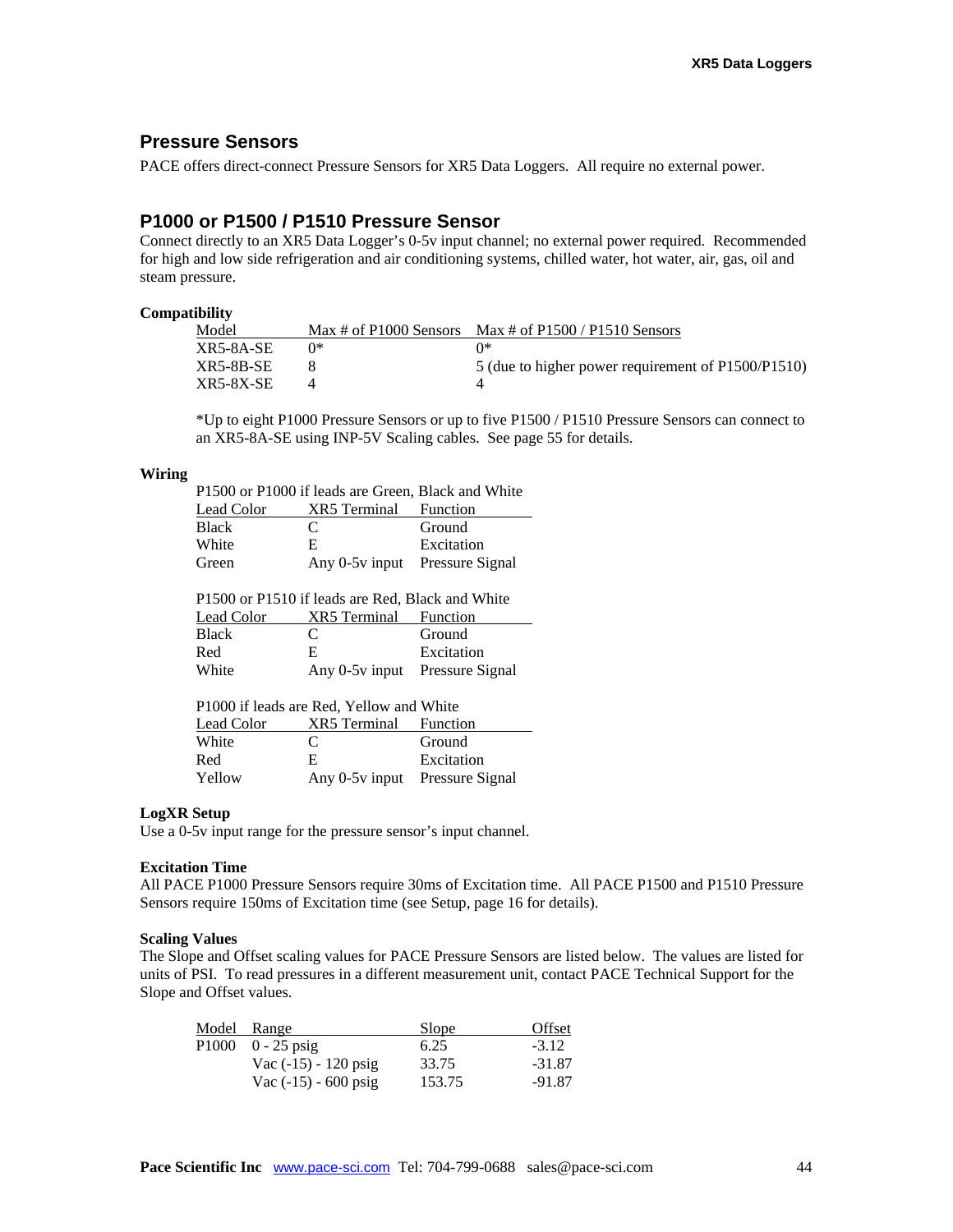## Pressure Sensors

PACE offers direct-connect Pressure Sensors for XR5 Data Loggers. All require no external power.

## P1000 or P1500 / P1510 Pressure Sensor

Connect directly to an XR5 Data Logger's 0-5v input channel; no external power required. Recommended for high and low side refrigeration and air conditioning systems, chilled water, hot water, air, gas, oil and steam pressure.

**Compatibility**

| Model | Max # of P1000 Sensors | Max # of P1500 / P1510 Sensors |
|---|---|---|
| XR5-8A-SE | 0* | 0* |
| XR5-8B-SE | 8 | 5 (due to higher power requirement of P1500/P1510) |
| XR5-8X-SE | 4 | 4 |

*Up to eight P1000 Pressure Sensors or up to five P1500 / P1510 Pressure Sensors can connect to an XR5-8A-SE using INP-5V Scaling cables. See page 55 for details.

**Wiring**

P1500 or P1000 if leads are Green, Black and White

| Lead Color | XR5 Terminal | Function |
|---|---|---|
| Black | C | Ground |
| White | E | Excitation |
| Green | Any 0-5v input | Pressure Signal |

P1500 or P1510 if leads are Red, Black and White

| Lead Color | XR5 Terminal | Function |
|---|---|---|
| Black | C | Ground |
| Red | E | Excitation |
| White | Any 0-5v input | Pressure Signal |

P1000 if leads are Red, Yellow and White

| Lead Color | XR5 Terminal | Function |
|---|---|---|
| White | C | Ground |
| Red | E | Excitation |
| Yellow | Any 0-5v input | Pressure Signal |

**LogXR Setup**

Use a 0-5v input range for the pressure sensor's input channel.

**Excitation Time**

All PACE P1000 Pressure Sensors require 30ms of Excitation time. All PACE P1500 and P1510 Pressure Sensors require 150ms of Excitation time (see Setup, page 16 for details).

**Scaling Values**

The Slope and Offset scaling values for PACE Pressure Sensors are listed below. The values are listed for units of PSI. To read pressures in a different measurement unit, contact PACE Technical Support for the Slope and Offset values.

| Model | Range | Slope | Offset |
|---|---|---|---|
| P1000 | 0 - 25 psig | 6.25 | -3.12 |
| | Vac (-15) - 120 psig | 33.75 | -31.87 |
| | Vac (-15) - 600 psig | 153.75 | -91.87 |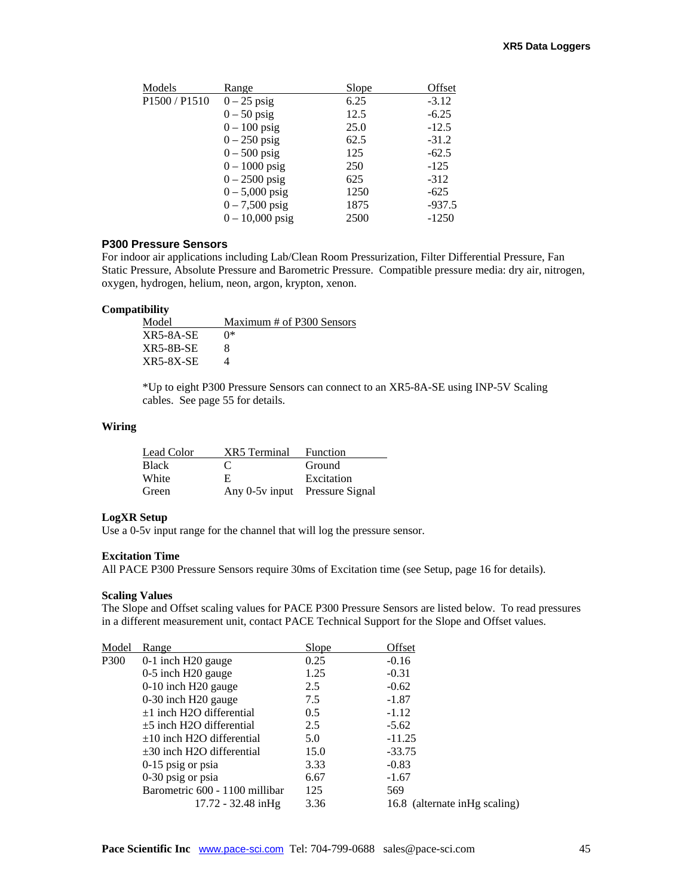| Models | Range | Slope | Offset |
|---|---|---|---|
| P1500 / P1510 | 0 – 25 psig | 6.25 | -3.12 |
| | 0 – 50 psig | 12.5 | -6.25 |
| | 0 – 100 psig | 25.0 | -12.5 |
| | 0 – 250 psig | 62.5 | -31.2 |
| | 0 – 500 psig | 125 | -62.5 |
| | 0 – 1000 psig | 250 | -125 |
| | 0 – 2500 psig | 625 | -312 |
| | 0 – 5,000 psig | 1250 | -625 |
| | 0 – 7,500 psig | 1875 | -937.5 |
| | 0 – 10,000 psig | 2500 | -1250 |

## P300 Pressure Sensors

For indoor air applications including Lab/Clean Room Pressurization, Filter Differential Pressure, Fan Static Pressure, Absolute Pressure and Barometric Pressure. Compatible pressure media: dry air, nitrogen, oxygen, hydrogen, helium, neon, argon, krypton, xenon.

### Compatibility

| Model | Maximum # of P300 Sensors |
|---|---|
| XR5-8A-SE | 0* |
| XR5-8B-SE | 8 |
| XR5-8X-SE | 4 |

*Up to eight P300 Pressure Sensors can connect to an XR5-8A-SE using INP-5V Scaling cables. See page 55 for details.

### Wiring

| Lead Color | XR5 Terminal | Function |
|---|---|---|
| Black | C | Ground |
| White | E | Excitation |
| Green | Any 0-5v input | Pressure Signal |

### LogXR Setup

Use a 0-5v input range for the channel that will log the pressure sensor.

### Excitation Time

All PACE P300 Pressure Sensors require 30ms of Excitation time (see Setup, page 16 for details).

### Scaling Values

The Slope and Offset scaling values for PACE P300 Pressure Sensors are listed below. To read pressures in a different measurement unit, contact PACE Technical Support for the Slope and Offset values.

| Model | Range | Slope | Offset |
|---|---|---|---|
| P300 | 0-1 inch H20 gauge | 0.25 | -0.16 |
| | 0-5 inch H20 gauge | 1.25 | -0.31 |
| | 0-10 inch H20 gauge | 2.5 | -0.62 |
| | 0-30 inch H20 gauge | 7.5 | -1.87 |
| | ±1 inch H2O differential | 0.5 | -1.12 |
| | ±5 inch H2O differential | 2.5 | -5.62 |
| | ±10 inch H2O differential | 5.0 | -11.25 |
| | ±30 inch H2O differential | 15.0 | -33.75 |
| | 0-15 psig or psia | 3.33 | -0.83 |
| | 0-30 psig or psia | 6.67 | -1.67 |
| | Barometric 600 - 1100 millibar | 125 | 569 |
| | 17.72 - 32.48 inHg | 3.36 | 16.8 (alternate inHg scaling) |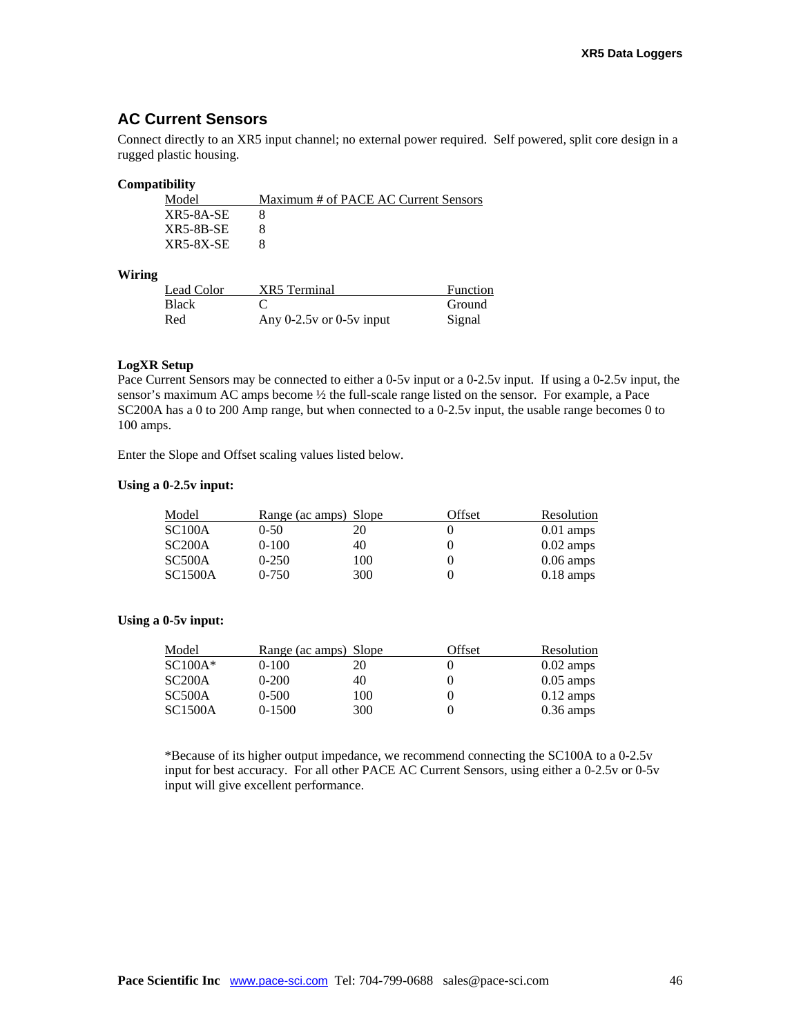## AC Current Sensors

Connect directly to an XR5 input channel; no external power required. Self powered, split core design in a rugged plastic housing.

**Compatibility**

| Model | Maximum # of PACE AC Current Sensors |
|---|---|
| XR5-8A-SE | 8 |
| XR5-8B-SE | 8 |
| XR5-8X-SE | 8 |

**Wiring**

| Lead Color | XR5 Terminal | Function |
|---|---|---|
| Black | C | Ground |
| Red | Any 0-2.5v or 0-5v input | Signal |

**LogXR Setup**

Pace Current Sensors may be connected to either a 0-5v input or a 0-2.5v input. If using a 0-2.5v input, the sensor's maximum AC amps become ½ the full-scale range listed on the sensor. For example, a Pace SC200A has a 0 to 200 Amp range, but when connected to a 0-2.5v input, the usable range becomes 0 to 100 amps.

Enter the Slope and Offset scaling values listed below.

**Using a 0-2.5v input:**

| Model | Range (ac amps) | Slope | Offset | Resolution |
|---|---|---|---|---|
| SC100A | 0-50 | 20 | 0 | 0.01 amps |
| SC200A | 0-100 | 40 | 0 | 0.02 amps |
| SC500A | 0-250 | 100 | 0 | 0.06 amps |
| SC1500A | 0-750 | 300 | 0 | 0.18 amps |

**Using a 0-5v input:**

| Model | Range (ac amps) | Slope | Offset | Resolution |
|---|---|---|---|---|
| SC100A* | 0-100 | 20 | 0 | 0.02 amps |
| SC200A | 0-200 | 40 | 0 | 0.05 amps |
| SC500A | 0-500 | 100 | 0 | 0.12 amps |
| SC1500A | 0-1500 | 300 | 0 | 0.36 amps |

*Because of its higher output impedance, we recommend connecting the SC100A to a 0-2.5v input for best accuracy. For all other PACE AC Current Sensors, using either a 0-2.5v or 0-5v input will give excellent performance.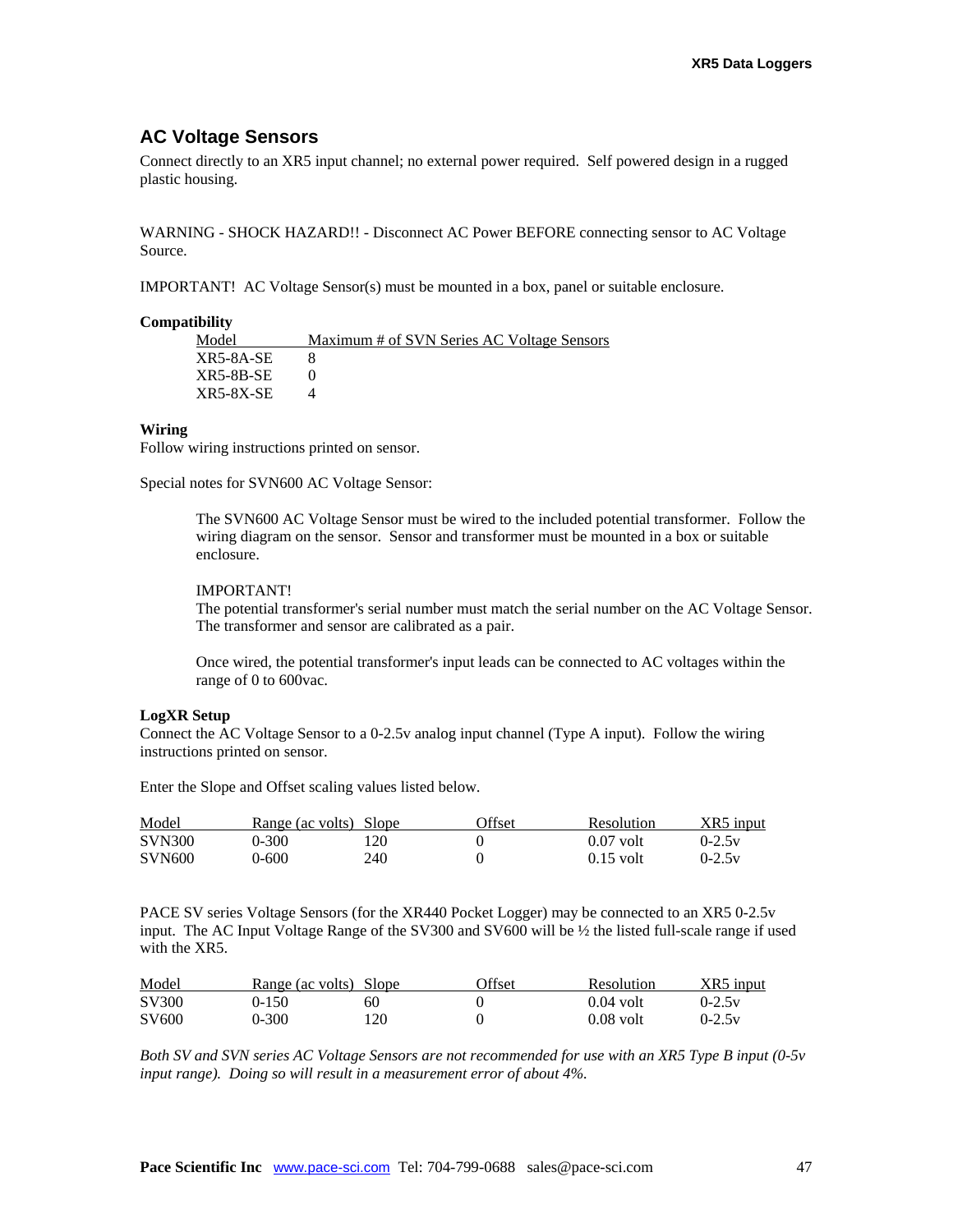## AC Voltage Sensors

Connect directly to an XR5 input channel; no external power required. Self powered design in a rugged plastic housing.

WARNING - SHOCK HAZARD!! - Disconnect AC Power BEFORE connecting sensor to AC Voltage Source.

IMPORTANT! AC Voltage Sensor(s) must be mounted in a box, panel or suitable enclosure.

**Compatibility**

| Model | Maximum # of SVN Series AC Voltage Sensors |
|---|---|
| XR5-8A-SE | 8 |
| XR5-8B-SE | 0 |
| XR5-8X-SE | 4 |

**Wiring**

Follow wiring instructions printed on sensor.

Special notes for SVN600 AC Voltage Sensor:

> The SVN600 AC Voltage Sensor must be wired to the included potential transformer. Follow the wiring diagram on the sensor. Sensor and transformer must be mounted in a box or suitable enclosure.
>
> IMPORTANT!
> The potential transformer's serial number must match the serial number on the AC Voltage Sensor. The transformer and sensor are calibrated as a pair.
>
> Once wired, the potential transformer's input leads can be connected to AC voltages within the range of 0 to 600vac.

**LogXR Setup**

Connect the AC Voltage Sensor to a 0-2.5v analog input channel (Type A input). Follow the wiring instructions printed on sensor.

Enter the Slope and Offset scaling values listed below.

| Model | Range (ac volts) | Slope | Offset | Resolution | XR5 input |
|---|---|---|---|---|---|
| SVN300 | 0-300 | 120 | 0 | 0.07 volt | 0-2.5v |
| SVN600 | 0-600 | 240 | 0 | 0.15 volt | 0-2.5v |

PACE SV series Voltage Sensors (for the XR440 Pocket Logger) may be connected to an XR5 0-2.5v input. The AC Input Voltage Range of the SV300 and SV600 will be ½ the listed full-scale range if used with the XR5.

| Model | Range (ac volts) | Slope | Offset | Resolution | XR5 input |
|---|---|---|---|---|---|
| SV300 | 0-150 | 60 | 0 | 0.04 volt | 0-2.5v |
| SV600 | 0-300 | 120 | 0 | 0.08 volt | 0-2.5v |

*Both SV and SVN series AC Voltage Sensors are not recommended for use with an XR5 Type B input (0-5v input range). Doing so will result in a measurement error of about 4%.*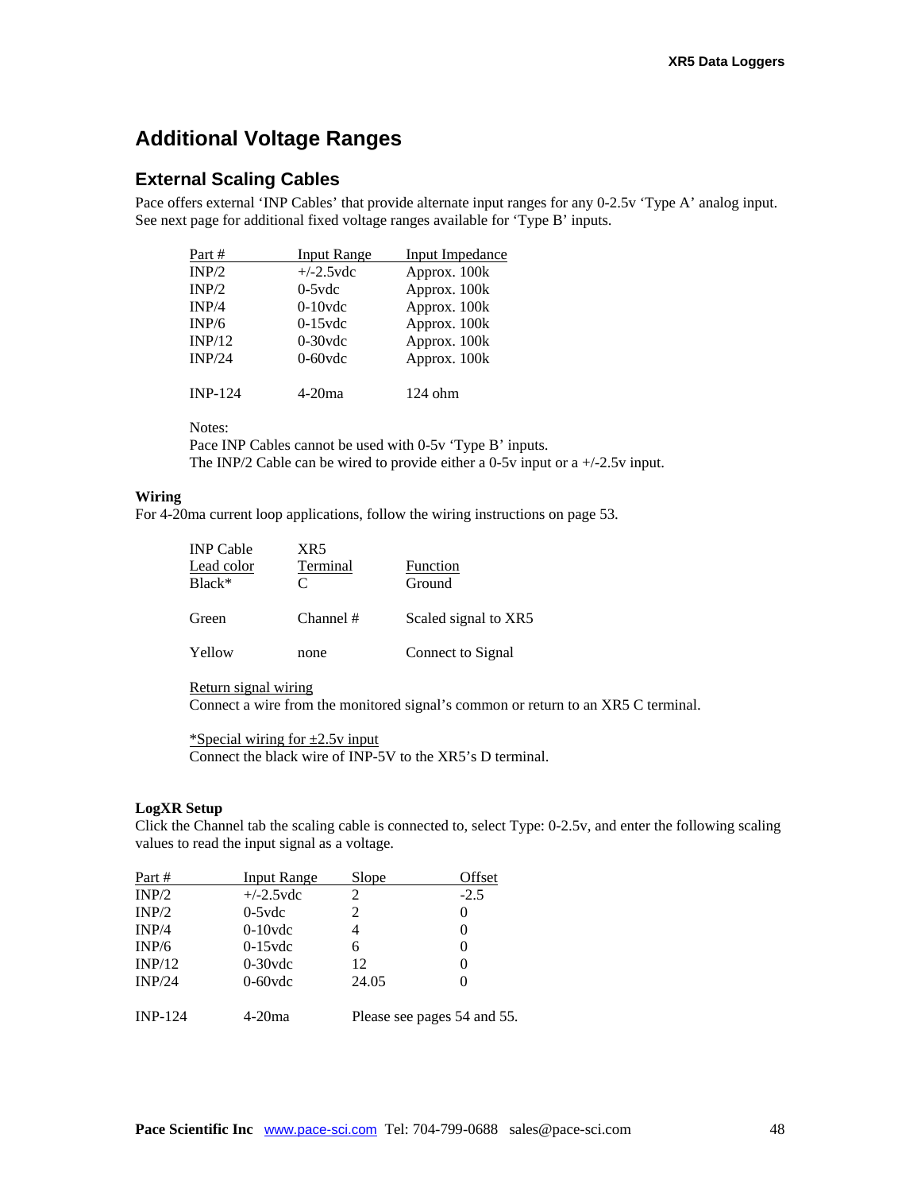# Additional Voltage Ranges

## External Scaling Cables

Pace offers external 'INP Cables' that provide alternate input ranges for any 0-2.5v 'Type A' analog input. See next page for additional fixed voltage ranges available for 'Type B' inputs.

| Part # | Input Range | Input Impedance |
|---|---|---|
| INP/2 | +/-2.5vdc | Approx. 100k |
| INP/2 | 0-5vdc | Approx. 100k |
| INP/4 | 0-10vdc | Approx. 100k |
| INP/6 | 0-15vdc | Approx. 100k |
| INP/12 | 0-30vdc | Approx. 100k |
| INP/24 | 0-60vdc | Approx. 100k |
| INP-124 | 4-20ma | 124 ohm |

Notes:
Pace INP Cables cannot be used with 0-5v 'Type B' inputs.
The INP/2 Cable can be wired to provide either a 0-5v input or a +/-2.5v input.

**Wiring**
For 4-20ma current loop applications, follow the wiring instructions on page 53.

| INP Cable Lead color | XR5 Terminal | Function |
|---|---|---|
| Black* | C | Ground |
| Green | Channel # | Scaled signal to XR5 |
| Yellow | none | Connect to Signal |

Return signal wiring
Connect a wire from the monitored signal's common or return to an XR5 C terminal.

*Special wiring for ±2.5v input
Connect the black wire of INP-5V to the XR5's D terminal.

**LogXR Setup**
Click the Channel tab the scaling cable is connected to, select Type: 0-2.5v, and enter the following scaling values to read the input signal as a voltage.

| Part # | Input Range | Slope | Offset |
|---|---|---|---|
| INP/2 | +/-2.5vdc | 2 | -2.5 |
| INP/2 | 0-5vdc | 2 | 0 |
| INP/4 | 0-10vdc | 4 | 0 |
| INP/6 | 0-15vdc | 6 | 0 |
| INP/12 | 0-30vdc | 12 | 0 |
| INP/24 | 0-60vdc | 24.05 | 0 |
| INP-124 | 4-20ma | Please see pages 54 and 55. | |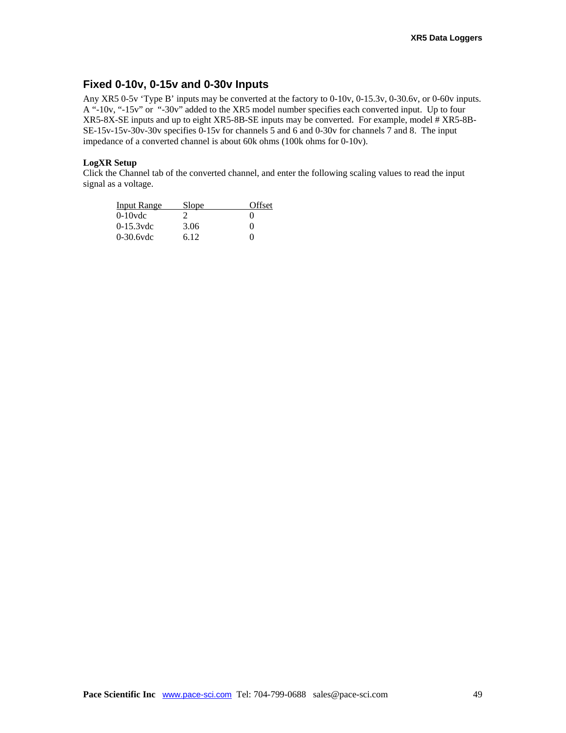## Fixed 0-10v, 0-15v and 0-30v Inputs

Any XR5 0-5v 'Type B' inputs may be converted at the factory to 0-10v, 0-15.3v, 0-30.6v, or 0-60v inputs. A "-10v, "-15v" or "-30v" added to the XR5 model number specifies each converted input. Up to four XR5-8X-SE inputs and up to eight XR5-8B-SE inputs may be converted. For example, model # XR5-8B-SE-15v-15v-30v-30v specifies 0-15v for channels 5 and 6 and 0-30v for channels 7 and 8. The input impedance of a converted channel is about 60k ohms (100k ohms for 0-10v).

**LogXR Setup**

Click the Channel tab of the converted channel, and enter the following scaling values to read the input signal as a voltage.

| Input Range | Slope | Offset |
|---|---|---|
| 0-10vdc | 2 | 0 |
| 0-15.3vdc | 3.06 | 0 |
| 0-30.6vdc | 6.12 | 0 |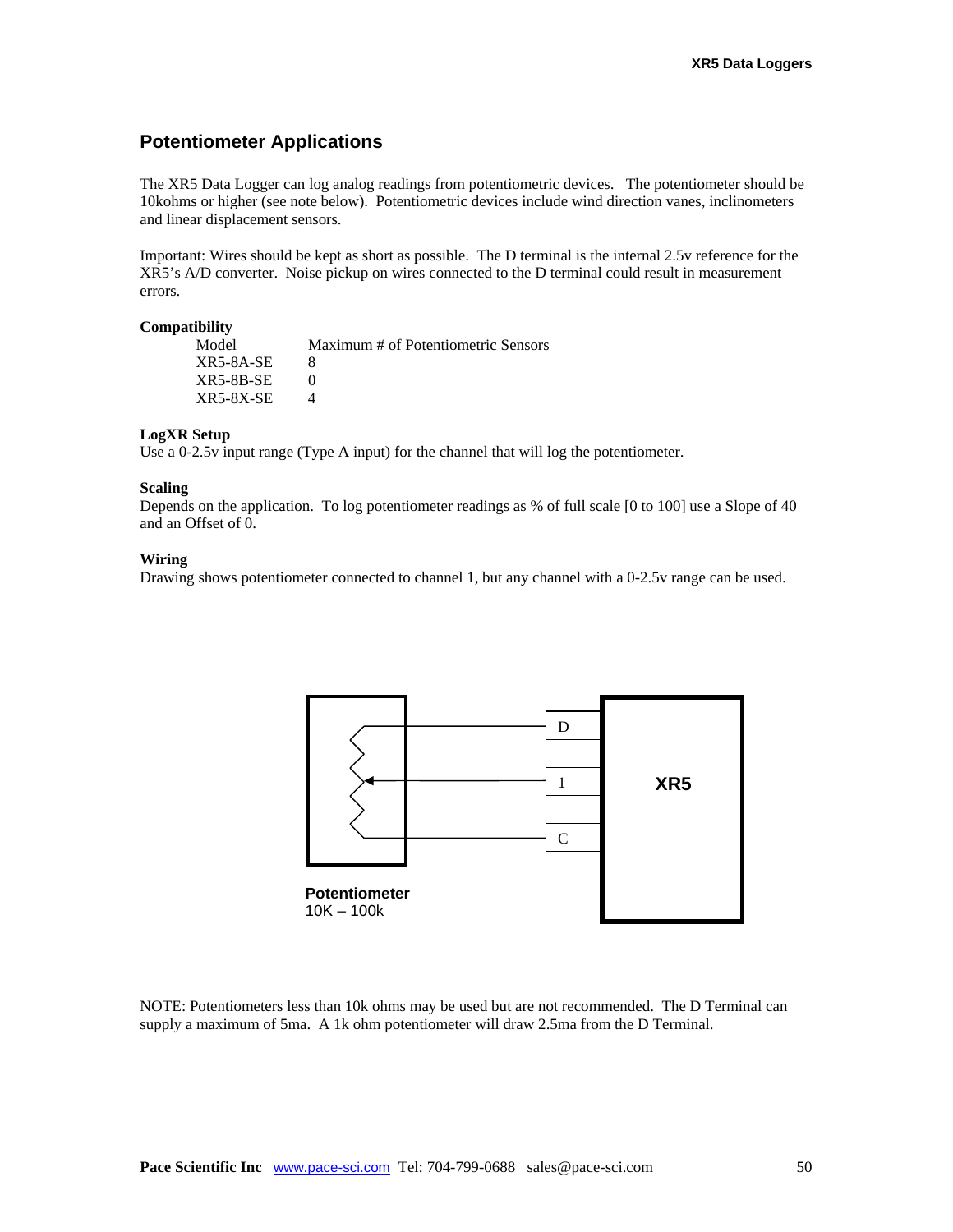## Potentiometer Applications

The XR5 Data Logger can log analog readings from potentiometric devices. The potentiometer should be 10kohms or higher (see note below). Potentiometric devices include wind direction vanes, inclinometers and linear displacement sensors.

Important: Wires should be kept as short as possible. The D terminal is the internal 2.5v reference for the XR5's A/D converter. Noise pickup on wires connected to the D terminal could result in measurement errors.

**Compatibility**

| Model | Maximum # of Potentiometric Sensors |
|---|---|
| XR5-8A-SE | 8 |
| XR5-8B-SE | 0 |
| XR5-8X-SE | 4 |

**LogXR Setup**

Use a 0-2.5v input range (Type A input) for the channel that will log the potentiometer.

**Scaling**

Depends on the application. To log potentiometer readings as % of full scale [0 to 100] use a Slope of 40 and an Offset of 0.

**Wiring**

Drawing shows potentiometer connected to channel 1, but any channel with a 0-2.5v range can be used.

D

1

C

XR5

**Potentiometer**
10K – 100k

NOTE: Potentiometers less than 10k ohms may be used but are not recommended. The D Terminal can supply a maximum of 5ma. A 1k ohm potentiometer will draw 2.5ma from the D Terminal.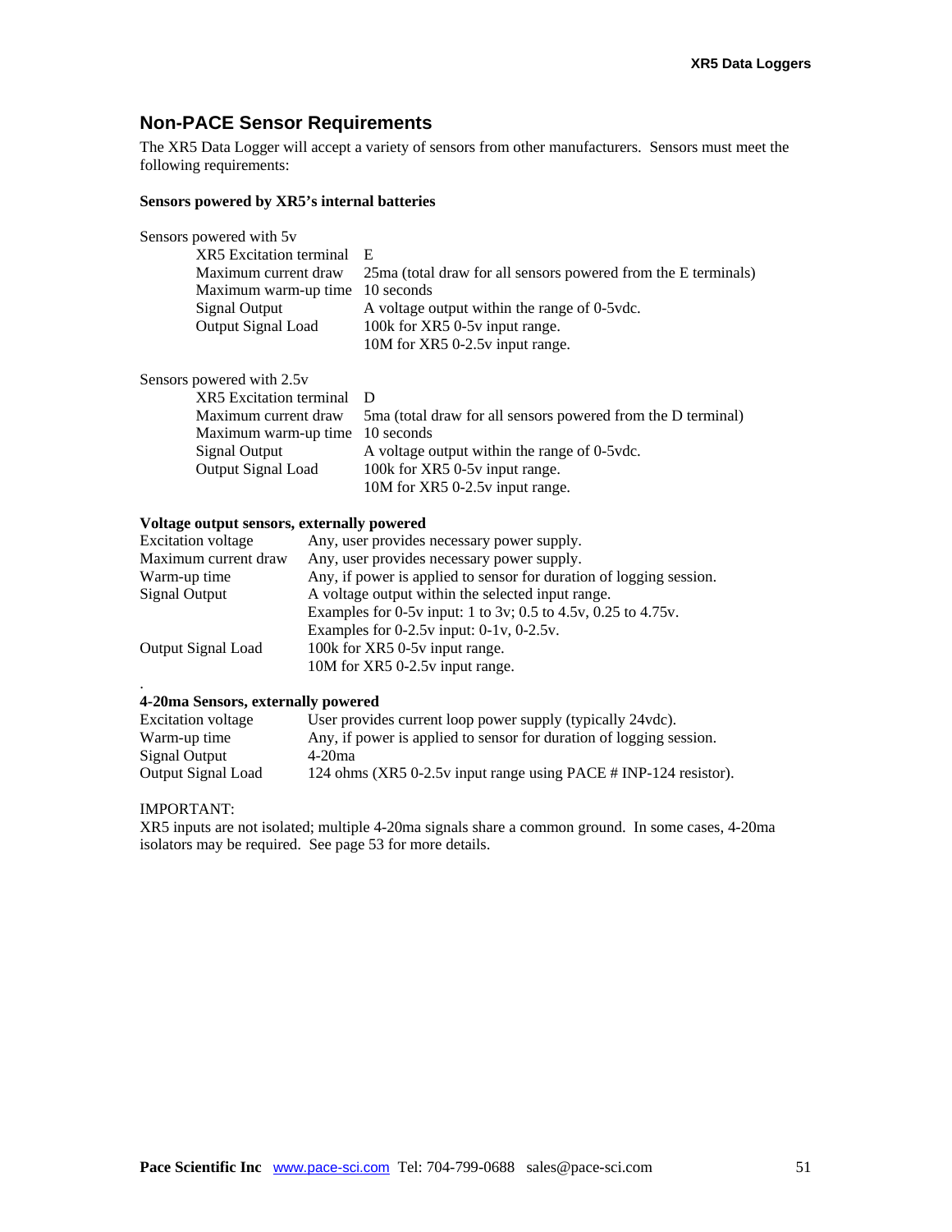## Non-PACE Sensor Requirements

The XR5 Data Logger will accept a variety of sensors from other manufacturers. Sensors must meet the following requirements:

**Sensors powered by XR5's internal batteries**

Sensors powered with 5v

| | |
|---|---|
| XR5 Excitation terminal | E |
| Maximum current draw | 25ma (total draw for all sensors powered from the E terminals) |
| Maximum warm-up time | 10 seconds |
| Signal Output | A voltage output within the range of 0-5vdc. |
| Output Signal Load | 100k for XR5 0-5v input range. |
| | 10M for XR5 0-2.5v input range. |

Sensors powered with 2.5v

| | |
|---|---|
| XR5 Excitation terminal | D |
| Maximum current draw | 5ma (total draw for all sensors powered from the D terminal) |
| Maximum warm-up time | 10 seconds |
| Signal Output | A voltage output within the range of 0-5vdc. |
| Output Signal Load | 100k for XR5 0-5v input range. |
| | 10M for XR5 0-2.5v input range. |

**Voltage output sensors, externally powered**

| | |
|---|---|
| Excitation voltage | Any, user provides necessary power supply. |
| Maximum current draw | Any, user provides necessary power supply. |
| Warm-up time | Any, if power is applied to sensor for duration of logging session. |
| Signal Output | A voltage output within the selected input range. |
| | Examples for 0-5v input: 1 to 3v; 0.5 to 4.5v, 0.25 to 4.75v. |
| | Examples for 0-2.5v input: 0-1v, 0-2.5v. |
| Output Signal Load | 100k for XR5 0-5v input range. |
| | 10M for XR5 0-2.5v input range. |

.

**4-20ma Sensors, externally powered**

| | |
|---|---|
| Excitation voltage | User provides current loop power supply (typically 24vdc). |
| Warm-up time | Any, if power is applied to sensor for duration of logging session. |
| Signal Output | 4-20ma |
| Output Signal Load | 124 ohms (XR5 0-2.5v input range using PACE # INP-124 resistor). |

IMPORTANT:
XR5 inputs are not isolated; multiple 4-20ma signals share a common ground. In some cases, 4-20ma isolators may be required. See page 53 for more details.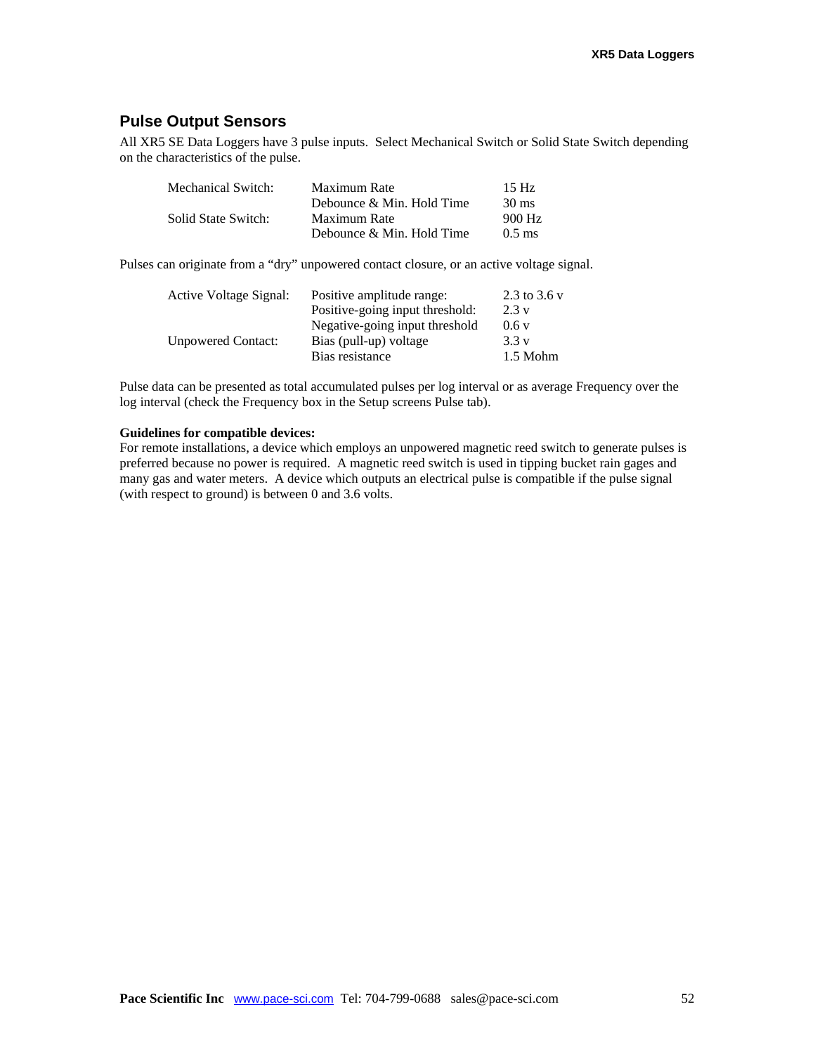## Pulse Output Sensors

All XR5 SE Data Loggers have 3 pulse inputs. Select Mechanical Switch or Solid State Switch depending on the characteristics of the pulse.

| | | |
|---|---|---|
| Mechanical Switch: | Maximum Rate | 15 Hz |
| | Debounce & Min. Hold Time | 30 ms |
| Solid State Switch: | Maximum Rate | 900 Hz |
| | Debounce & Min. Hold Time | 0.5 ms |

Pulses can originate from a "dry" unpowered contact closure, or an active voltage signal.

| | | |
|---|---|---|
| Active Voltage Signal: | Positive amplitude range: | 2.3 to 3.6 v |
| | Positive-going input threshold: | 2.3 v |
| | Negative-going input threshold | 0.6 v |
| Unpowered Contact: | Bias (pull-up) voltage | 3.3 v |
| | Bias resistance | 1.5 Mohm |

Pulse data can be presented as total accumulated pulses per log interval or as average Frequency over the log interval (check the Frequency box in the Setup screens Pulse tab).

**Guidelines for compatible devices:**

For remote installations, a device which employs an unpowered magnetic reed switch to generate pulses is preferred because no power is required. A magnetic reed switch is used in tipping bucket rain gages and many gas and water meters. A device which outputs an electrical pulse is compatible if the pulse signal (with respect to ground) is between 0 and 3.6 volts.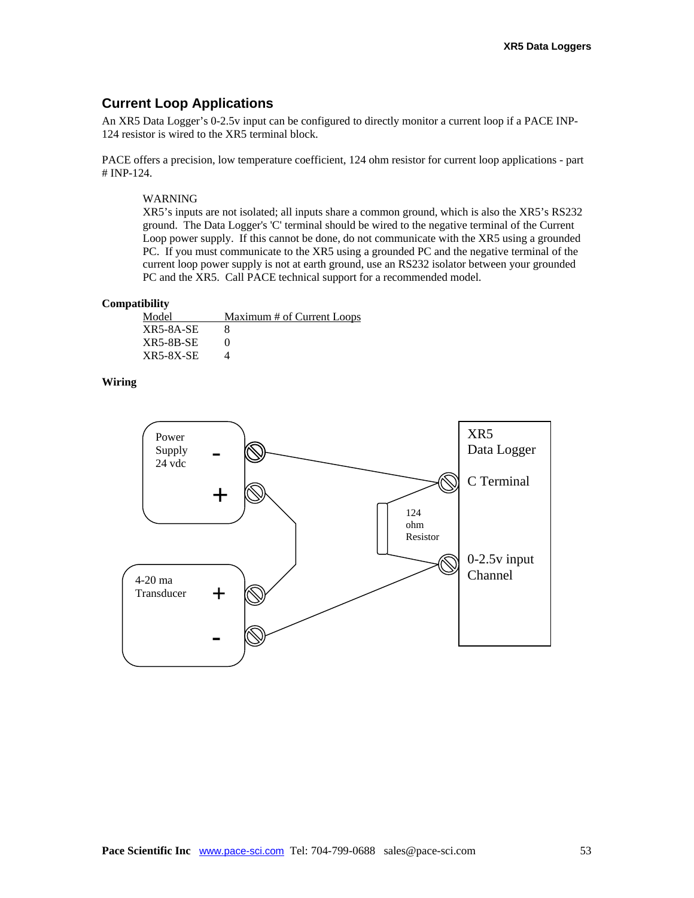## Current Loop Applications

An XR5 Data Logger's 0-2.5v input can be configured to directly monitor a current loop if a PACE INP-124 resistor is wired to the XR5 terminal block.

PACE offers a precision, low temperature coefficient, 124 ohm resistor for current loop applications - part # INP-124.

> WARNING
> XR5's inputs are not isolated; all inputs share a common ground, which is also the XR5's RS232 ground. The Data Logger's 'C' terminal should be wired to the negative terminal of the Current Loop power supply. If this cannot be done, do not communicate with the XR5 using a grounded PC. If you must communicate to the XR5 using a grounded PC and the negative terminal of the current loop power supply is not at earth ground, use an RS232 isolator between your grounded PC and the XR5. Call PACE technical support for a recommended model.

**Compatibility**

| Model | Maximum # of Current Loops |
|---|---|
| XR5-8A-SE | 8 |
| XR5-8B-SE | 0 |
| XR5-8X-SE | 4 |

**Wiring**

Power Supply 24 vdc (-, +)

4-20 ma Transducer (+, -)

124 ohm Resistor

XR5 Data Logger: C Terminal; 0-2.5v input Channel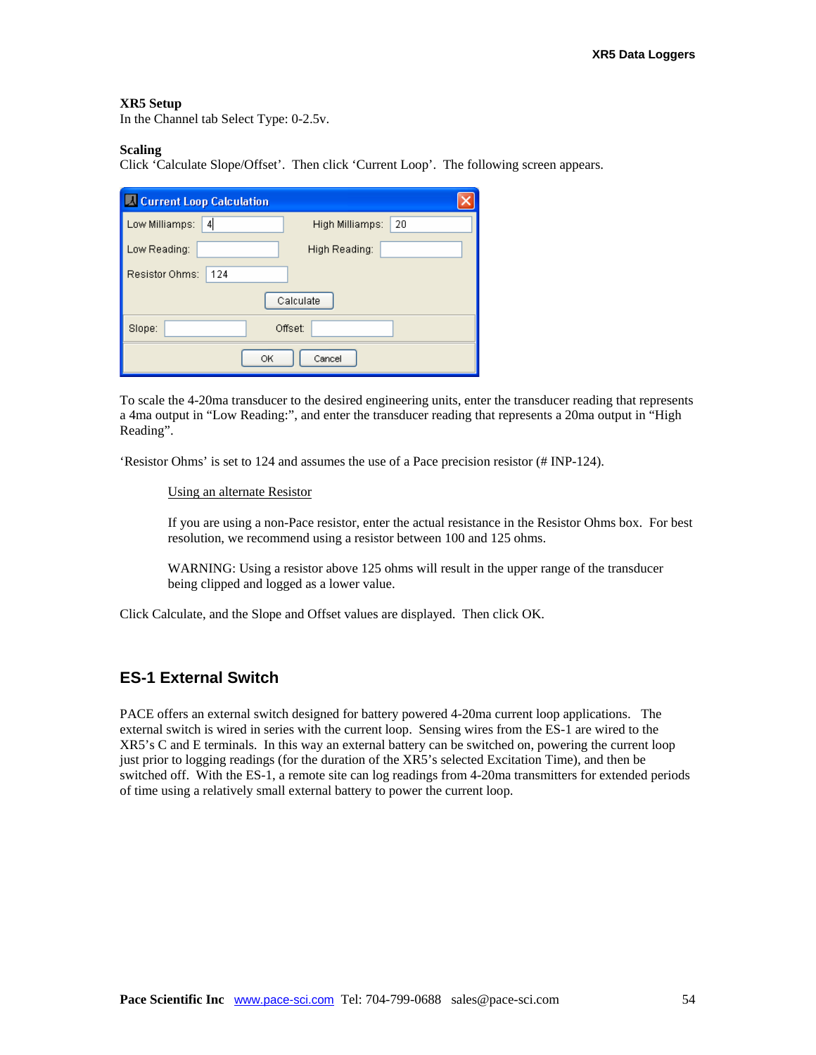**XR5 Setup**
In the Channel tab Select Type: 0-2.5v.

**Scaling**
Click 'Calculate Slope/Offset'. Then click 'Current Loop'. The following screen appears.

To scale the 4-20ma transducer to the desired engineering units, enter the transducer reading that represents a 4ma output in "Low Reading:", and enter the transducer reading that represents a 20ma output in "High Reading".

'Resistor Ohms' is set to 124 and assumes the use of a Pace precision resistor (# INP-124).

> Using an alternate Resistor
>
> If you are using a non-Pace resistor, enter the actual resistance in the Resistor Ohms box. For best resolution, we recommend using a resistor between 100 and 125 ohms.
>
> WARNING: Using a resistor above 125 ohms will result in the upper range of the transducer being clipped and logged as a lower value.

Click Calculate, and the Slope and Offset values are displayed. Then click OK.

## ES-1 External Switch

PACE offers an external switch designed for battery powered 4-20ma current loop applications. The external switch is wired in series with the current loop. Sensing wires from the ES-1 are wired to the XR5's C and E terminals. In this way an external battery can be switched on, powering the current loop just prior to logging readings (for the duration of the XR5's selected Excitation Time), and then be switched off. With the ES-1, a remote site can log readings from 4-20ma transmitters for extended periods of time using a relatively small external battery to power the current loop.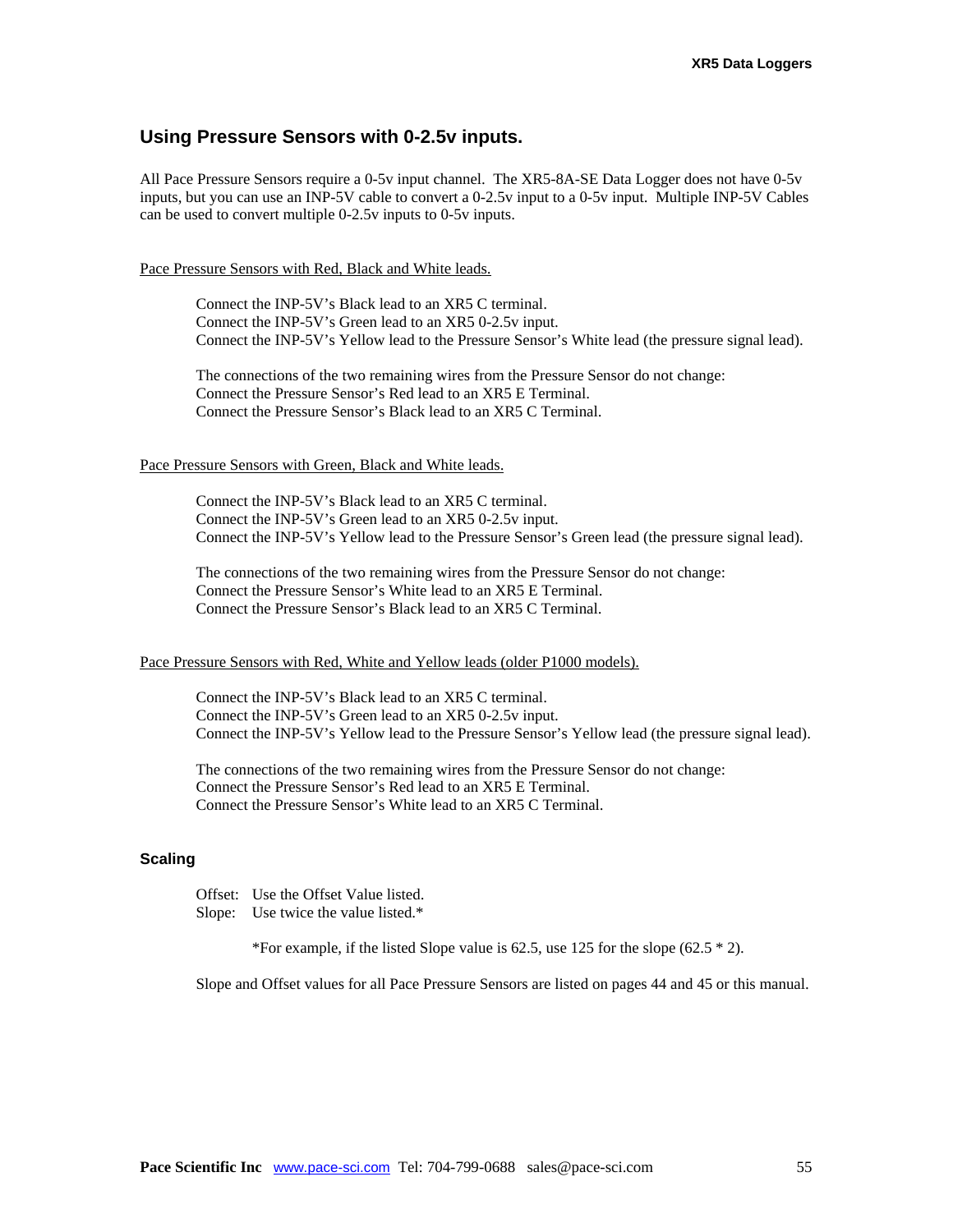## Using Pressure Sensors with 0-2.5v inputs.

All Pace Pressure Sensors require a 0-5v input channel. The XR5-8A-SE Data Logger does not have 0-5v inputs, but you can use an INP-5V cable to convert a 0-2.5v input to a 0-5v input. Multiple INP-5V Cables can be used to convert multiple 0-2.5v inputs to 0-5v inputs.

<u>Pace Pressure Sensors with Red, Black and White leads.</u>

Connect the INP-5V's Black lead to an XR5 C terminal.
Connect the INP-5V's Green lead to an XR5 0-2.5v input.
Connect the INP-5V's Yellow lead to the Pressure Sensor's White lead (the pressure signal lead).

The connections of the two remaining wires from the Pressure Sensor do not change:
Connect the Pressure Sensor's Red lead to an XR5 E Terminal.
Connect the Pressure Sensor's Black lead to an XR5 C Terminal.

<u>Pace Pressure Sensors with Green, Black and White leads.</u>

Connect the INP-5V's Black lead to an XR5 C terminal.
Connect the INP-5V's Green lead to an XR5 0-2.5v input.
Connect the INP-5V's Yellow lead to the Pressure Sensor's Green lead (the pressure signal lead).

The connections of the two remaining wires from the Pressure Sensor do not change:
Connect the Pressure Sensor's White lead to an XR5 E Terminal.
Connect the Pressure Sensor's Black lead to an XR5 C Terminal.

<u>Pace Pressure Sensors with Red, White and Yellow leads (older P1000 models).</u>

Connect the INP-5V's Black lead to an XR5 C terminal.
Connect the INP-5V's Green lead to an XR5 0-2.5v input.
Connect the INP-5V's Yellow lead to the Pressure Sensor's Yellow lead (the pressure signal lead).

The connections of the two remaining wires from the Pressure Sensor do not change:
Connect the Pressure Sensor's Red lead to an XR5 E Terminal.
Connect the Pressure Sensor's White lead to an XR5 C Terminal.

### Scaling

Offset: Use the Offset Value listed.
Slope: Use twice the value listed.*

*For example, if the listed Slope value is 62.5, use 125 for the slope (62.5 * 2).

Slope and Offset values for all Pace Pressure Sensors are listed on pages 44 and 45 or this manual.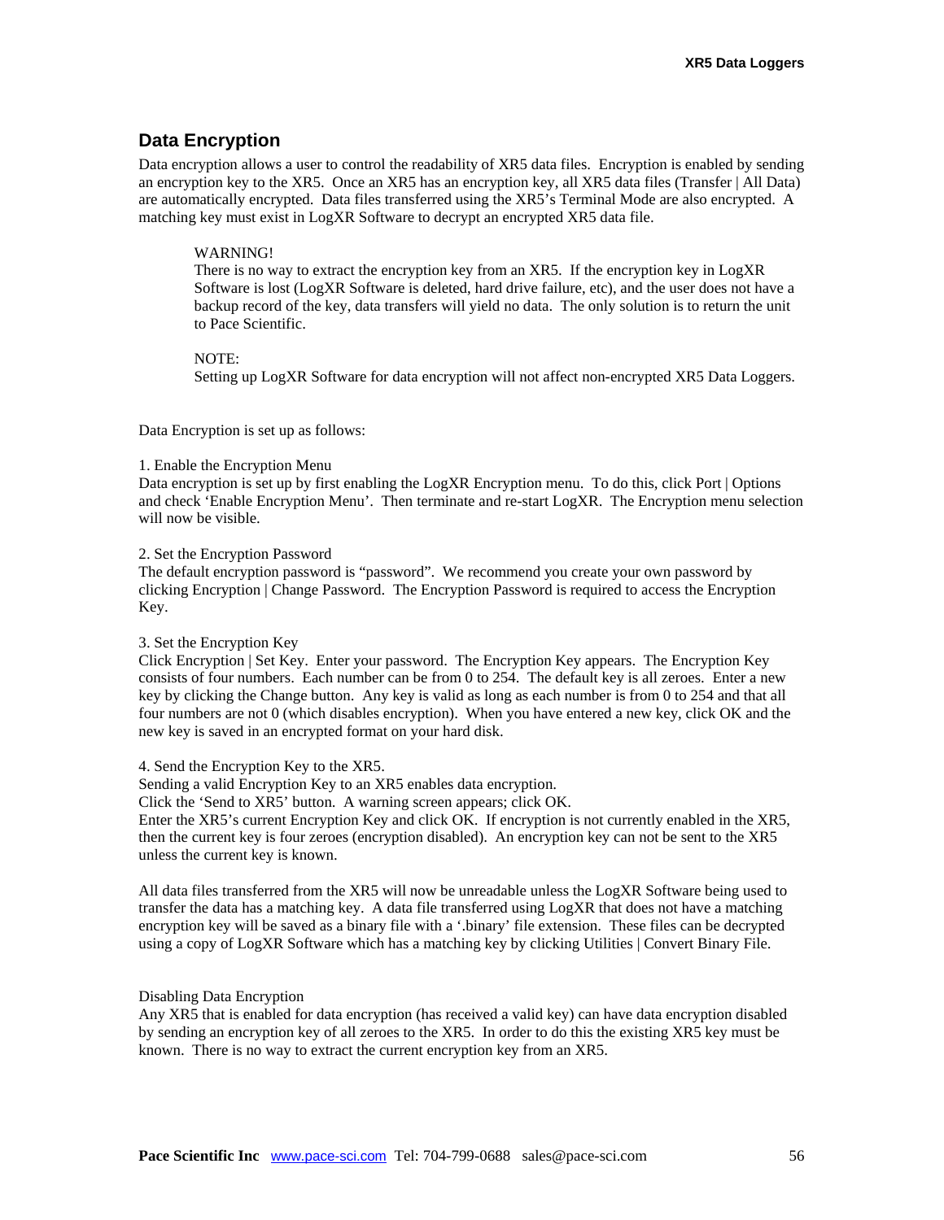## Data Encryption

Data encryption allows a user to control the readability of XR5 data files. Encryption is enabled by sending an encryption key to the XR5. Once an XR5 has an encryption key, all XR5 data files (Transfer | All Data) are automatically encrypted. Data files transferred using the XR5's Terminal Mode are also encrypted. A matching key must exist in LogXR Software to decrypt an encrypted XR5 data file.

> WARNING!
> There is no way to extract the encryption key from an XR5. If the encryption key in LogXR Software is lost (LogXR Software is deleted, hard drive failure, etc), and the user does not have a backup record of the key, data transfers will yield no data. The only solution is to return the unit to Pace Scientific.
>
> NOTE:
> Setting up LogXR Software for data encryption will not affect non-encrypted XR5 Data Loggers.

Data Encryption is set up as follows:

1. Enable the Encryption Menu
Data encryption is set up by first enabling the LogXR Encryption menu. To do this, click Port | Options and check 'Enable Encryption Menu'. Then terminate and re-start LogXR. The Encryption menu selection will now be visible.

2. Set the Encryption Password
The default encryption password is "password". We recommend you create your own password by clicking Encryption | Change Password. The Encryption Password is required to access the Encryption Key.

3. Set the Encryption Key
Click Encryption | Set Key. Enter your password. The Encryption Key appears. The Encryption Key consists of four numbers. Each number can be from 0 to 254. The default key is all zeroes. Enter a new key by clicking the Change button. Any key is valid as long as each number is from 0 to 254 and that all four numbers are not 0 (which disables encryption). When you have entered a new key, click OK and the new key is saved in an encrypted format on your hard disk.

4. Send the Encryption Key to the XR5.
Sending a valid Encryption Key to an XR5 enables data encryption.
Click the 'Send to XR5' button. A warning screen appears; click OK.
Enter the XR5's current Encryption Key and click OK. If encryption is not currently enabled in the XR5, then the current key is four zeroes (encryption disabled). An encryption key can not be sent to the XR5 unless the current key is known.

All data files transferred from the XR5 will now be unreadable unless the LogXR Software being used to transfer the data has a matching key. A data file transferred using LogXR that does not have a matching encryption key will be saved as a binary file with a '.binary' file extension. These files can be decrypted using a copy of LogXR Software which has a matching key by clicking Utilities | Convert Binary File.

Disabling Data Encryption
Any XR5 that is enabled for data encryption (has received a valid key) can have data encryption disabled by sending an encryption key of all zeroes to the XR5. In order to do this the existing XR5 key must be known. There is no way to extract the current encryption key from an XR5.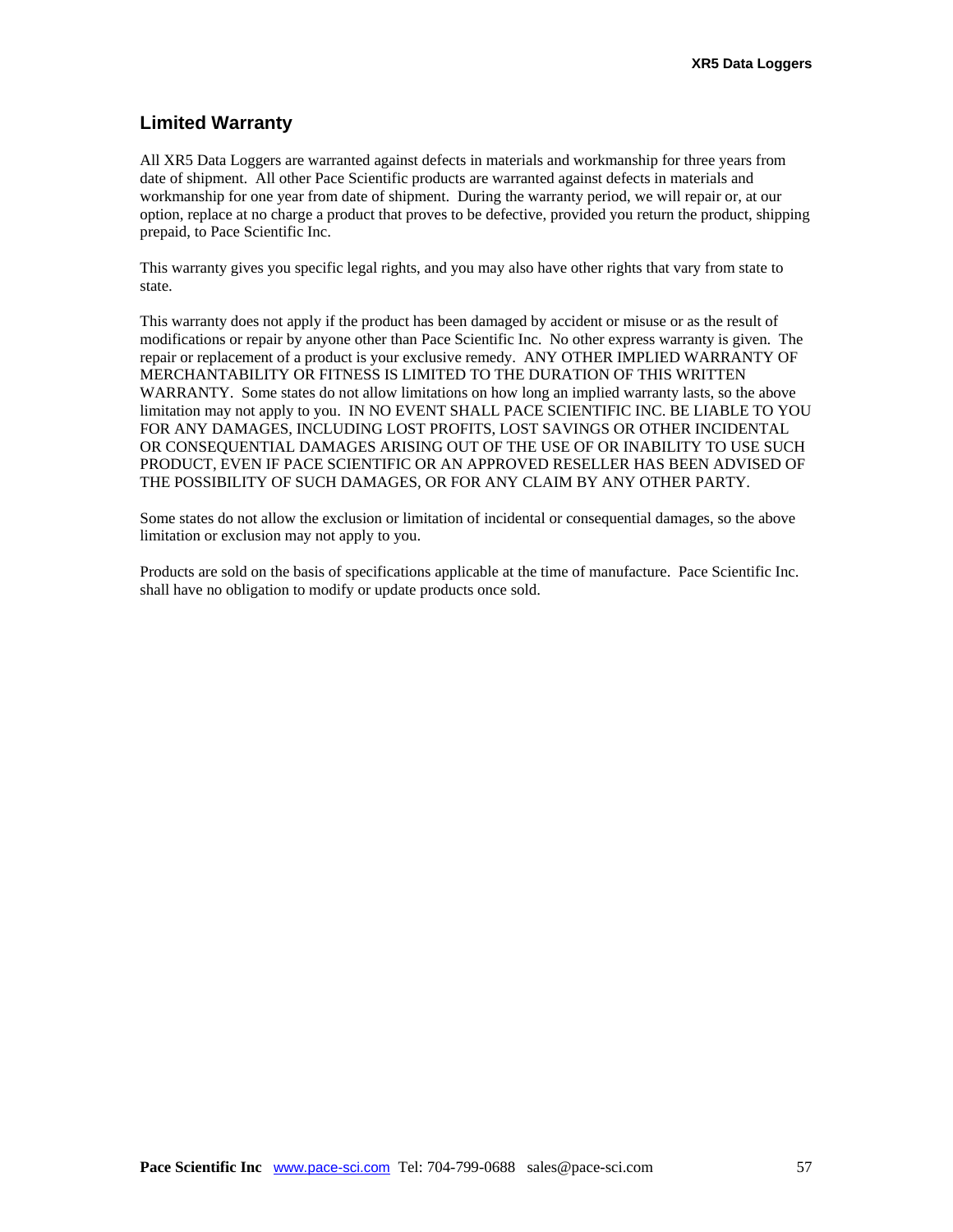## Limited Warranty

All XR5 Data Loggers are warranted against defects in materials and workmanship for three years from date of shipment. All other Pace Scientific products are warranted against defects in materials and workmanship for one year from date of shipment. During the warranty period, we will repair or, at our option, replace at no charge a product that proves to be defective, provided you return the product, shipping prepaid, to Pace Scientific Inc.

This warranty gives you specific legal rights, and you may also have other rights that vary from state to state.

This warranty does not apply if the product has been damaged by accident or misuse or as the result of modifications or repair by anyone other than Pace Scientific Inc. No other express warranty is given. The repair or replacement of a product is your exclusive remedy. ANY OTHER IMPLIED WARRANTY OF MERCHANTABILITY OR FITNESS IS LIMITED TO THE DURATION OF THIS WRITTEN WARRANTY. Some states do not allow limitations on how long an implied warranty lasts, so the above limitation may not apply to you. IN NO EVENT SHALL PACE SCIENTIFIC INC. BE LIABLE TO YOU FOR ANY DAMAGES, INCLUDING LOST PROFITS, LOST SAVINGS OR OTHER INCIDENTAL OR CONSEQUENTIAL DAMAGES ARISING OUT OF THE USE OF OR INABILITY TO USE SUCH PRODUCT, EVEN IF PACE SCIENTIFIC OR AN APPROVED RESELLER HAS BEEN ADVISED OF THE POSSIBILITY OF SUCH DAMAGES, OR FOR ANY CLAIM BY ANY OTHER PARTY.

Some states do not allow the exclusion or limitation of incidental or consequential damages, so the above limitation or exclusion may not apply to you.

Products are sold on the basis of specifications applicable at the time of manufacture. Pace Scientific Inc. shall have no obligation to modify or update products once sold.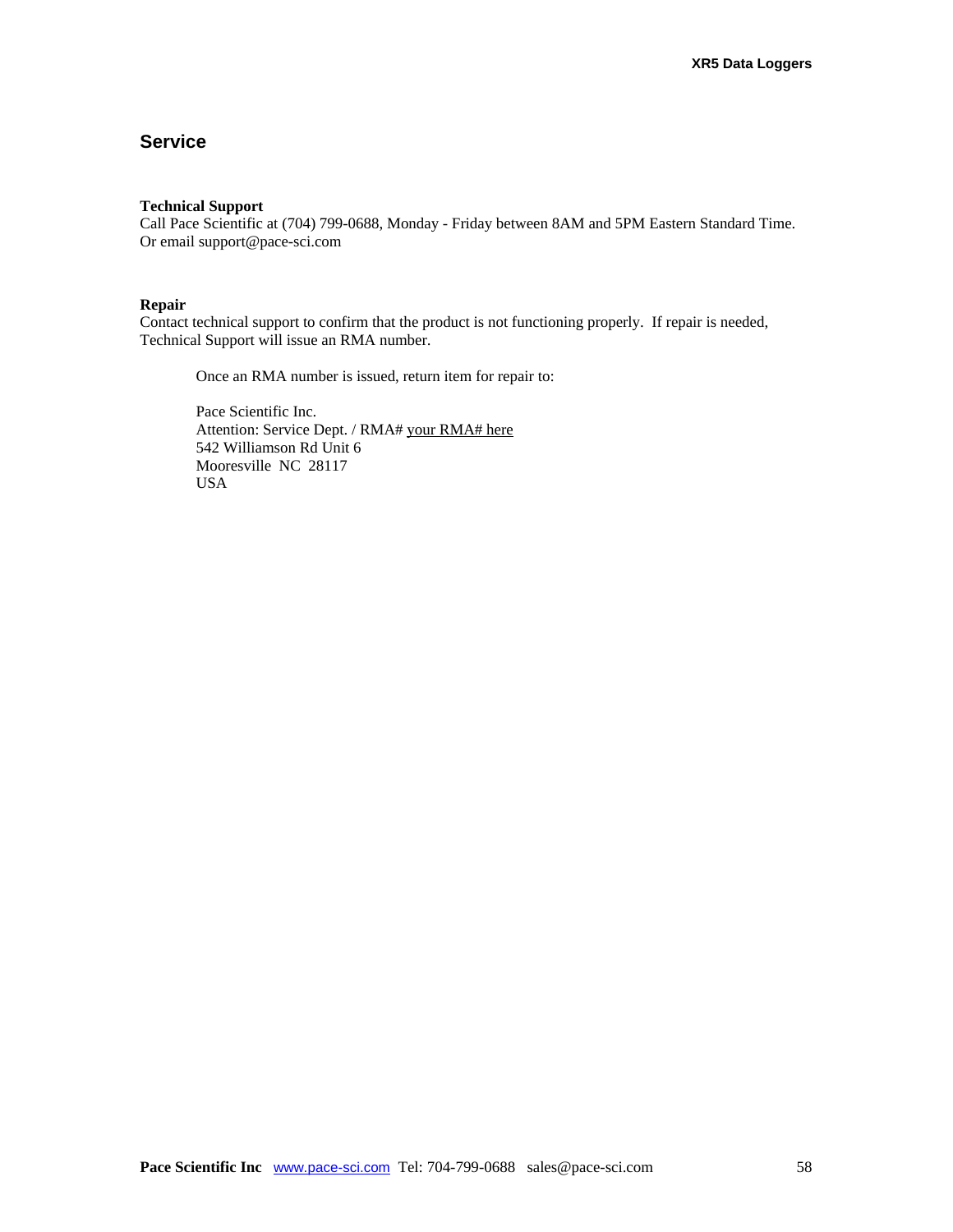## Service

**Technical Support**
Call Pace Scientific at (704) 799-0688, Monday - Friday between 8AM and 5PM Eastern Standard Time.
Or email support@pace-sci.com

**Repair**
Contact technical support to confirm that the product is not functioning properly. If repair is needed, Technical Support will issue an RMA number.

Once an RMA number is issued, return item for repair to:

Pace Scientific Inc.
Attention: Service Dept. / RMA# your RMA# here
542 Williamson Rd Unit 6
Mooresville NC 28117
USA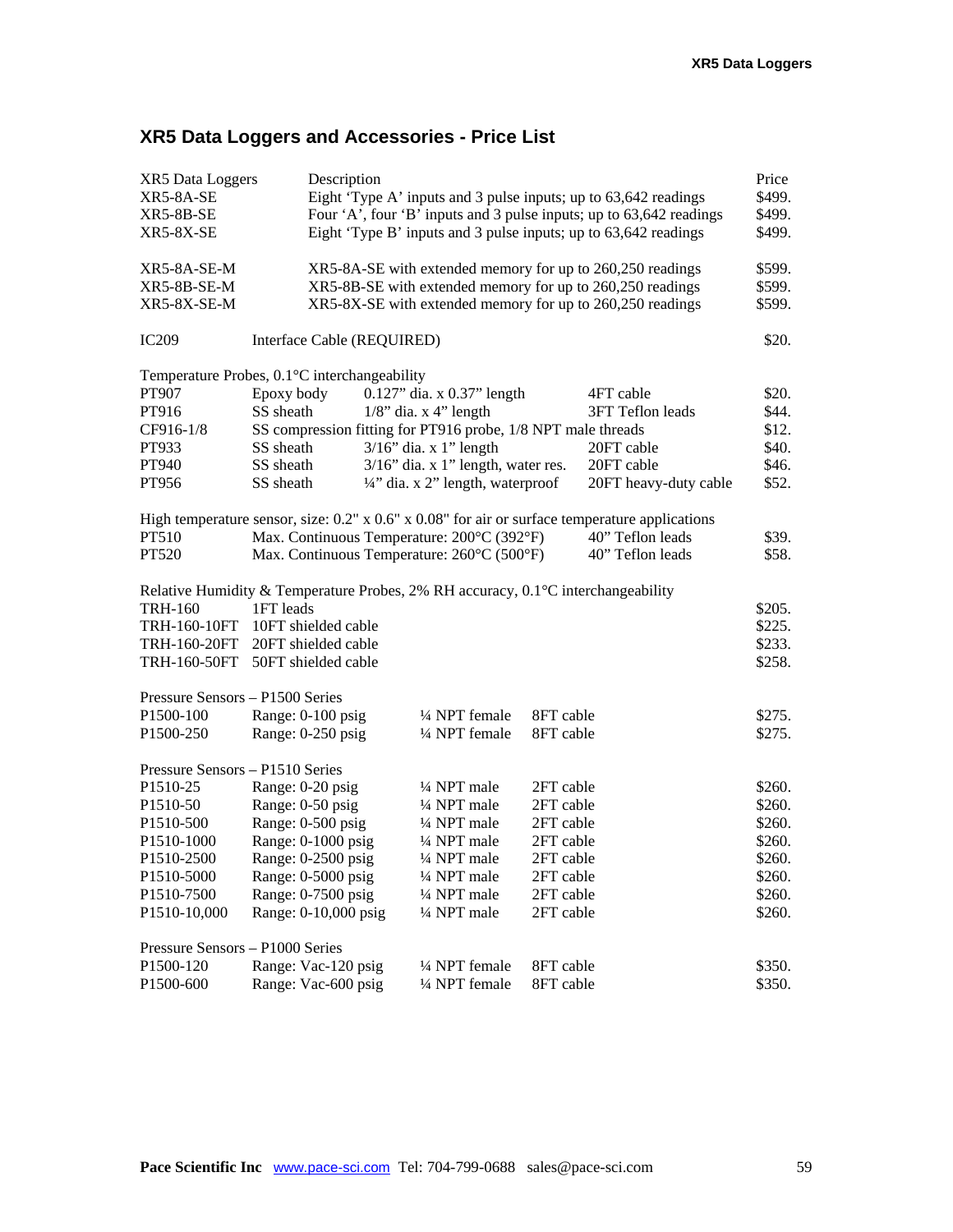## XR5 Data Loggers and Accessories - Price List

| XR5 Data Loggers | Description | Price |
|---|---|---|
| XR5-8A-SE | Eight 'Type A' inputs and 3 pulse inputs; up to 63,642 readings | $499. |
| XR5-8B-SE | Four 'A', four 'B' inputs and 3 pulse inputs; up to 63,642 readings | $499. |
| XR5-8X-SE | Eight 'Type B' inputs and 3 pulse inputs; up to 63,642 readings | $499. |
| XR5-8A-SE-M | XR5-8A-SE with extended memory for up to 260,250 readings | $599. |
| XR5-8B-SE-M | XR5-8B-SE with extended memory for up to 260,250 readings | $599. |
| XR5-8X-SE-M | XR5-8X-SE with extended memory for up to 260,250 readings | $599. |
| IC209 | Interface Cable (REQUIRED) | $20. |

Temperature Probes, 0.1°C interchangeability

| | | | | |
|---|---|---|---|---|
| PT907 | Epoxy body | 0.127" dia. x 0.37" length | 4FT cable | $20. |
| PT916 | SS sheath | 1/8" dia. x 4" length | 3FT Teflon leads | $44. |
| CF916-1/8 | SS compression fitting for PT916 probe, 1/8 NPT male threads | | | $12. |
| PT933 | SS sheath | 3/16" dia. x 1" length | 20FT cable | $40. |
| PT940 | SS sheath | 3/16" dia. x 1" length, water res. | 20FT cable | $46. |
| PT956 | SS sheath | ¼" dia. x 2" length, waterproof | 20FT heavy-duty cable | $52. |

High temperature sensor, size: 0.2" x 0.6" x 0.08" for air or surface temperature applications

| | | | |
|---|---|---|---|
| PT510 | Max. Continuous Temperature: 200°C (392°F) | 40" Teflon leads | $39. |
| PT520 | Max. Continuous Temperature: 260°C (500°F) | 40" Teflon leads | $58. |

Relative Humidity & Temperature Probes, 2% RH accuracy, 0.1°C interchangeability

| | | |
|---|---|---|
| TRH-160 | 1FT leads | $205. |
| TRH-160-10FT | 10FT shielded cable | $225. |
| TRH-160-20FT | 20FT shielded cable | $233. |
| TRH-160-50FT | 50FT shielded cable | $258. |

Pressure Sensors – P1500 Series

| | | | | |
|---|---|---|---|---|
| P1500-100 | Range: 0-100 psig | ¼ NPT female | 8FT cable | $275. |
| P1500-250 | Range: 0-250 psig | ¼ NPT female | 8FT cable | $275. |

Pressure Sensors – P1510 Series

| | | | | |
|---|---|---|---|---|
| P1510-25 | Range: 0-20 psig | ¼ NPT male | 2FT cable | $260. |
| P1510-50 | Range: 0-50 psig | ¼ NPT male | 2FT cable | $260. |
| P1510-500 | Range: 0-500 psig | ¼ NPT male | 2FT cable | $260. |
| P1510-1000 | Range: 0-1000 psig | ¼ NPT male | 2FT cable | $260. |
| P1510-2500 | Range: 0-2500 psig | ¼ NPT male | 2FT cable | $260. |
| P1510-5000 | Range: 0-5000 psig | ¼ NPT male | 2FT cable | $260. |
| P1510-7500 | Range: 0-7500 psig | ¼ NPT male | 2FT cable | $260. |
| P1510-10,000 | Range: 0-10,000 psig | ¼ NPT male | 2FT cable | $260. |

Pressure Sensors – P1000 Series

| | | | | |
|---|---|---|---|---|
| P1500-120 | Range: Vac-120 psig | ¼ NPT female | 8FT cable | $350. |
| P1500-600 | Range: Vac-600 psig | ¼ NPT female | 8FT cable | $350. |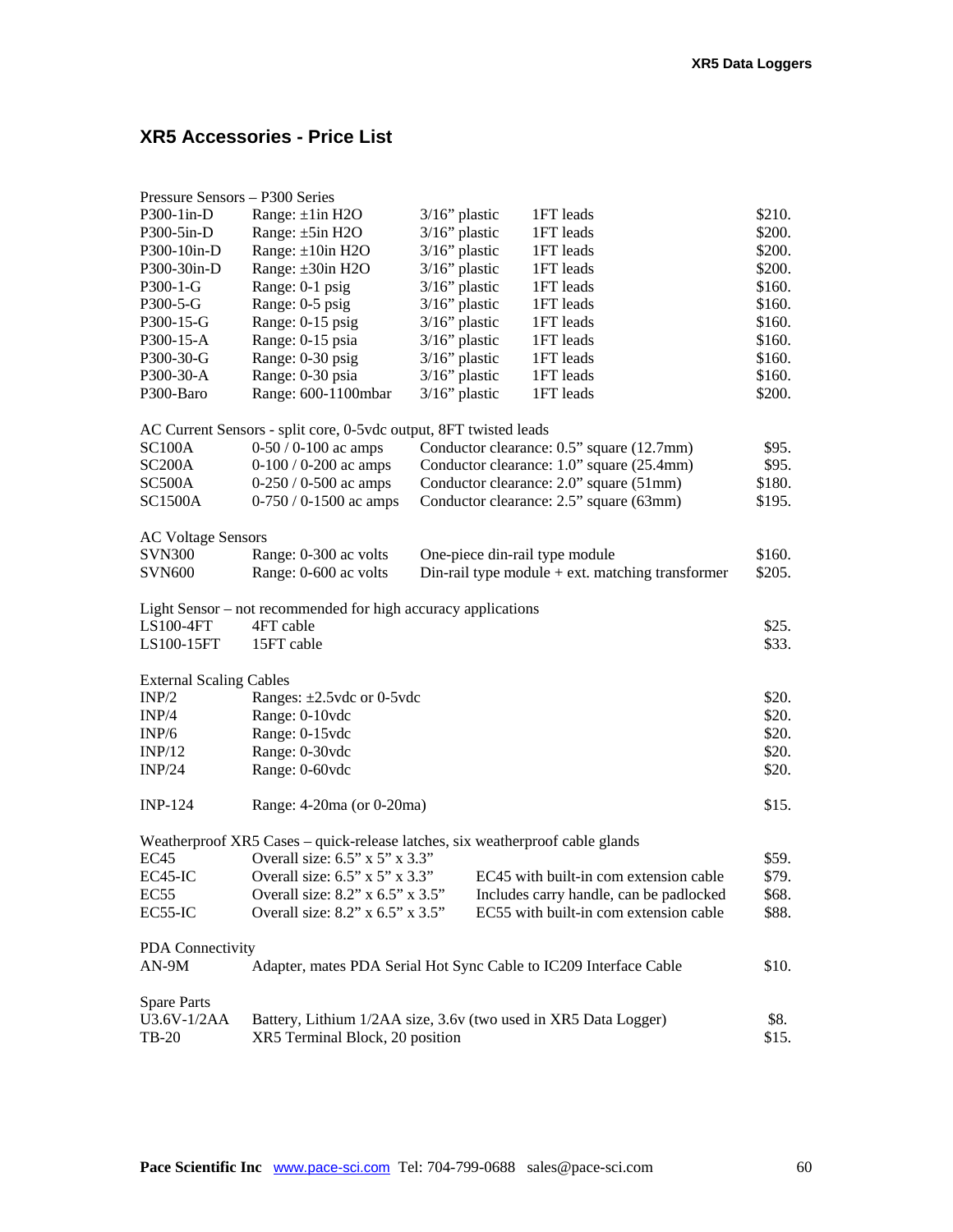## XR5 Accessories - Price List

Pressure Sensors – P300 Series

| | | | | |
|---|---|---|---|---|
| P300-1in-D | Range: ±1in H2O | 3/16" plastic | 1FT leads | $210. |
| P300-5in-D | Range: ±5in H2O | 3/16" plastic | 1FT leads | $200. |
| P300-10in-D | Range: ±10in H2O | 3/16" plastic | 1FT leads | $200. |
| P300-30in-D | Range: ±30in H2O | 3/16" plastic | 1FT leads | $200. |
| P300-1-G | Range: 0-1 psig | 3/16" plastic | 1FT leads | $160. |
| P300-5-G | Range: 0-5 psig | 3/16" plastic | 1FT leads | $160. |
| P300-15-G | Range: 0-15 psig | 3/16" plastic | 1FT leads | $160. |
| P300-15-A | Range: 0-15 psia | 3/16" plastic | 1FT leads | $160. |
| P300-30-G | Range: 0-30 psig | 3/16" plastic | 1FT leads | $160. |
| P300-30-A | Range: 0-30 psia | 3/16" plastic | 1FT leads | $160. |
| P300-Baro | Range: 600-1100mbar | 3/16" plastic | 1FT leads | $200. |

AC Current Sensors - split core, 0-5vdc output, 8FT twisted leads

| | | | |
|---|---|---|---|
| SC100A | 0-50 / 0-100 ac amps | Conductor clearance: 0.5" square (12.7mm) | $95. |
| SC200A | 0-100 / 0-200 ac amps | Conductor clearance: 1.0" square (25.4mm) | $95. |
| SC500A | 0-250 / 0-500 ac amps | Conductor clearance: 2.0" square (51mm) | $180. |
| SC1500A | 0-750 / 0-1500 ac amps | Conductor clearance: 2.5" square (63mm) | $195. |

AC Voltage Sensors

| | | | |
|---|---|---|---|
| SVN300 | Range: 0-300 ac volts | One-piece din-rail type module | $160. |
| SVN600 | Range: 0-600 ac volts | Din-rail type module + ext. matching transformer | $205. |

Light Sensor – not recommended for high accuracy applications

| | | |
|---|---|---|
| LS100-4FT | 4FT cable | $25. |
| LS100-15FT | 15FT cable | $33. |

External Scaling Cables

| | | |
|---|---|---|
| INP/2 | Ranges: ±2.5vdc or 0-5vdc | $20. |
| INP/4 | Range: 0-10vdc | $20. |
| INP/6 | Range: 0-15vdc | $20. |
| INP/12 | Range: 0-30vdc | $20. |
| INP/24 | Range: 0-60vdc | $20. |
| INP-124 | Range: 4-20ma (or 0-20ma) | $15. |

Weatherproof XR5 Cases – quick-release latches, six weatherproof cable glands

| | | | |
|---|---|---|---|
| EC45 | Overall size: 6.5" x 5" x 3.3" | | $59. |
| EC45-IC | Overall size: 6.5" x 5" x 3.3" | EC45 with built-in com extension cable | $79. |
| EC55 | Overall size: 8.2" x 6.5" x 3.5" | Includes carry handle, can be padlocked | $68. |
| EC55-IC | Overall size: 8.2" x 6.5" x 3.5" | EC55 with built-in com extension cable | $88. |

PDA Connectivity

| | | |
|---|---|---|
| AN-9M | Adapter, mates PDA Serial Hot Sync Cable to IC209 Interface Cable | $10. |

Spare Parts

| | | |
|---|---|---|
| U3.6V-1/2AA | Battery, Lithium 1/2AA size, 3.6v (two used in XR5 Data Logger) | $8. |
| TB-20 | XR5 Terminal Block, 20 position | $15. |

**Pace Scientific Inc** www.pace-sci.com Tel: 704-799-0688 sales@pace-sci.com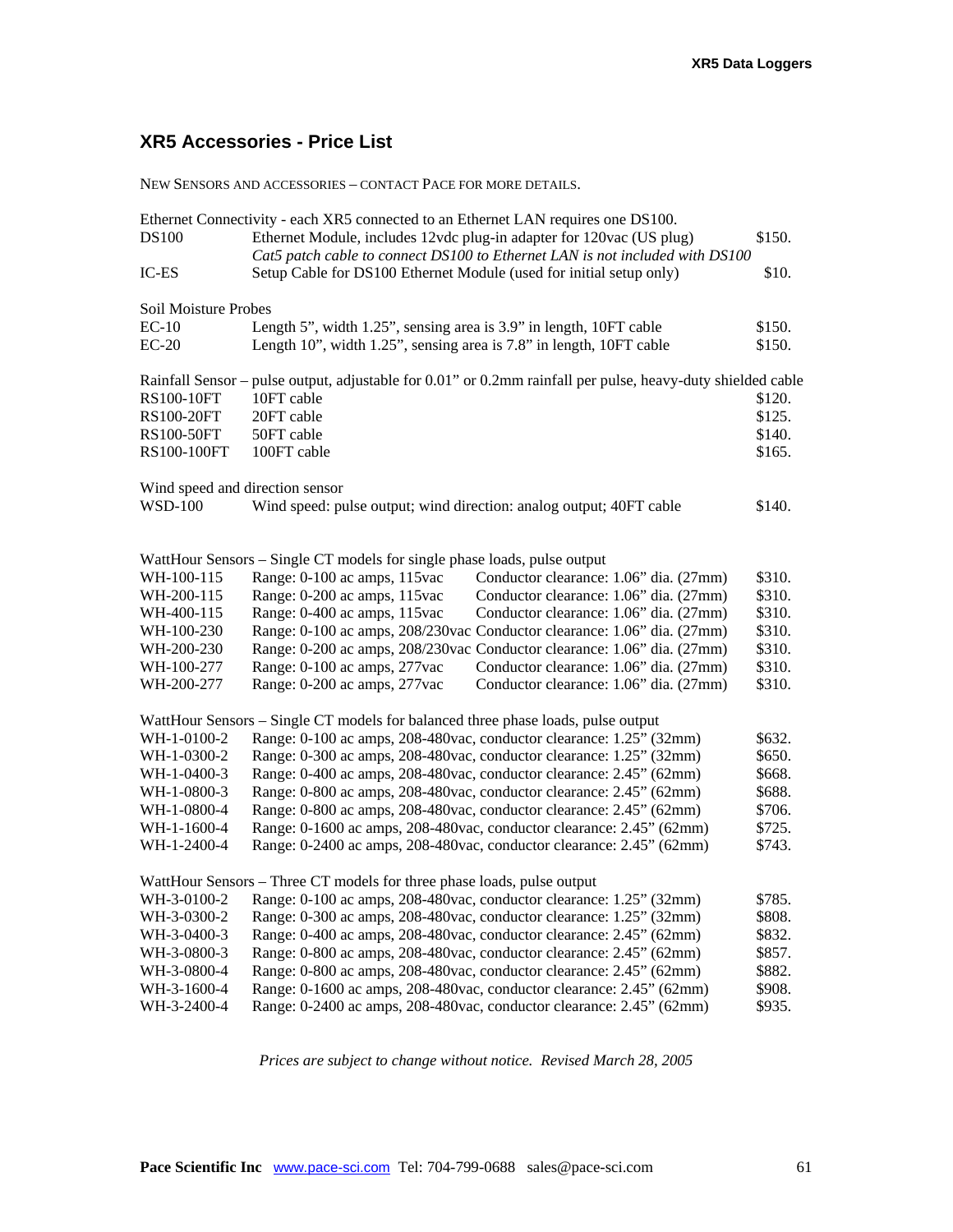## XR5 Accessories - Price List

NEW SENSORS AND ACCESSORIES – CONTACT PACE FOR MORE DETAILS.

Ethernet Connectivity - each XR5 connected to an Ethernet LAN requires one DS100.

| | | |
|---|---|---|
| DS100 | Ethernet Module, includes 12vdc plug-in adapter for 120vac (US plug)<br>*Cat5 patch cable to connect DS100 to Ethernet LAN is not included with DS100* | $150. |
| IC-ES | Setup Cable for DS100 Ethernet Module (used for initial setup only) | $10. |

Soil Moisture Probes

| | | |
|---|---|---|
| EC-10 | Length 5", width 1.25", sensing area is 3.9" in length, 10FT cable | $150. |
| EC-20 | Length 10", width 1.25", sensing area is 7.8" in length, 10FT cable | $150. |

Rainfall Sensor – pulse output, adjustable for 0.01" or 0.2mm rainfall per pulse, heavy-duty shielded cable

| | | |
|---|---|---|
| RS100-10FT | 10FT cable | $120. |
| RS100-20FT | 20FT cable | $125. |
| RS100-50FT | 50FT cable | $140. |
| RS100-100FT | 100FT cable | $165. |

Wind speed and direction sensor

| | | |
|---|---|---|
| WSD-100 | Wind speed: pulse output; wind direction: analog output; 40FT cable | $140. |

WattHour Sensors – Single CT models for single phase loads, pulse output

| | | | |
|---|---|---|---|
| WH-100-115 | Range: 0-100 ac amps, 115vac | Conductor clearance: 1.06" dia. (27mm) | $310. |
| WH-200-115 | Range: 0-200 ac amps, 115vac | Conductor clearance: 1.06" dia. (27mm) | $310. |
| WH-400-115 | Range: 0-400 ac amps, 115vac | Conductor clearance: 1.06" dia. (27mm) | $310. |
| WH-100-230 | Range: 0-100 ac amps, 208/230vac | Conductor clearance: 1.06" dia. (27mm) | $310. |
| WH-200-230 | Range: 0-200 ac amps, 208/230vac | Conductor clearance: 1.06" dia. (27mm) | $310. |
| WH-100-277 | Range: 0-100 ac amps, 277vac | Conductor clearance: 1.06" dia. (27mm) | $310. |
| WH-200-277 | Range: 0-200 ac amps, 277vac | Conductor clearance: 1.06" dia. (27mm) | $310. |

WattHour Sensors – Single CT models for balanced three phase loads, pulse output

| | | |
|---|---|---|
| WH-1-0100-2 | Range: 0-100 ac amps, 208-480vac, conductor clearance: 1.25" (32mm) | $632. |
| WH-1-0300-2 | Range: 0-300 ac amps, 208-480vac, conductor clearance: 1.25" (32mm) | $650. |
| WH-1-0400-3 | Range: 0-400 ac amps, 208-480vac, conductor clearance: 2.45" (62mm) | $668. |
| WH-1-0800-3 | Range: 0-800 ac amps, 208-480vac, conductor clearance: 2.45" (62mm) | $688. |
| WH-1-0800-4 | Range: 0-800 ac amps, 208-480vac, conductor clearance: 2.45" (62mm) | $706. |
| WH-1-1600-4 | Range: 0-1600 ac amps, 208-480vac, conductor clearance: 2.45" (62mm) | $725. |
| WH-1-2400-4 | Range: 0-2400 ac amps, 208-480vac, conductor clearance: 2.45" (62mm) | $743. |

WattHour Sensors – Three CT models for three phase loads, pulse output

| | | |
|---|---|---|
| WH-3-0100-2 | Range: 0-100 ac amps, 208-480vac, conductor clearance: 1.25" (32mm) | $785. |
| WH-3-0300-2 | Range: 0-300 ac amps, 208-480vac, conductor clearance: 1.25" (32mm) | $808. |
| WH-3-0400-3 | Range: 0-400 ac amps, 208-480vac, conductor clearance: 2.45" (62mm) | $832. |
| WH-3-0800-3 | Range: 0-800 ac amps, 208-480vac, conductor clearance: 2.45" (62mm) | $857. |
| WH-3-0800-4 | Range: 0-800 ac amps, 208-480vac, conductor clearance: 2.45" (62mm) | $882. |
| WH-3-1600-4 | Range: 0-1600 ac amps, 208-480vac, conductor clearance: 2.45" (62mm) | $908. |
| WH-3-2400-4 | Range: 0-2400 ac amps, 208-480vac, conductor clearance: 2.45" (62mm) | $935. |

*Prices are subject to change without notice. Revised March 28, 2005*